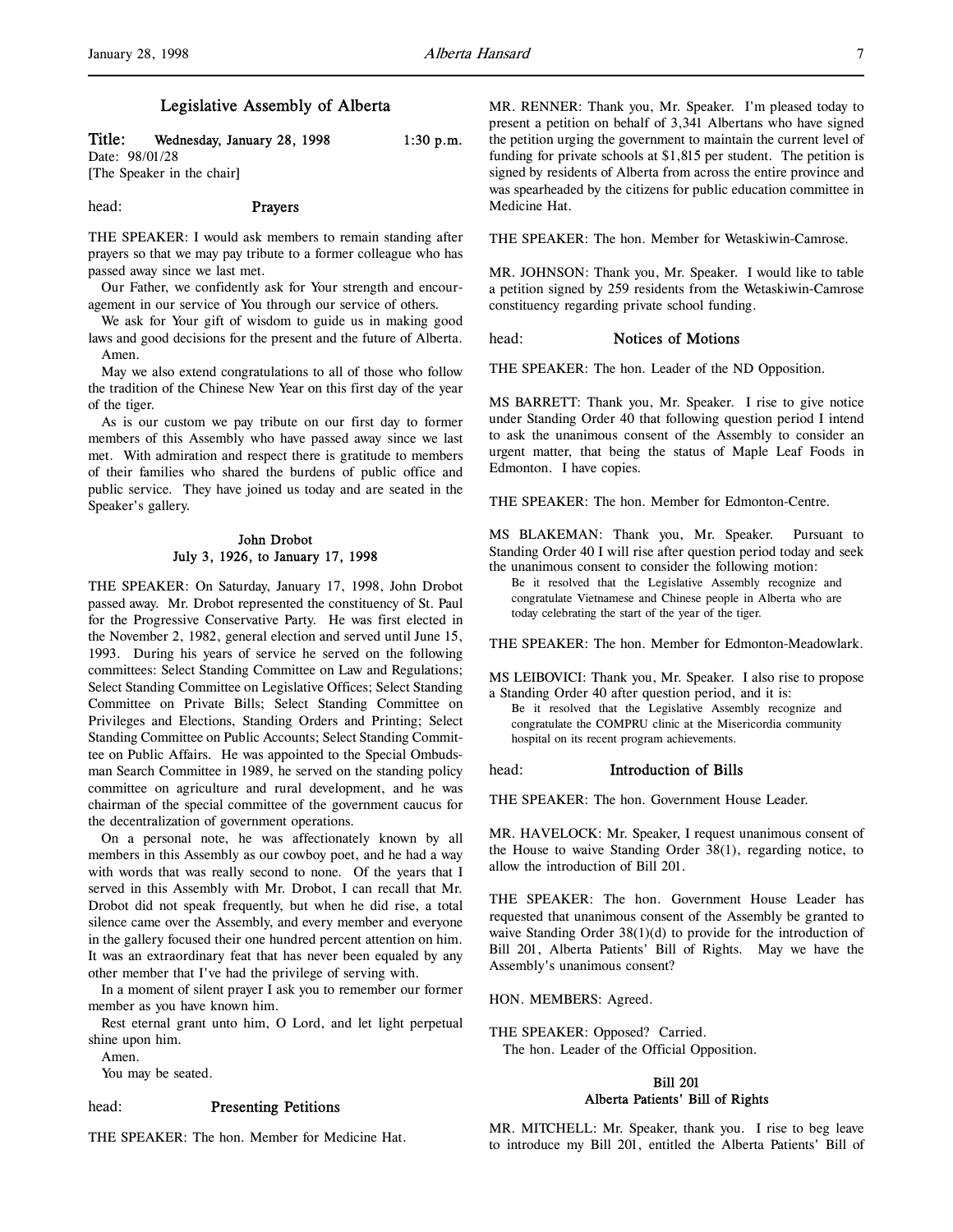# Legislative Assembly of Alberta

**Title: Wednesday, January 28, 1998 1:30 p.m.**
Date: 98/01/28
[The Speaker in the chair]

head: **Prayers**

THE SPEAKER: I would ask members to remain standing after prayers so that we may pay tribute to a former colleague who has passed away since we last met.

Our Father, we confidently ask for Your strength and encouragement in our service of You through our service of others.

We ask for Your gift of wisdom to guide us in making good laws and good decisions for the present and the future of Alberta.

Amen.

May we also extend congratulations to all of those who follow the tradition of the Chinese New Year on this first day of the year of the tiger.

As is our custom we pay tribute on our first day to former members of this Assembly who have passed away since we last met. With admiration and respect there is gratitude to members of their families who shared the burdens of public office and public service. They have joined us today and are seated in the Speaker's gallery.

## John Drobot
## July 3, 1926, to January 17, 1998

THE SPEAKER: On Saturday, January 17, 1998, John Drobot passed away. Mr. Drobot represented the constituency of St. Paul for the Progressive Conservative Party. He was first elected in the November 2, 1982, general election and served until June 15, 1993. During his years of service he served on the following committees: Select Standing Committee on Law and Regulations; Select Standing Committee on Legislative Offices; Select Standing Committee on Private Bills; Select Standing Committee on Privileges and Elections, Standing Orders and Printing; Select Standing Committee on Public Accounts; Select Standing Committee on Public Affairs. He was appointed to the Special Ombudsman Search Committee in 1989, he served on the standing policy committee on agriculture and rural development, and he was chairman of the special committee of the government caucus for the decentralization of government operations.

On a personal note, he was affectionately known by all members in this Assembly as our cowboy poet, and he had a way with words that was really second to none. Of the years that I served in this Assembly with Mr. Drobot, I can recall that Mr. Drobot did not speak frequently, but when he did rise, a total silence came over the Assembly, and every member and everyone in the gallery focused their one hundred percent attention on him. It was an extraordinary feat that has never been equaled by any other member that I've had the privilege of serving with.

In a moment of silent prayer I ask you to remember our former member as you have known him.

Rest eternal grant unto him, O Lord, and let light perpetual shine upon him.

Amen.

You may be seated.

head: **Presenting Petitions**

THE SPEAKER: The hon. Member for Medicine Hat.

MR. RENNER: Thank you, Mr. Speaker. I'm pleased today to present a petition on behalf of 3,341 Albertans who have signed the petition urging the government to maintain the current level of funding for private schools at $1,815 per student. The petition is signed by residents of Alberta from across the entire province and was spearheaded by the citizens for public education committee in Medicine Hat.

THE SPEAKER: The hon. Member for Wetaskiwin-Camrose.

MR. JOHNSON: Thank you, Mr. Speaker. I would like to table a petition signed by 259 residents from the Wetaskiwin-Camrose constituency regarding private school funding.

head: **Notices of Motions**

THE SPEAKER: The hon. Leader of the ND Opposition.

MS BARRETT: Thank you, Mr. Speaker. I rise to give notice under Standing Order 40 that following question period I intend to ask the unanimous consent of the Assembly to consider an urgent matter, that being the status of Maple Leaf Foods in Edmonton. I have copies.

THE SPEAKER: The hon. Member for Edmonton-Centre.

MS BLAKEMAN: Thank you, Mr. Speaker. Pursuant to Standing Order 40 I will rise after question period today and seek the unanimous consent to consider the following motion:

> Be it resolved that the Legislative Assembly recognize and congratulate Vietnamese and Chinese people in Alberta who are today celebrating the start of the year of the tiger.

THE SPEAKER: The hon. Member for Edmonton-Meadowlark.

MS LEIBOVICI: Thank you, Mr. Speaker. I also rise to propose a Standing Order 40 after question period, and it is:

> Be it resolved that the Legislative Assembly recognize and congratulate the COMPRU clinic at the Misericordia community hospital on its recent program achievements.

head: **Introduction of Bills**

THE SPEAKER: The hon. Government House Leader.

MR. HAVELOCK: Mr. Speaker, I request unanimous consent of the House to waive Standing Order 38(1), regarding notice, to allow the introduction of Bill 201.

THE SPEAKER: The hon. Government House Leader has requested that unanimous consent of the Assembly be granted to waive Standing Order 38(1)(d) to provide for the introduction of Bill 201, Alberta Patients' Bill of Rights. May we have the Assembly's unanimous consent?

HON. MEMBERS: Agreed.

THE SPEAKER: Opposed? Carried.

The hon. Leader of the Official Opposition.

## Bill 201
## Alberta Patients' Bill of Rights

MR. MITCHELL: Mr. Speaker, thank you. I rise to beg leave to introduce my Bill 201, entitled the Alberta Patients' Bill of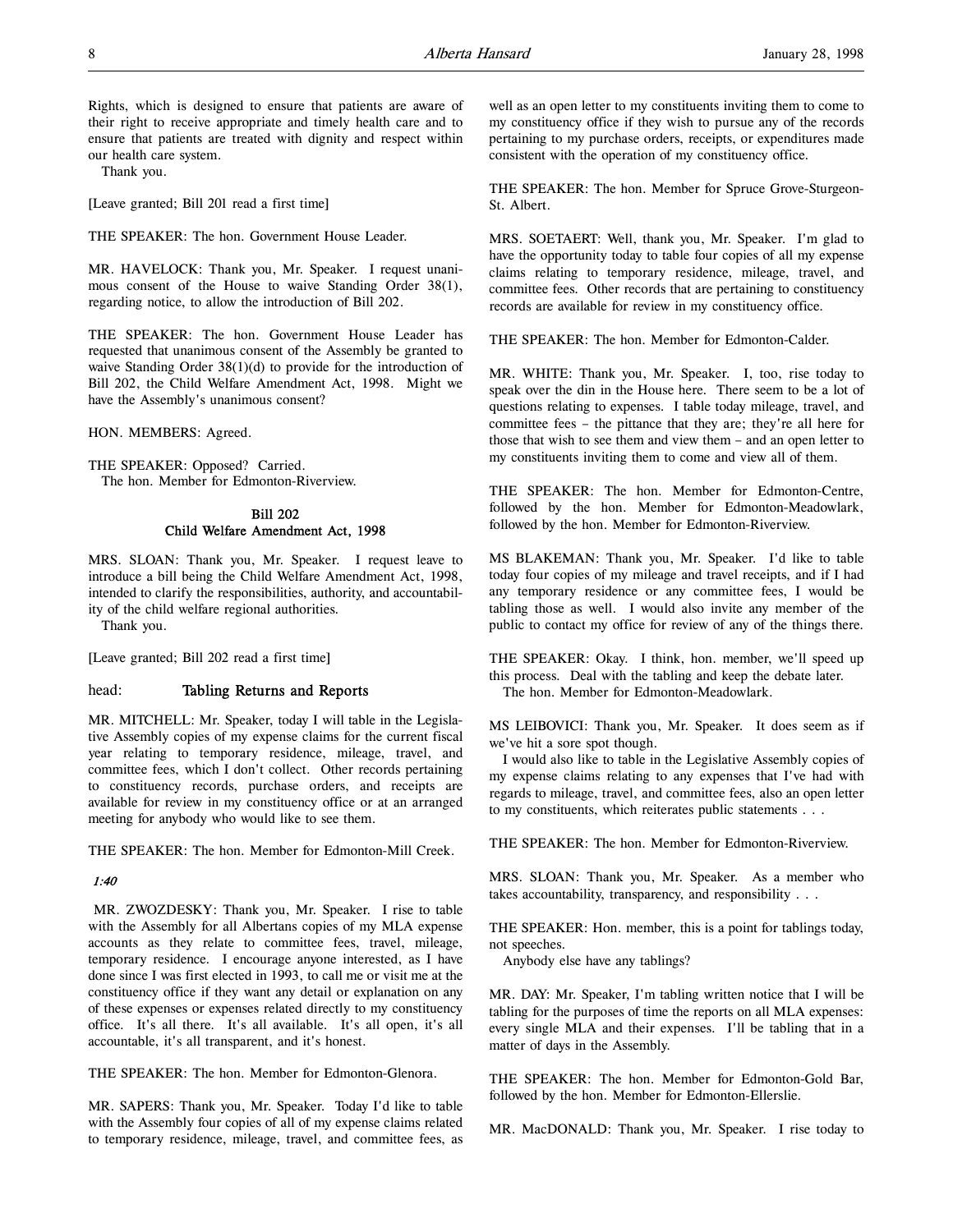Rights, which is designed to ensure that patients are aware of their right to receive appropriate and timely health care and to ensure that patients are treated with dignity and respect within our health care system.

Thank you.

[Leave granted; Bill 201 read a first time]

THE SPEAKER: The hon. Government House Leader.

MR. HAVELOCK: Thank you, Mr. Speaker. I request unanimous consent of the House to waive Standing Order 38(1), regarding notice, to allow the introduction of Bill 202.

THE SPEAKER: The hon. Government House Leader has requested that unanimous consent of the Assembly be granted to waive Standing Order 38(1)(d) to provide for the introduction of Bill 202, the Child Welfare Amendment Act, 1998. Might we have the Assembly's unanimous consent?

HON. MEMBERS: Agreed.

THE SPEAKER: Opposed? Carried.

The hon. Member for Edmonton-Riverview.

### Bill 202
### Child Welfare Amendment Act, 1998

MRS. SLOAN: Thank you, Mr. Speaker. I request leave to introduce a bill being the Child Welfare Amendment Act, 1998, intended to clarify the responsibilities, authority, and accountability of the child welfare regional authorities.

Thank you.

[Leave granted; Bill 202 read a first time]

## head: Tabling Returns and Reports

MR. MITCHELL: Mr. Speaker, today I will table in the Legislative Assembly copies of my expense claims for the current fiscal year relating to temporary residence, mileage, travel, and committee fees, which I don't collect. Other records pertaining to constituency records, purchase orders, and receipts are available for review in my constituency office or at an arranged meeting for anybody who would like to see them.

THE SPEAKER: The hon. Member for Edmonton-Mill Creek.

*1:40*

MR. ZWOZDESKY: Thank you, Mr. Speaker. I rise to table with the Assembly for all Albertans copies of my MLA expense accounts as they relate to committee fees, travel, mileage, temporary residence. I encourage anyone interested, as I have done since I was first elected in 1993, to call me or visit me at the constituency office if they want any detail or explanation on any of these expenses or expenses related directly to my constituency office. It's all there. It's all available. It's all open, it's all accountable, it's all transparent, and it's honest.

THE SPEAKER: The hon. Member for Edmonton-Glenora.

MR. SAPERS: Thank you, Mr. Speaker. Today I'd like to table with the Assembly four copies of all of my expense claims related to temporary residence, mileage, travel, and committee fees, as well as an open letter to my constituents inviting them to come to my constituency office if they wish to pursue any of the records pertaining to my purchase orders, receipts, or expenditures made consistent with the operation of my constituency office.

THE SPEAKER: The hon. Member for Spruce Grove-Sturgeon-St. Albert.

MRS. SOETAERT: Well, thank you, Mr. Speaker. I'm glad to have the opportunity today to table four copies of all my expense claims relating to temporary residence, mileage, travel, and committee fees. Other records that are pertaining to constituency records are available for review in my constituency office.

THE SPEAKER: The hon. Member for Edmonton-Calder.

MR. WHITE: Thank you, Mr. Speaker. I, too, rise today to speak over the din in the House here. There seem to be a lot of questions relating to expenses. I table today mileage, travel, and committee fees – the pittance that they are; they're all here for those that wish to see them and view them – and an open letter to my constituents inviting them to come and view all of them.

THE SPEAKER: The hon. Member for Edmonton-Centre, followed by the hon. Member for Edmonton-Meadowlark, followed by the hon. Member for Edmonton-Riverview.

MS BLAKEMAN: Thank you, Mr. Speaker. I'd like to table today four copies of my mileage and travel receipts, and if I had any temporary residence or any committee fees, I would be tabling those as well. I would also invite any member of the public to contact my office for review of any of the things there.

THE SPEAKER: Okay. I think, hon. member, we'll speed up this process. Deal with the tabling and keep the debate later.

The hon. Member for Edmonton-Meadowlark.

MS LEIBOVICI: Thank you, Mr. Speaker. It does seem as if we've hit a sore spot though.

I would also like to table in the Legislative Assembly copies of my expense claims relating to any expenses that I've had with regards to mileage, travel, and committee fees, also an open letter to my constituents, which reiterates public statements . . .

THE SPEAKER: The hon. Member for Edmonton-Riverview.

MRS. SLOAN: Thank you, Mr. Speaker. As a member who takes accountability, transparency, and responsibility . . .

THE SPEAKER: Hon. member, this is a point for tablings today, not speeches.

Anybody else have any tablings?

MR. DAY: Mr. Speaker, I'm tabling written notice that I will be tabling for the purposes of time the reports on all MLA expenses: every single MLA and their expenses. I'll be tabling that in a matter of days in the Assembly.

THE SPEAKER: The hon. Member for Edmonton-Gold Bar, followed by the hon. Member for Edmonton-Ellerslie.

MR. MacDONALD: Thank you, Mr. Speaker. I rise today to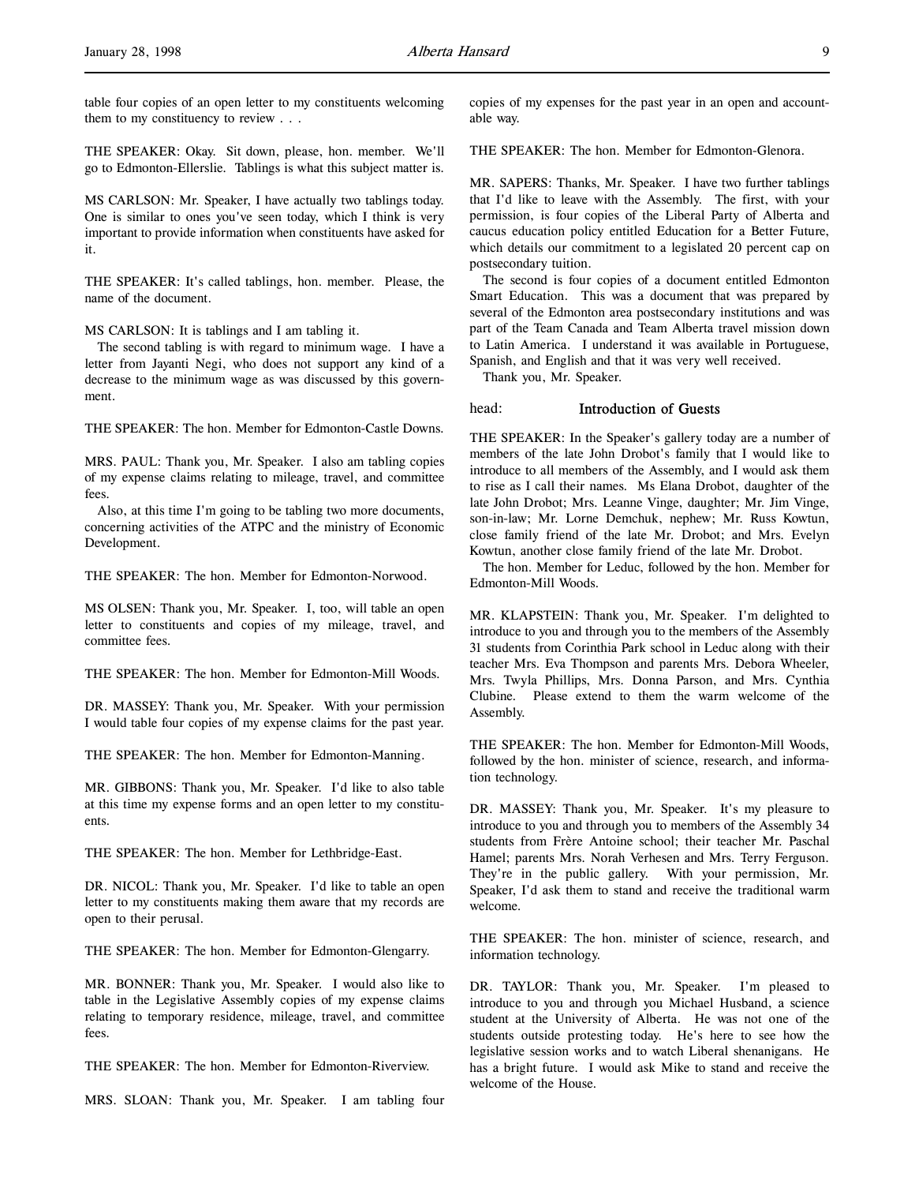table four copies of an open letter to my constituents welcoming them to my constituency to review . . .

THE SPEAKER: Okay. Sit down, please, hon. member. We'll go to Edmonton-Ellerslie. Tablings is what this subject matter is.

MS CARLSON: Mr. Speaker, I have actually two tablings today. One is similar to ones you've seen today, which I think is very important to provide information when constituents have asked for it.

THE SPEAKER: It's called tablings, hon. member. Please, the name of the document.

MS CARLSON: It is tablings and I am tabling it.

The second tabling is with regard to minimum wage. I have a letter from Jayanti Negi, who does not support any kind of a decrease to the minimum wage as was discussed by this government.

THE SPEAKER: The hon. Member for Edmonton-Castle Downs.

MRS. PAUL: Thank you, Mr. Speaker. I also am tabling copies of my expense claims relating to mileage, travel, and committee fees.

Also, at this time I'm going to be tabling two more documents, concerning activities of the ATPC and the ministry of Economic Development.

THE SPEAKER: The hon. Member for Edmonton-Norwood.

MS OLSEN: Thank you, Mr. Speaker. I, too, will table an open letter to constituents and copies of my mileage, travel, and committee fees.

THE SPEAKER: The hon. Member for Edmonton-Mill Woods.

DR. MASSEY: Thank you, Mr. Speaker. With your permission I would table four copies of my expense claims for the past year.

THE SPEAKER: The hon. Member for Edmonton-Manning.

MR. GIBBONS: Thank you, Mr. Speaker. I'd like to also table at this time my expense forms and an open letter to my constituents.

THE SPEAKER: The hon. Member for Lethbridge-East.

DR. NICOL: Thank you, Mr. Speaker. I'd like to table an open letter to my constituents making them aware that my records are open to their perusal.

THE SPEAKER: The hon. Member for Edmonton-Glengarry.

MR. BONNER: Thank you, Mr. Speaker. I would also like to table in the Legislative Assembly copies of my expense claims relating to temporary residence, mileage, travel, and committee fees.

THE SPEAKER: The hon. Member for Edmonton-Riverview.

MRS. SLOAN: Thank you, Mr. Speaker. I am tabling four copies of my expenses for the past year in an open and accountable way.

THE SPEAKER: The hon. Member for Edmonton-Glenora.

MR. SAPERS: Thanks, Mr. Speaker. I have two further tablings that I'd like to leave with the Assembly. The first, with your permission, is four copies of the Liberal Party of Alberta and caucus education policy entitled Education for a Better Future, which details our commitment to a legislated 20 percent cap on postsecondary tuition.

The second is four copies of a document entitled Edmonton Smart Education. This was a document that was prepared by several of the Edmonton area postsecondary institutions and was part of the Team Canada and Team Alberta travel mission down to Latin America. I understand it was available in Portuguese, Spanish, and English and that it was very well received.

Thank you, Mr. Speaker.

head: **Introduction of Guests**

THE SPEAKER: In the Speaker's gallery today are a number of members of the late John Drobot's family that I would like to introduce to all members of the Assembly, and I would ask them to rise as I call their names. Ms Elana Drobot, daughter of the late John Drobot; Mrs. Leanne Vinge, daughter; Mr. Jim Vinge, son-in-law; Mr. Lorne Demchuk, nephew; Mr. Russ Kowtun, close family friend of the late Mr. Drobot; and Mrs. Evelyn Kowtun, another close family friend of the late Mr. Drobot.

The hon. Member for Leduc, followed by the hon. Member for Edmonton-Mill Woods.

MR. KLAPSTEIN: Thank you, Mr. Speaker. I'm delighted to introduce to you and through you to the members of the Assembly 31 students from Corinthia Park school in Leduc along with their teacher Mrs. Eva Thompson and parents Mrs. Debora Wheeler, Mrs. Twyla Phillips, Mrs. Donna Parson, and Mrs. Cynthia Clubine. Please extend to them the warm welcome of the Assembly.

THE SPEAKER: The hon. Member for Edmonton-Mill Woods, followed by the hon. minister of science, research, and information technology.

DR. MASSEY: Thank you, Mr. Speaker. It's my pleasure to introduce to you and through you to members of the Assembly 34 students from Frère Antoine school; their teacher Mr. Paschal Hamel; parents Mrs. Norah Verhesen and Mrs. Terry Ferguson. They're in the public gallery. With your permission, Mr. Speaker, I'd ask them to stand and receive the traditional warm welcome.

THE SPEAKER: The hon. minister of science, research, and information technology.

DR. TAYLOR: Thank you, Mr. Speaker. I'm pleased to introduce to you and through you Michael Husband, a science student at the University of Alberta. He was not one of the students outside protesting today. He's here to see how the legislative session works and to watch Liberal shenanigans. He has a bright future. I would ask Mike to stand and receive the welcome of the House.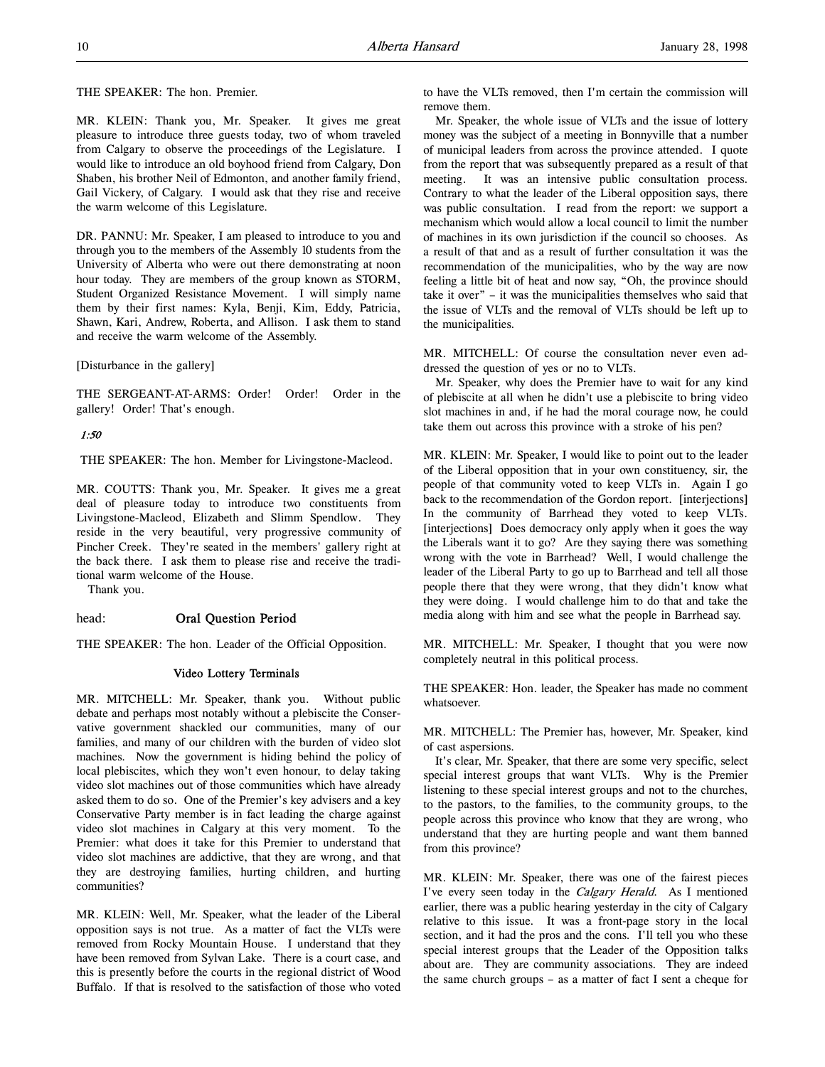THE SPEAKER: The hon. Premier.

MR. KLEIN: Thank you, Mr. Speaker. It gives me great pleasure to introduce three guests today, two of whom traveled from Calgary to observe the proceedings of the Legislature. I would like to introduce an old boyhood friend from Calgary, Don Shaben, his brother Neil of Edmonton, and another family friend, Gail Vickery, of Calgary. I would ask that they rise and receive the warm welcome of this Legislature.

DR. PANNU: Mr. Speaker, I am pleased to introduce to you and through you to the members of the Assembly 10 students from the University of Alberta who were out there demonstrating at noon hour today. They are members of the group known as STORM, Student Organized Resistance Movement. I will simply name them by their first names: Kyla, Benji, Kim, Eddy, Patricia, Shawn, Kari, Andrew, Roberta, and Allison. I ask them to stand and receive the warm welcome of the Assembly.

[Disturbance in the gallery]

THE SERGEANT-AT-ARMS: Order! Order! Order in the gallery! Order! That's enough.

*1:50*

THE SPEAKER: The hon. Member for Livingstone-Macleod.

MR. COUTTS: Thank you, Mr. Speaker. It gives me a great deal of pleasure today to introduce two constituents from Livingstone-Macleod, Elizabeth and Slimm Spendlow. They reside in the very beautiful, very progressive community of Pincher Creek. They're seated in the members' gallery right at the back there. I ask them to please rise and receive the traditional warm welcome of the House.

Thank you.

head: **Oral Question Period**

THE SPEAKER: The hon. Leader of the Official Opposition.

### Video Lottery Terminals

MR. MITCHELL: Mr. Speaker, thank you. Without public debate and perhaps most notably without a plebiscite the Conservative government shackled our communities, many of our families, and many of our children with the burden of video slot machines. Now the government is hiding behind the policy of local plebiscites, which they won't even honour, to delay taking video slot machines out of those communities which have already asked them to do so. One of the Premier's key advisers and a key Conservative Party member is in fact leading the charge against video slot machines in Calgary at this very moment. To the Premier: what does it take for this Premier to understand that video slot machines are addictive, that they are wrong, and that they are destroying families, hurting children, and hurting communities?

MR. KLEIN: Well, Mr. Speaker, what the leader of the Liberal opposition says is not true. As a matter of fact the VLTs were removed from Rocky Mountain House. I understand that they have been removed from Sylvan Lake. There is a court case, and this is presently before the courts in the regional district of Wood Buffalo. If that is resolved to the satisfaction of those who voted to have the VLTs removed, then I'm certain the commission will remove them.

Mr. Speaker, the whole issue of VLTs and the issue of lottery money was the subject of a meeting in Bonnyville that a number of municipal leaders from across the province attended. I quote from the report that was subsequently prepared as a result of that meeting. It was an intensive public consultation process. Contrary to what the leader of the Liberal opposition says, there was public consultation. I read from the report: we support a mechanism which would allow a local council to limit the number of machines in its own jurisdiction if the council so chooses. As a result of that and as a result of further consultation it was the recommendation of the municipalities, who by the way are now feeling a little bit of heat and now say, "Oh, the province should take it over" – it was the municipalities themselves who said that the issue of VLTs and the removal of VLTs should be left up to the municipalities.

MR. MITCHELL: Of course the consultation never even addressed the question of yes or no to VLTs.

Mr. Speaker, why does the Premier have to wait for any kind of plebiscite at all when he didn't use a plebiscite to bring video slot machines in and, if he had the moral courage now, he could take them out across this province with a stroke of his pen?

MR. KLEIN: Mr. Speaker, I would like to point out to the leader of the Liberal opposition that in your own constituency, sir, the people of that community voted to keep VLTs in. Again I go back to the recommendation of the Gordon report. [interjections] In the community of Barrhead they voted to keep VLTs. [interjections] Does democracy only apply when it goes the way the Liberals want it to go? Are they saying there was something wrong with the vote in Barrhead? Well, I would challenge the leader of the Liberal Party to go up to Barrhead and tell all those people there that they were wrong, that they didn't know what they were doing. I would challenge him to do that and take the media along with him and see what the people in Barrhead say.

MR. MITCHELL: Mr. Speaker, I thought that you were now completely neutral in this political process.

THE SPEAKER: Hon. leader, the Speaker has made no comment whatsoever.

MR. MITCHELL: The Premier has, however, Mr. Speaker, kind of cast aspersions.

It's clear, Mr. Speaker, that there are some very specific, select special interest groups that want VLTs. Why is the Premier listening to these special interest groups and not to the churches, to the pastors, to the families, to the community groups, to the people across this province who know that they are wrong, who understand that they are hurting people and want them banned from this province?

MR. KLEIN: Mr. Speaker, there was one of the fairest pieces I've every seen today in the *Calgary Herald*. As I mentioned earlier, there was a public hearing yesterday in the city of Calgary relative to this issue. It was a front-page story in the local section, and it had the pros and the cons. I'll tell you who these special interest groups that the Leader of the Opposition talks about are. They are community associations. They are indeed the same church groups – as a matter of fact I sent a cheque for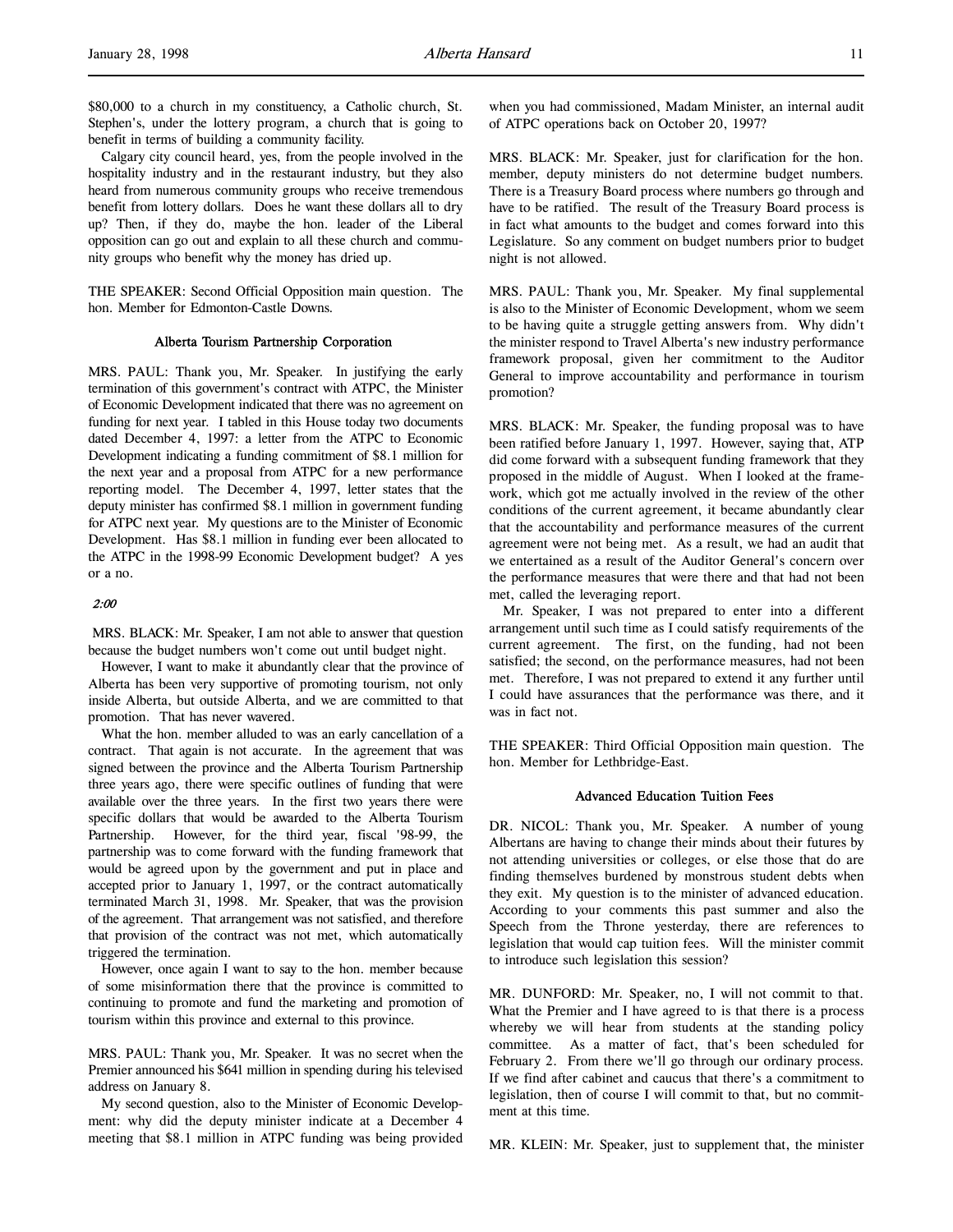$80,000 to a church in my constituency, a Catholic church, St. Stephen's, under the lottery program, a church that is going to benefit in terms of building a community facility.

Calgary city council heard, yes, from the people involved in the hospitality industry and in the restaurant industry, but they also heard from numerous community groups who receive tremendous benefit from lottery dollars. Does he want these dollars all to dry up? Then, if they do, maybe the hon. leader of the Liberal opposition can go out and explain to all these church and community groups who benefit why the money has dried up.

THE SPEAKER: Second Official Opposition main question. The hon. Member for Edmonton-Castle Downs.

### Alberta Tourism Partnership Corporation

MRS. PAUL: Thank you, Mr. Speaker. In justifying the early termination of this government's contract with ATPC, the Minister of Economic Development indicated that there was no agreement on funding for next year. I tabled in this House today two documents dated December 4, 1997: a letter from the ATPC to Economic Development indicating a funding commitment of $8.1 million for the next year and a proposal from ATPC for a new performance reporting model. The December 4, 1997, letter states that the deputy minister has confirmed $8.1 million in government funding for ATPC next year. My questions are to the Minister of Economic Development. Has $8.1 million in funding ever been allocated to the ATPC in the 1998-99 Economic Development budget? A yes or a no.

*2:00*

MRS. BLACK: Mr. Speaker, I am not able to answer that question because the budget numbers won't come out until budget night.

However, I want to make it abundantly clear that the province of Alberta has been very supportive of promoting tourism, not only inside Alberta, but outside Alberta, and we are committed to that promotion. That has never wavered.

What the hon. member alluded to was an early cancellation of a contract. That again is not accurate. In the agreement that was signed between the province and the Alberta Tourism Partnership three years ago, there were specific outlines of funding that were available over the three years. In the first two years there were specific dollars that would be awarded to the Alberta Tourism Partnership. However, for the third year, fiscal '98-99, the partnership was to come forward with the funding framework that would be agreed upon by the government and put in place and accepted prior to January 1, 1997, or the contract automatically terminated March 31, 1998. Mr. Speaker, that was the provision of the agreement. That arrangement was not satisfied, and therefore that provision of the contract was not met, which automatically triggered the termination.

However, once again I want to say to the hon. member because of some misinformation there that the province is committed to continuing to promote and fund the marketing and promotion of tourism within this province and external to this province.

MRS. PAUL: Thank you, Mr. Speaker. It was no secret when the Premier announced his $641 million in spending during his televised address on January 8.

My second question, also to the Minister of Economic Development: why did the deputy minister indicate at a December 4 meeting that $8.1 million in ATPC funding was being provided when you had commissioned, Madam Minister, an internal audit of ATPC operations back on October 20, 1997?

MRS. BLACK: Mr. Speaker, just for clarification for the hon. member, deputy ministers do not determine budget numbers. There is a Treasury Board process where numbers go through and have to be ratified. The result of the Treasury Board process is in fact what amounts to the budget and comes forward into this Legislature. So any comment on budget numbers prior to budget night is not allowed.

MRS. PAUL: Thank you, Mr. Speaker. My final supplemental is also to the Minister of Economic Development, whom we seem to be having quite a struggle getting answers from. Why didn't the minister respond to Travel Alberta's new industry performance framework proposal, given her commitment to the Auditor General to improve accountability and performance in tourism promotion?

MRS. BLACK: Mr. Speaker, the funding proposal was to have been ratified before January 1, 1997. However, saying that, ATP did come forward with a subsequent funding framework that they proposed in the middle of August. When I looked at the framework, which got me actually involved in the review of the other conditions of the current agreement, it became abundantly clear that the accountability and performance measures of the current agreement were not being met. As a result, we had an audit that we entertained as a result of the Auditor General's concern over the performance measures that were there and that had not been met, called the leveraging report.

Mr. Speaker, I was not prepared to enter into a different arrangement until such time as I could satisfy requirements of the current agreement. The first, on the funding, had not been satisfied; the second, on the performance measures, had not been met. Therefore, I was not prepared to extend it any further until I could have assurances that the performance was there, and it was in fact not.

THE SPEAKER: Third Official Opposition main question. The hon. Member for Lethbridge-East.

### Advanced Education Tuition Fees

DR. NICOL: Thank you, Mr. Speaker. A number of young Albertans are having to change their minds about their futures by not attending universities or colleges, or else those that do are finding themselves burdened by monstrous student debts when they exit. My question is to the minister of advanced education. According to your comments this past summer and also the Speech from the Throne yesterday, there are references to legislation that would cap tuition fees. Will the minister commit to introduce such legislation this session?

MR. DUNFORD: Mr. Speaker, no, I will not commit to that. What the Premier and I have agreed to is that there is a process whereby we will hear from students at the standing policy committee. As a matter of fact, that's been scheduled for February 2. From there we'll go through our ordinary process. If we find after cabinet and caucus that there's a commitment to legislation, then of course I will commit to that, but no commitment at this time.

MR. KLEIN: Mr. Speaker, just to supplement that, the minister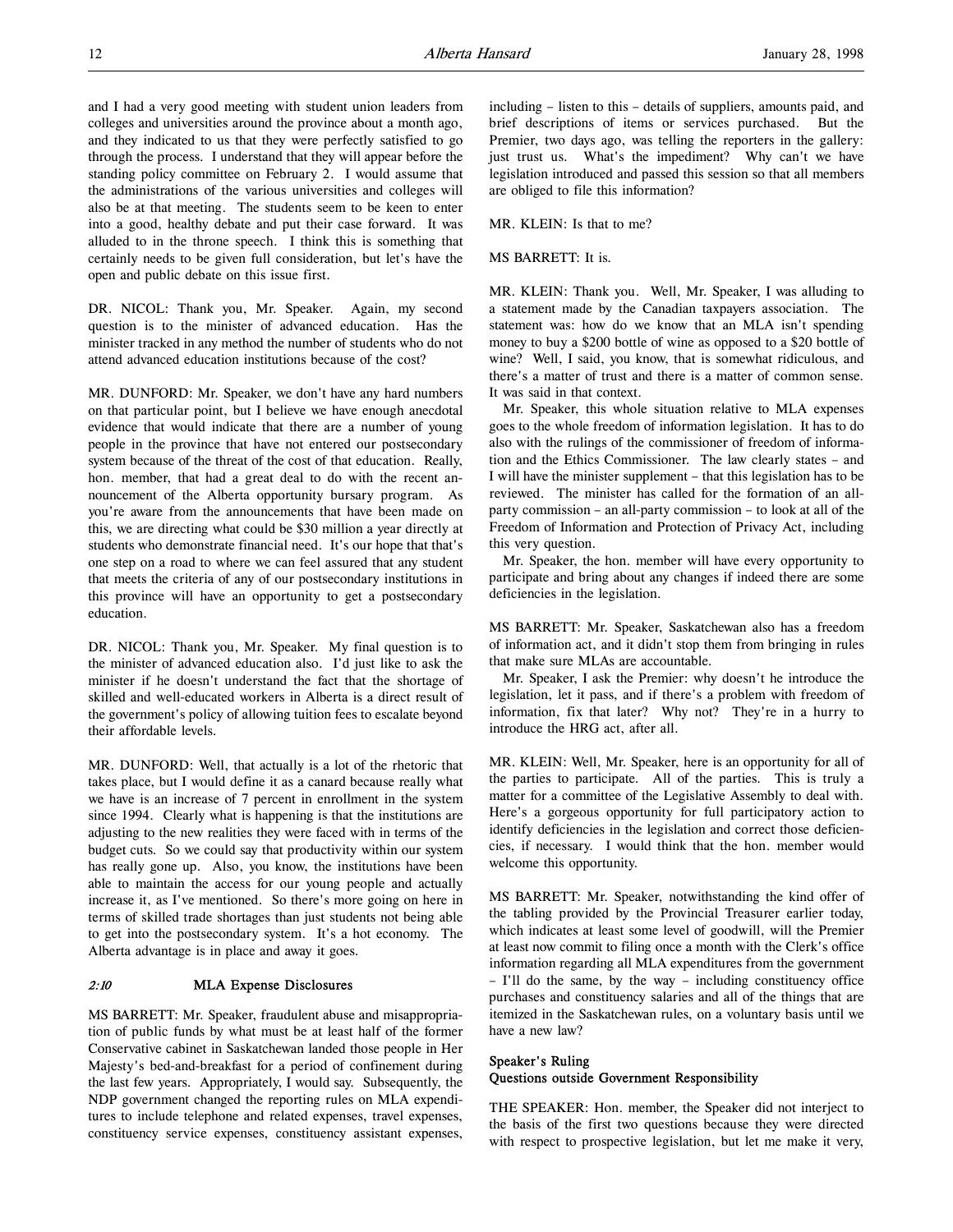and I had a very good meeting with student union leaders from colleges and universities around the province about a month ago, and they indicated to us that they were perfectly satisfied to go through the process. I understand that they will appear before the standing policy committee on February 2. I would assume that the administrations of the various universities and colleges will also be at that meeting. The students seem to be keen to enter into a good, healthy debate and put their case forward. It was alluded to in the throne speech. I think this is something that certainly needs to be given full consideration, but let's have the open and public debate on this issue first.

DR. NICOL: Thank you, Mr. Speaker. Again, my second question is to the minister of advanced education. Has the minister tracked in any method the number of students who do not attend advanced education institutions because of the cost?

MR. DUNFORD: Mr. Speaker, we don't have any hard numbers on that particular point, but I believe we have enough anecdotal evidence that would indicate that there are a number of young people in the province that have not entered our postsecondary system because of the threat of the cost of that education. Really, hon. member, that had a great deal to do with the recent announcement of the Alberta opportunity bursary program. As you're aware from the announcements that have been made on this, we are directing what could be $30 million a year directly at students who demonstrate financial need. It's our hope that that's one step on a road to where we can feel assured that any student that meets the criteria of any of our postsecondary institutions in this province will have an opportunity to get a postsecondary education.

DR. NICOL: Thank you, Mr. Speaker. My final question is to the minister of advanced education also. I'd just like to ask the minister if he doesn't understand the fact that the shortage of skilled and well-educated workers in Alberta is a direct result of the government's policy of allowing tuition fees to escalate beyond their affordable levels.

MR. DUNFORD: Well, that actually is a lot of the rhetoric that takes place, but I would define it as a canard because really what we have is an increase of 7 percent in enrollment in the system since 1994. Clearly what is happening is that the institutions are adjusting to the new realities they were faced with in terms of the budget cuts. So we could say that productivity within our system has really gone up. Also, you know, the institutions have been able to maintain the access for our young people and actually increase it, as I've mentioned. So there's more going on here in terms of skilled trade shortages than just students not being able to get into the postsecondary system. It's a hot economy. The Alberta advantage is in place and away it goes.

*2:10* **MLA Expense Disclosures**

MS BARRETT: Mr. Speaker, fraudulent abuse and misappropriation of public funds by what must be at least half of the former Conservative cabinet in Saskatchewan landed those people in Her Majesty's bed-and-breakfast for a period of confinement during the last few years. Appropriately, I would say. Subsequently, the NDP government changed the reporting rules on MLA expenditures to include telephone and related expenses, travel expenses, constituency service expenses, constituency assistant expenses, including – listen to this – details of suppliers, amounts paid, and brief descriptions of items or services purchased. But the Premier, two days ago, was telling the reporters in the gallery: just trust us. What's the impediment? Why can't we have legislation introduced and passed this session so that all members are obliged to file this information?

MR. KLEIN: Is that to me?

MS BARRETT: It is.

MR. KLEIN: Thank you. Well, Mr. Speaker, I was alluding to a statement made by the Canadian taxpayers association. The statement was: how do we know that an MLA isn't spending money to buy a $200 bottle of wine as opposed to a $20 bottle of wine? Well, I said, you know, that is somewhat ridiculous, and there's a matter of trust and there is a matter of common sense. It was said in that context.

Mr. Speaker, this whole situation relative to MLA expenses goes to the whole freedom of information legislation. It has to do also with the rulings of the commissioner of freedom of information and the Ethics Commissioner. The law clearly states – and I will have the minister supplement – that this legislation has to be reviewed. The minister has called for the formation of an all-party commission – an all-party commission – to look at all of the Freedom of Information and Protection of Privacy Act, including this very question.

Mr. Speaker, the hon. member will have every opportunity to participate and bring about any changes if indeed there are some deficiencies in the legislation.

MS BARRETT: Mr. Speaker, Saskatchewan also has a freedom of information act, and it didn't stop them from bringing in rules that make sure MLAs are accountable.

Mr. Speaker, I ask the Premier: why doesn't he introduce the legislation, let it pass, and if there's a problem with freedom of information, fix that later? Why not? They're in a hurry to introduce the HRG act, after all.

MR. KLEIN: Well, Mr. Speaker, here is an opportunity for all of the parties to participate. All of the parties. This is truly a matter for a committee of the Legislative Assembly to deal with. Here's a gorgeous opportunity for full participatory action to identify deficiencies in the legislation and correct those deficiencies, if necessary. I would think that the hon. member would welcome this opportunity.

MS BARRETT: Mr. Speaker, notwithstanding the kind offer of the tabling provided by the Provincial Treasurer earlier today, which indicates at least some level of goodwill, will the Premier at least now commit to filing once a month with the Clerk's office information regarding all MLA expenditures from the government – I'll do the same, by the way – including constituency office purchases and constituency salaries and all of the things that are itemized in the Saskatchewan rules, on a voluntary basis until we have a new law?

**Speaker's Ruling**
**Questions outside Government Responsibility**

THE SPEAKER: Hon. member, the Speaker did not interject to the basis of the first two questions because they were directed with respect to prospective legislation, but let me make it very,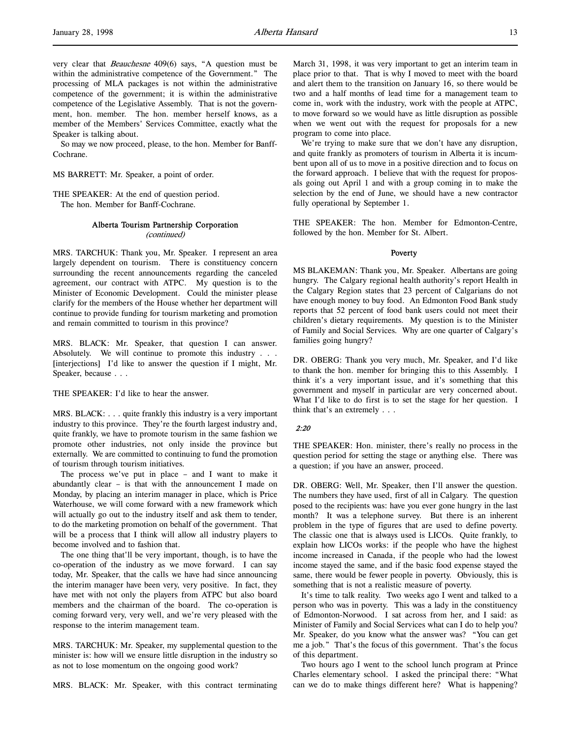very clear that *Beauchesne* 409(6) says, "A question must be within the administrative competence of the Government." The processing of MLA packages is not within the administrative competence of the government; it is within the administrative competence of the Legislative Assembly. That is not the government, hon. member. The hon. member herself knows, as a member of the Members' Services Committee, exactly what the Speaker is talking about.

So may we now proceed, please, to the hon. Member for Banff-Cochrane.

MS BARRETT: Mr. Speaker, a point of order.

THE SPEAKER: At the end of question period.
The hon. Member for Banff-Cochrane.

### Alberta Tourism Partnership Corporation
*(continued)*

MRS. TARCHUK: Thank you, Mr. Speaker. I represent an area largely dependent on tourism. There is constituency concern surrounding the recent announcements regarding the canceled agreement, our contract with ATPC. My question is to the Minister of Economic Development. Could the minister please clarify for the members of the House whether her department will continue to provide funding for tourism marketing and promotion and remain committed to tourism in this province?

MRS. BLACK: Mr. Speaker, that question I can answer. Absolutely. We will continue to promote this industry . . . [interjections] I'd like to answer the question if I might, Mr. Speaker, because . . .

THE SPEAKER: I'd like to hear the answer.

MRS. BLACK: . . . quite frankly this industry is a very important industry to this province. They're the fourth largest industry and, quite frankly, we have to promote tourism in the same fashion we promote other industries, not only inside the province but externally. We are committed to continuing to fund the promotion of tourism through tourism initiatives.

The process we've put in place – and I want to make it abundantly clear – is that with the announcement I made on Monday, by placing an interim manager in place, which is Price Waterhouse, we will come forward with a new framework which will actually go out to the industry itself and ask them to tender, to do the marketing promotion on behalf of the government. That will be a process that I think will allow all industry players to become involved and to fashion that.

The one thing that'll be very important, though, is to have the co-operation of the industry as we move forward. I can say today, Mr. Speaker, that the calls we have had since announcing the interim manager have been very, very positive. In fact, they have met with not only the players from ATPC but also board members and the chairman of the board. The co-operation is coming forward very, very well, and we're very pleased with the response to the interim management team.

MRS. TARCHUK: Mr. Speaker, my supplemental question to the minister is: how will we ensure little disruption in the industry so as not to lose momentum on the ongoing good work?

MRS. BLACK: Mr. Speaker, with this contract terminating March 31, 1998, it was very important to get an interim team in place prior to that. That is why I moved to meet with the board and alert them to the transition on January 16, so there would be two and a half months of lead time for a management team to come in, work with the industry, work with the people at ATPC, to move forward so we would have as little disruption as possible when we went out with the request for proposals for a new program to come into place.

We're trying to make sure that we don't have any disruption, and quite frankly as promoters of tourism in Alberta it is incumbent upon all of us to move in a positive direction and to focus on the forward approach. I believe that with the request for proposals going out April 1 and with a group coming in to make the selection by the end of June, we should have a new contractor fully operational by September 1.

THE SPEAKER: The hon. Member for Edmonton-Centre, followed by the hon. Member for St. Albert.

### Poverty

MS BLAKEMAN: Thank you, Mr. Speaker. Albertans are going hungry. The Calgary regional health authority's report Health in the Calgary Region states that 23 percent of Calgarians do not have enough money to buy food. An Edmonton Food Bank study reports that 52 percent of food bank users could not meet their children's dietary requirements. My question is to the Minister of Family and Social Services. Why are one quarter of Calgary's families going hungry?

DR. OBERG: Thank you very much, Mr. Speaker, and I'd like to thank the hon. member for bringing this to this Assembly. I think it's a very important issue, and it's something that this government and myself in particular are very concerned about. What I'd like to do first is to set the stage for her question. I think that's an extremely . . .

*2:20*

THE SPEAKER: Hon. minister, there's really no process in the question period for setting the stage or anything else. There was a question; if you have an answer, proceed.

DR. OBERG: Well, Mr. Speaker, then I'll answer the question. The numbers they have used, first of all in Calgary. The question posed to the recipients was: have you ever gone hungry in the last month? It was a telephone survey. But there is an inherent problem in the type of figures that are used to define poverty. The classic one that is always used is LICOs. Quite frankly, to explain how LICOs works: if the people who have the highest income increased in Canada, if the people who had the lowest income stayed the same, and if the basic food expense stayed the same, there would be fewer people in poverty. Obviously, this is something that is not a realistic measure of poverty.

It's time to talk reality. Two weeks ago I went and talked to a person who was in poverty. This was a lady in the constituency of Edmonton-Norwood. I sat across from her, and I said: as Minister of Family and Social Services what can I do to help you? Mr. Speaker, do you know what the answer was? "You can get me a job." That's the focus of this government. That's the focus of this department.

Two hours ago I went to the school lunch program at Prince Charles elementary school. I asked the principal there: "What can we do to make things different here? What is happening?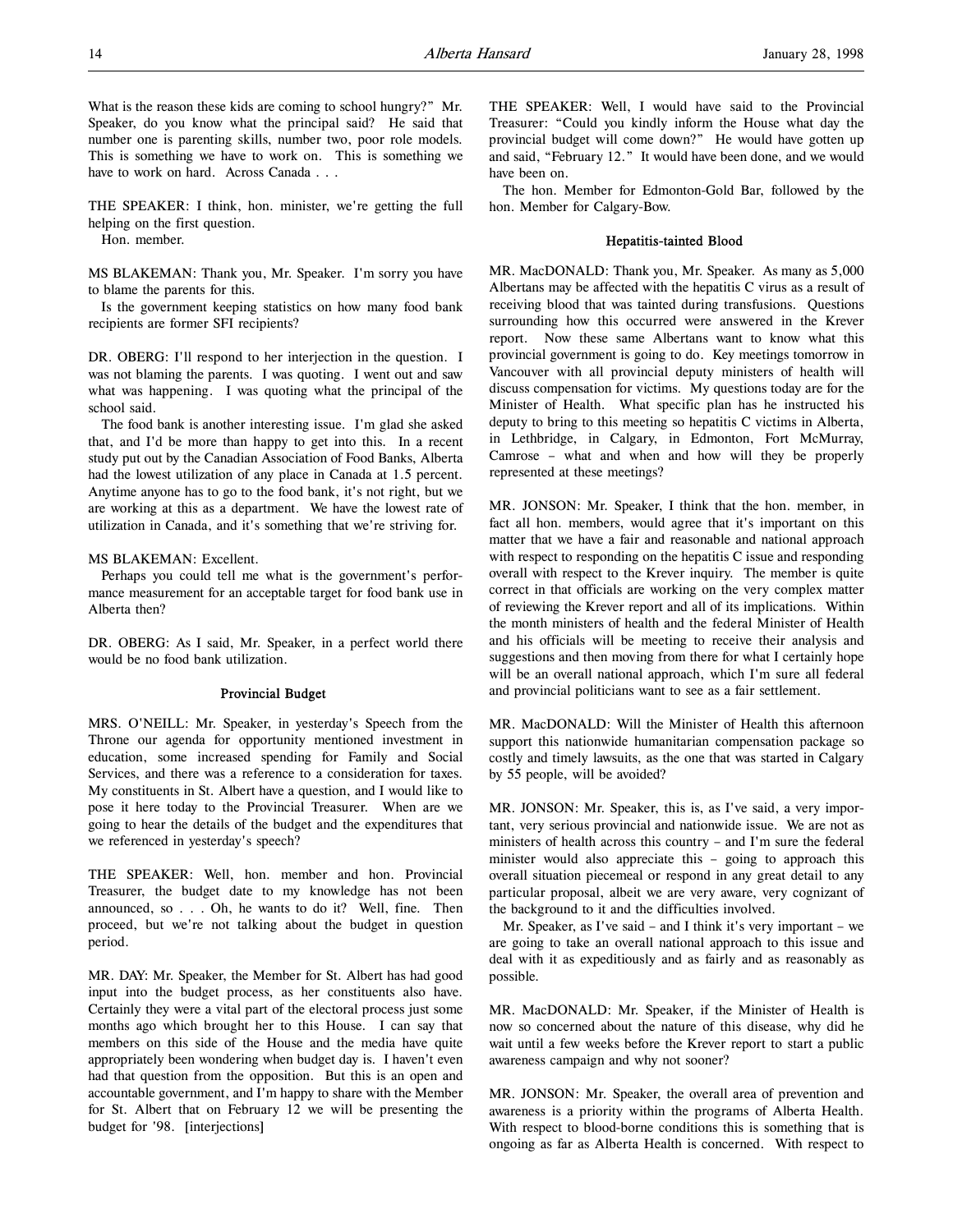What is the reason these kids are coming to school hungry?" Mr. Speaker, do you know what the principal said? He said that number one is parenting skills, number two, poor role models. This is something we have to work on. This is something we have to work on hard. Across Canada . . .

THE SPEAKER: I think, hon. minister, we're getting the full helping on the first question.

Hon. member.

MS BLAKEMAN: Thank you, Mr. Speaker. I'm sorry you have to blame the parents for this.

Is the government keeping statistics on how many food bank recipients are former SFI recipients?

DR. OBERG: I'll respond to her interjection in the question. I was not blaming the parents. I was quoting. I went out and saw what was happening. I was quoting what the principal of the school said.

The food bank is another interesting issue. I'm glad she asked that, and I'd be more than happy to get into this. In a recent study put out by the Canadian Association of Food Banks, Alberta had the lowest utilization of any place in Canada at 1.5 percent. Anytime anyone has to go to the food bank, it's not right, but we are working at this as a department. We have the lowest rate of utilization in Canada, and it's something that we're striving for.

MS BLAKEMAN: Excellent.

Perhaps you could tell me what is the government's performance measurement for an acceptable target for food bank use in Alberta then?

DR. OBERG: As I said, Mr. Speaker, in a perfect world there would be no food bank utilization.

## Provincial Budget

MRS. O'NEILL: Mr. Speaker, in yesterday's Speech from the Throne our agenda for opportunity mentioned investment in education, some increased spending for Family and Social Services, and there was a reference to a consideration for taxes. My constituents in St. Albert have a question, and I would like to pose it here today to the Provincial Treasurer. When are we going to hear the details of the budget and the expenditures that we referenced in yesterday's speech?

THE SPEAKER: Well, hon. member and hon. Provincial Treasurer, the budget date to my knowledge has not been announced, so . . . Oh, he wants to do it? Well, fine. Then proceed, but we're not talking about the budget in question period.

MR. DAY: Mr. Speaker, the Member for St. Albert has had good input into the budget process, as her constituents also have. Certainly they were a vital part of the electoral process just some months ago which brought her to this House. I can say that members on this side of the House and the media have quite appropriately been wondering when budget day is. I haven't even had that question from the opposition. But this is an open and accountable government, and I'm happy to share with the Member for St. Albert that on February 12 we will be presenting the budget for '98. [interjections]

THE SPEAKER: Well, I would have said to the Provincial Treasurer: "Could you kindly inform the House what day the provincial budget will come down?" He would have gotten up and said, "February 12." It would have been done, and we would have been on.

The hon. Member for Edmonton-Gold Bar, followed by the hon. Member for Calgary-Bow.

## Hepatitis-tainted Blood

MR. MacDONALD: Thank you, Mr. Speaker. As many as 5,000 Albertans may be affected with the hepatitis C virus as a result of receiving blood that was tainted during transfusions. Questions surrounding how this occurred were answered in the Krever report. Now these same Albertans want to know what this provincial government is going to do. Key meetings tomorrow in Vancouver with all provincial deputy ministers of health will discuss compensation for victims. My questions today are for the Minister of Health. What specific plan has he instructed his deputy to bring to this meeting so hepatitis C victims in Alberta, in Lethbridge, in Calgary, in Edmonton, Fort McMurray, Camrose – what and when and how will they be properly represented at these meetings?

MR. JONSON: Mr. Speaker, I think that the hon. member, in fact all hon. members, would agree that it's important on this matter that we have a fair and reasonable and national approach with respect to responding on the hepatitis C issue and responding overall with respect to the Krever inquiry. The member is quite correct in that officials are working on the very complex matter of reviewing the Krever report and all of its implications. Within the month ministers of health and the federal Minister of Health and his officials will be meeting to receive their analysis and suggestions and then moving from there for what I certainly hope will be an overall national approach, which I'm sure all federal and provincial politicians want to see as a fair settlement.

MR. MacDONALD: Will the Minister of Health this afternoon support this nationwide humanitarian compensation package so costly and timely lawsuits, as the one that was started in Calgary by 55 people, will be avoided?

MR. JONSON: Mr. Speaker, this is, as I've said, a very important, very serious provincial and nationwide issue. We are not as ministers of health across this country – and I'm sure the federal minister would also appreciate this – going to approach this overall situation piecemeal or respond in any great detail to any particular proposal, albeit we are very aware, very cognizant of the background to it and the difficulties involved.

Mr. Speaker, as I've said – and I think it's very important – we are going to take an overall national approach to this issue and deal with it as expeditiously and as fairly and as reasonably as possible.

MR. MacDONALD: Mr. Speaker, if the Minister of Health is now so concerned about the nature of this disease, why did he wait until a few weeks before the Krever report to start a public awareness campaign and why not sooner?

MR. JONSON: Mr. Speaker, the overall area of prevention and awareness is a priority within the programs of Alberta Health. With respect to blood-borne conditions this is something that is ongoing as far as Alberta Health is concerned. With respect to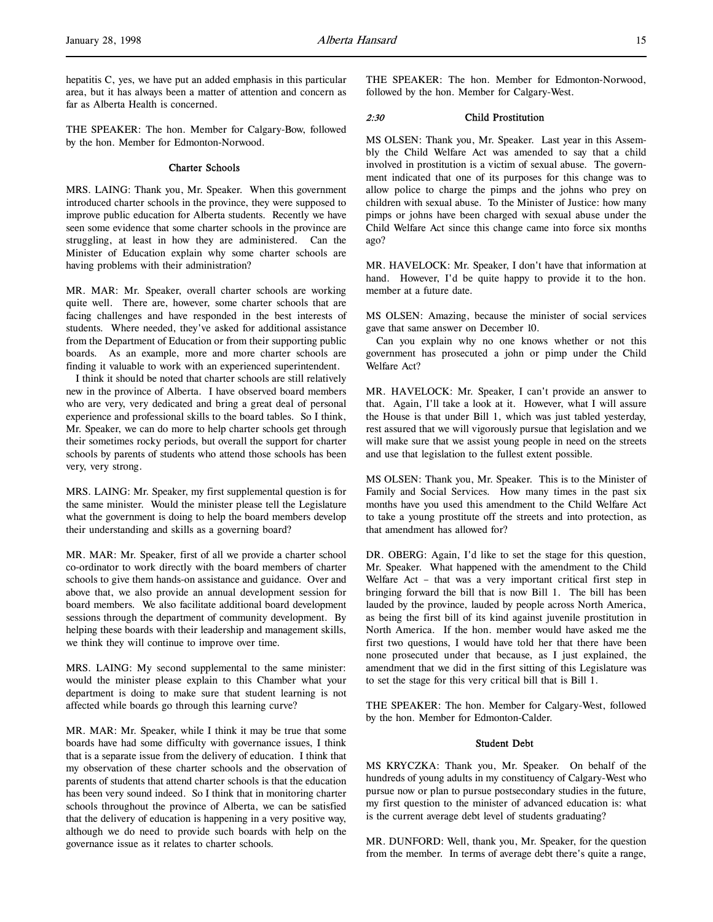hepatitis C, yes, we have put an added emphasis in this particular area, but it has always been a matter of attention and concern as far as Alberta Health is concerned.

THE SPEAKER: The hon. Member for Calgary-Bow, followed by the hon. Member for Edmonton-Norwood.

### Charter Schools

MRS. LAING: Thank you, Mr. Speaker. When this government introduced charter schools in the province, they were supposed to improve public education for Alberta students. Recently we have seen some evidence that some charter schools in the province are struggling, at least in how they are administered. Can the Minister of Education explain why some charter schools are having problems with their administration?

MR. MAR: Mr. Speaker, overall charter schools are working quite well. There are, however, some charter schools that are facing challenges and have responded in the best interests of students. Where needed, they've asked for additional assistance from the Department of Education or from their supporting public boards. As an example, more and more charter schools are finding it valuable to work with an experienced superintendent.

I think it should be noted that charter schools are still relatively new in the province of Alberta. I have observed board members who are very, very dedicated and bring a great deal of personal experience and professional skills to the board tables. So I think, Mr. Speaker, we can do more to help charter schools get through their sometimes rocky periods, but overall the support for charter schools by parents of students who attend those schools has been very, very strong.

MRS. LAING: Mr. Speaker, my first supplemental question is for the same minister. Would the minister please tell the Legislature what the government is doing to help the board members develop their understanding and skills as a governing board?

MR. MAR: Mr. Speaker, first of all we provide a charter school co-ordinator to work directly with the board members of charter schools to give them hands-on assistance and guidance. Over and above that, we also provide an annual development session for board members. We also facilitate additional board development sessions through the department of community development. By helping these boards with their leadership and management skills, we think they will continue to improve over time.

MRS. LAING: My second supplemental to the same minister: would the minister please explain to this Chamber what your department is doing to make sure that student learning is not affected while boards go through this learning curve?

MR. MAR: Mr. Speaker, while I think it may be true that some boards have had some difficulty with governance issues, I think that is a separate issue from the delivery of education. I think that my observation of these charter schools and the observation of parents of students that attend charter schools is that the education has been very sound indeed. So I think that in monitoring charter schools throughout the province of Alberta, we can be satisfied that the delivery of education is happening in a very positive way, although we do need to provide such boards with help on the governance issue as it relates to charter schools.

THE SPEAKER: The hon. Member for Edmonton-Norwood, followed by the hon. Member for Calgary-West.

### *2:30* Child Prostitution

MS OLSEN: Thank you, Mr. Speaker. Last year in this Assembly the Child Welfare Act was amended to say that a child involved in prostitution is a victim of sexual abuse. The government indicated that one of its purposes for this change was to allow police to charge the pimps and the johns who prey on children with sexual abuse. To the Minister of Justice: how many pimps or johns have been charged with sexual abuse under the Child Welfare Act since this change came into force six months ago?

MR. HAVELOCK: Mr. Speaker, I don't have that information at hand. However, I'd be quite happy to provide it to the hon. member at a future date.

MS OLSEN: Amazing, because the minister of social services gave that same answer on December 10.

Can you explain why no one knows whether or not this government has prosecuted a john or pimp under the Child Welfare Act?

MR. HAVELOCK: Mr. Speaker, I can't provide an answer to that. Again, I'll take a look at it. However, what I will assure the House is that under Bill 1, which was just tabled yesterday, rest assured that we will vigorously pursue that legislation and we will make sure that we assist young people in need on the streets and use that legislation to the fullest extent possible.

MS OLSEN: Thank you, Mr. Speaker. This is to the Minister of Family and Social Services. How many times in the past six months have you used this amendment to the Child Welfare Act to take a young prostitute off the streets and into protection, as that amendment has allowed for?

DR. OBERG: Again, I'd like to set the stage for this question, Mr. Speaker. What happened with the amendment to the Child Welfare Act – that was a very important critical first step in bringing forward the bill that is now Bill 1. The bill has been lauded by the province, lauded by people across North America, as being the first bill of its kind against juvenile prostitution in North America. If the hon. member would have asked me the first two questions, I would have told her that there have been none prosecuted under that because, as I just explained, the amendment that we did in the first sitting of this Legislature was to set the stage for this very critical bill that is Bill 1.

THE SPEAKER: The hon. Member for Calgary-West, followed by the hon. Member for Edmonton-Calder.

### Student Debt

MS KRYCZKA: Thank you, Mr. Speaker. On behalf of the hundreds of young adults in my constituency of Calgary-West who pursue now or plan to pursue postsecondary studies in the future, my first question to the minister of advanced education is: what is the current average debt level of students graduating?

MR. DUNFORD: Well, thank you, Mr. Speaker, for the question from the member. In terms of average debt there's quite a range,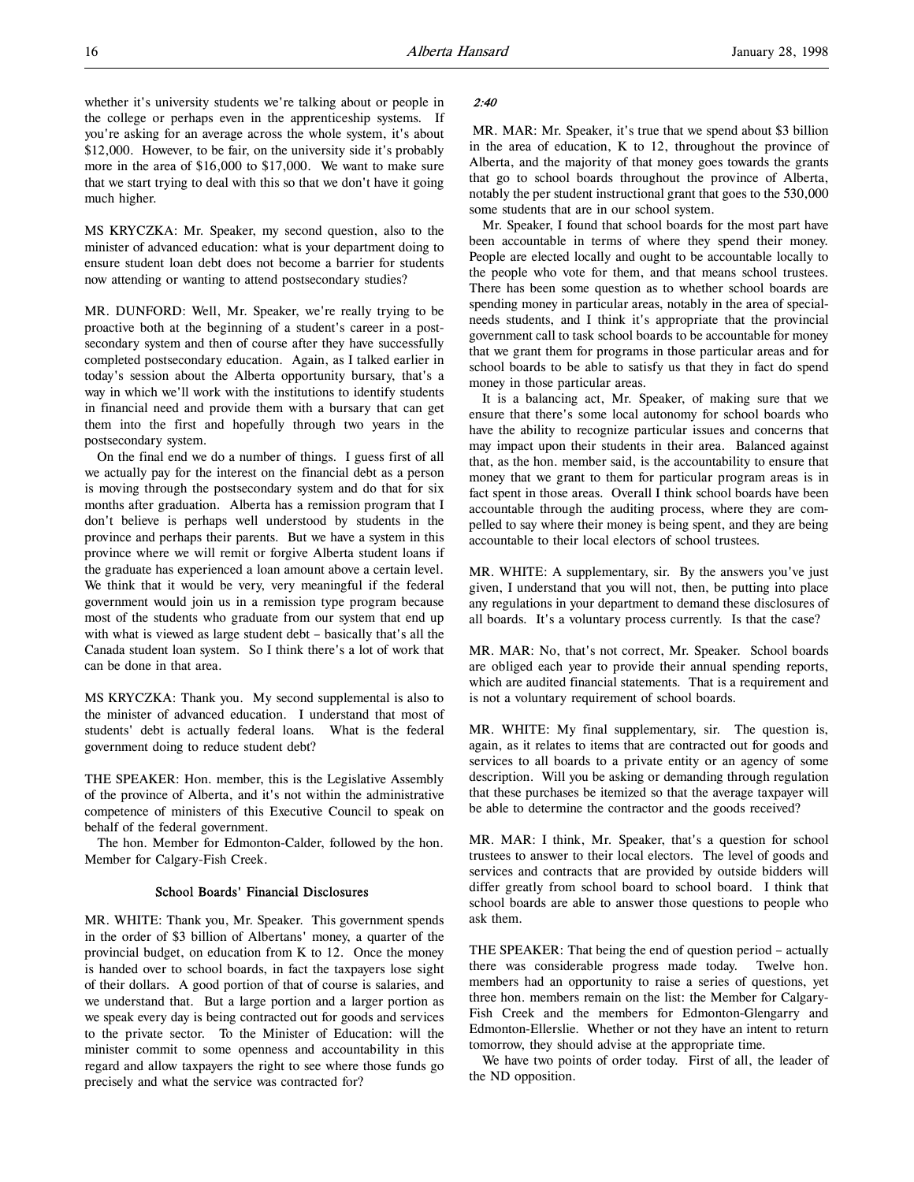whether it's university students we're talking about or people in the college or perhaps even in the apprenticeship systems. If you're asking for an average across the whole system, it's about $12,000. However, to be fair, on the university side it's probably more in the area of $16,000 to $17,000. We want to make sure that we start trying to deal with this so that we don't have it going much higher.

MS KRYCZKA: Mr. Speaker, my second question, also to the minister of advanced education: what is your department doing to ensure student loan debt does not become a barrier for students now attending or wanting to attend postsecondary studies?

MR. DUNFORD: Well, Mr. Speaker, we're really trying to be proactive both at the beginning of a student's career in a post-secondary system and then of course after they have successfully completed postsecondary education. Again, as I talked earlier in today's session about the Alberta opportunity bursary, that's a way in which we'll work with the institutions to identify students in financial need and provide them with a bursary that can get them into the first and hopefully through two years in the postsecondary system.

On the final end we do a number of things. I guess first of all we actually pay for the interest on the financial debt as a person is moving through the postsecondary system and do that for six months after graduation. Alberta has a remission program that I don't believe is perhaps well understood by students in the province and perhaps their parents. But we have a system in this province where we will remit or forgive Alberta student loans if the graduate has experienced a loan amount above a certain level. We think that it would be very, very meaningful if the federal government would join us in a remission type program because most of the students who graduate from our system that end up with what is viewed as large student debt – basically that's all the Canada student loan system. So I think there's a lot of work that can be done in that area.

MS KRYCZKA: Thank you. My second supplemental is also to the minister of advanced education. I understand that most of students' debt is actually federal loans. What is the federal government doing to reduce student debt?

THE SPEAKER: Hon. member, this is the Legislative Assembly of the province of Alberta, and it's not within the administrative competence of ministers of this Executive Council to speak on behalf of the federal government.

The hon. Member for Edmonton-Calder, followed by the hon. Member for Calgary-Fish Creek.

### School Boards' Financial Disclosures

MR. WHITE: Thank you, Mr. Speaker. This government spends in the order of $3 billion of Albertans' money, a quarter of the provincial budget, on education from K to 12. Once the money is handed over to school boards, in fact the taxpayers lose sight of their dollars. A good portion of that of course is salaries, and we understand that. But a large portion and a larger portion as we speak every day is being contracted out for goods and services to the private sector. To the Minister of Education: will the minister commit to some openness and accountability in this regard and allow taxpayers the right to see where those funds go precisely and what the service was contracted for?

*2:40*

MR. MAR: Mr. Speaker, it's true that we spend about $3 billion in the area of education, K to 12, throughout the province of Alberta, and the majority of that money goes towards the grants that go to school boards throughout the province of Alberta, notably the per student instructional grant that goes to the 530,000 some students that are in our school system.

Mr. Speaker, I found that school boards for the most part have been accountable in terms of where they spend their money. People are elected locally and ought to be accountable locally to the people who vote for them, and that means school trustees. There has been some question as to whether school boards are spending money in particular areas, notably in the area of special-needs students, and I think it's appropriate that the provincial government call to task school boards to be accountable for money that we grant them for programs in those particular areas and for school boards to be able to satisfy us that they in fact do spend money in those particular areas.

It is a balancing act, Mr. Speaker, of making sure that we ensure that there's some local autonomy for school boards who have the ability to recognize particular issues and concerns that may impact upon their students in their area. Balanced against that, as the hon. member said, is the accountability to ensure that money that we grant to them for particular program areas is in fact spent in those areas. Overall I think school boards have been accountable through the auditing process, where they are compelled to say where their money is being spent, and they are being accountable to their local electors of school trustees.

MR. WHITE: A supplementary, sir. By the answers you've just given, I understand that you will not, then, be putting into place any regulations in your department to demand these disclosures of all boards. It's a voluntary process currently. Is that the case?

MR. MAR: No, that's not correct, Mr. Speaker. School boards are obliged each year to provide their annual spending reports, which are audited financial statements. That is a requirement and is not a voluntary requirement of school boards.

MR. WHITE: My final supplementary, sir. The question is, again, as it relates to items that are contracted out for goods and services to all boards to a private entity or an agency of some description. Will you be asking or demanding through regulation that these purchases be itemized so that the average taxpayer will be able to determine the contractor and the goods received?

MR. MAR: I think, Mr. Speaker, that's a question for school trustees to answer to their local electors. The level of goods and services and contracts that are provided by outside bidders will differ greatly from school board to school board. I think that school boards are able to answer those questions to people who ask them.

THE SPEAKER: That being the end of question period – actually there was considerable progress made today. Twelve hon. members had an opportunity to raise a series of questions, yet three hon. members remain on the list: the Member for Calgary-Fish Creek and the members for Edmonton-Glengarry and Edmonton-Ellerslie. Whether or not they have an intent to return tomorrow, they should advise at the appropriate time.

We have two points of order today. First of all, the leader of the ND opposition.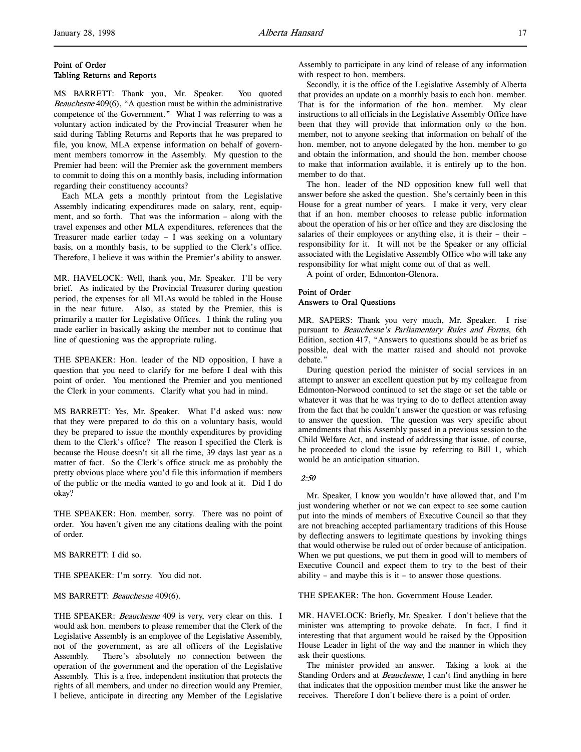### Point of Order
### Tabling Returns and Reports

MS BARRETT: Thank you, Mr. Speaker. You quoted *Beauchesne* 409(6), "A question must be within the administrative competence of the Government." What I was referring to was a voluntary action indicated by the Provincial Treasurer when he said during Tabling Returns and Reports that he was prepared to file, you know, MLA expense information on behalf of government members tomorrow in the Assembly. My question to the Premier had been: will the Premier ask the government members to commit to doing this on a monthly basis, including information regarding their constituency accounts?

Each MLA gets a monthly printout from the Legislative Assembly indicating expenditures made on salary, rent, equipment, and so forth. That was the information – along with the travel expenses and other MLA expenditures, references that the Treasurer made earlier today – I was seeking on a voluntary basis, on a monthly basis, to be supplied to the Clerk's office. Therefore, I believe it was within the Premier's ability to answer.

MR. HAVELOCK: Well, thank you, Mr. Speaker. I'll be very brief. As indicated by the Provincial Treasurer during question period, the expenses for all MLAs would be tabled in the House in the near future. Also, as stated by the Premier, this is primarily a matter for Legislative Offices. I think the ruling you made earlier in basically asking the member not to continue that line of questioning was the appropriate ruling.

THE SPEAKER: Hon. leader of the ND opposition, I have a question that you need to clarify for me before I deal with this point of order. You mentioned the Premier and you mentioned the Clerk in your comments. Clarify what you had in mind.

MS BARRETT: Yes, Mr. Speaker. What I'd asked was: now that they were prepared to do this on a voluntary basis, would they be prepared to issue the monthly expenditures by providing them to the Clerk's office? The reason I specified the Clerk is because the House doesn't sit all the time, 39 days last year as a matter of fact. So the Clerk's office struck me as probably the pretty obvious place where you'd file this information if members of the public or the media wanted to go and look at it. Did I do okay?

THE SPEAKER: Hon. member, sorry. There was no point of order. You haven't given me any citations dealing with the point of order.

MS BARRETT: I did so.

THE SPEAKER: I'm sorry. You did not.

MS BARRETT: *Beauchesne* 409(6).

THE SPEAKER: *Beauchesne* 409 is very, very clear on this. I would ask hon. members to please remember that the Clerk of the Legislative Assembly is an employee of the Legislative Assembly, not of the government, as are all officers of the Legislative Assembly. There's absolutely no connection between the operation of the government and the operation of the Legislative Assembly. This is a free, independent institution that protects the rights of all members, and under no direction would any Premier, I believe, anticipate in directing any Member of the Legislative Assembly to participate in any kind of release of any information with respect to hon. members.

Secondly, it is the office of the Legislative Assembly of Alberta that provides an update on a monthly basis to each hon. member. That is for the information of the hon. member. My clear instructions to all officials in the Legislative Assembly Office have been that they will provide that information only to the hon. member, not to anyone seeking that information on behalf of the hon. member, not to anyone delegated by the hon. member to go and obtain the information, and should the hon. member choose to make that information available, it is entirely up to the hon. member to do that.

The hon. leader of the ND opposition knew full well that answer before she asked the question. She's certainly been in this House for a great number of years. I make it very, very clear that if an hon. member chooses to release public information about the operation of his or her office and they are disclosing the salaries of their employees or anything else, it is their – their – responsibility for it. It will not be the Speaker or any official associated with the Legislative Assembly Office who will take any responsibility for what might come out of that as well.

A point of order, Edmonton-Glenora.

### Point of Order
### Answers to Oral Questions

MR. SAPERS: Thank you very much, Mr. Speaker. I rise pursuant to *Beauchesne's Parliamentary Rules and Forms*, 6th Edition, section 417, "Answers to questions should be as brief as possible, deal with the matter raised and should not provoke debate."

During question period the minister of social services in an attempt to answer an excellent question put by my colleague from Edmonton-Norwood continued to set the stage or set the table or whatever it was that he was trying to do to deflect attention away from the fact that he couldn't answer the question or was refusing to answer the question. The question was very specific about amendments that this Assembly passed in a previous session to the Child Welfare Act, and instead of addressing that issue, of course, he proceeded to cloud the issue by referring to Bill 1, which would be an anticipation situation.

*2:50*

Mr. Speaker, I know you wouldn't have allowed that, and I'm just wondering whether or not we can expect to see some caution put into the minds of members of Executive Council so that they are not breaching accepted parliamentary traditions of this House by deflecting answers to legitimate questions by invoking things that would otherwise be ruled out of order because of anticipation. When we put questions, we put them in good will to members of Executive Council and expect them to try to the best of their ability – and maybe this is it – to answer those questions.

THE SPEAKER: The hon. Government House Leader.

MR. HAVELOCK: Briefly, Mr. Speaker. I don't believe that the minister was attempting to provoke debate. In fact, I find it interesting that that argument would be raised by the Opposition House Leader in light of the way and the manner in which they ask their questions.

The minister provided an answer. Taking a look at the Standing Orders and at *Beauchesne*, I can't find anything in here that indicates that the opposition member must like the answer he receives. Therefore I don't believe there is a point of order.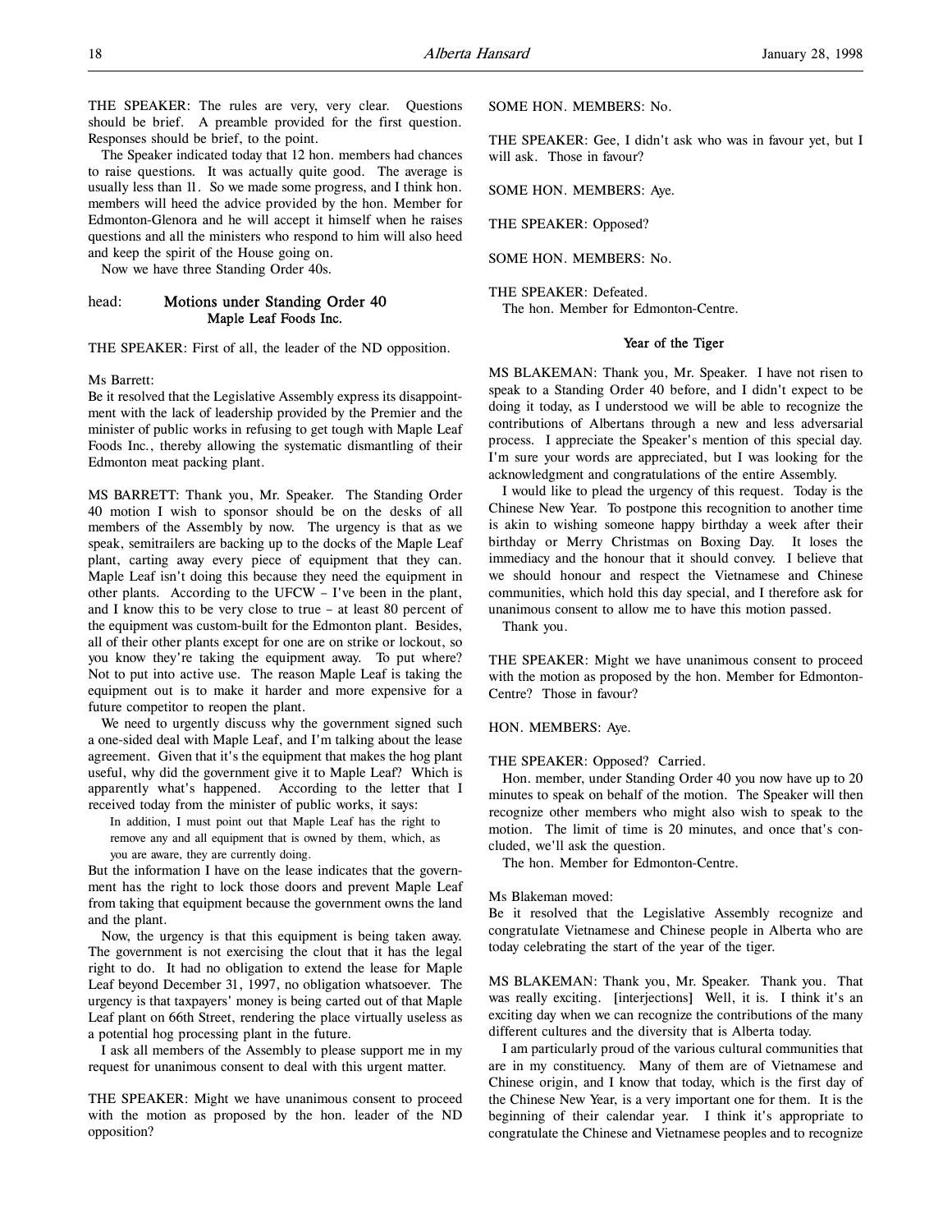THE SPEAKER: The rules are very, very clear. Questions should be brief. A preamble provided for the first question. Responses should be brief, to the point.

The Speaker indicated today that 12 hon. members had chances to raise questions. It was actually quite good. The average is usually less than 11. So we made some progress, and I think hon. members will heed the advice provided by the hon. Member for Edmonton-Glenora and he will accept it himself when he raises questions and all the ministers who respond to him will also heed and keep the spirit of the House going on.

Now we have three Standing Order 40s.

## head: Motions under Standing Order 40

### Maple Leaf Foods Inc.

THE SPEAKER: First of all, the leader of the ND opposition.

Ms Barrett:
Be it resolved that the Legislative Assembly express its disappointment with the lack of leadership provided by the Premier and the minister of public works in refusing to get tough with Maple Leaf Foods Inc., thereby allowing the systematic dismantling of their Edmonton meat packing plant.

MS BARRETT: Thank you, Mr. Speaker. The Standing Order 40 motion I wish to sponsor should be on the desks of all members of the Assembly by now. The urgency is that as we speak, semitrailers are backing up to the docks of the Maple Leaf plant, carting away every piece of equipment that they can. Maple Leaf isn't doing this because they need the equipment in other plants. According to the UFCW – I've been in the plant, and I know this to be very close to true – at least 80 percent of the equipment was custom-built for the Edmonton plant. Besides, all of their other plants except for one are on strike or lockout, so you know they're taking the equipment away. To put where? Not to put into active use. The reason Maple Leaf is taking the equipment out is to make it harder and more expensive for a future competitor to reopen the plant.

We need to urgently discuss why the government signed such a one-sided deal with Maple Leaf, and I'm talking about the lease agreement. Given that it's the equipment that makes the hog plant useful, why did the government give it to Maple Leaf? Which is apparently what's happened. According to the letter that I received today from the minister of public works, it says:

> In addition, I must point out that Maple Leaf has the right to remove any and all equipment that is owned by them, which, as you are aware, they are currently doing.

But the information I have on the lease indicates that the government has the right to lock those doors and prevent Maple Leaf from taking that equipment because the government owns the land and the plant.

Now, the urgency is that this equipment is being taken away. The government is not exercising the clout that it has the legal right to do. It had no obligation to extend the lease for Maple Leaf beyond December 31, 1997, no obligation whatsoever. The urgency is that taxpayers' money is being carted out of that Maple Leaf plant on 66th Street, rendering the place virtually useless as a potential hog processing plant in the future.

I ask all members of the Assembly to please support me in my request for unanimous consent to deal with this urgent matter.

THE SPEAKER: Might we have unanimous consent to proceed with the motion as proposed by the hon. leader of the ND opposition?

SOME HON. MEMBERS: No.

THE SPEAKER: Gee, I didn't ask who was in favour yet, but I will ask. Those in favour?

SOME HON. MEMBERS: Aye.

THE SPEAKER: Opposed?

SOME HON. MEMBERS: No.

THE SPEAKER: Defeated.

The hon. Member for Edmonton-Centre.

### Year of the Tiger

MS BLAKEMAN: Thank you, Mr. Speaker. I have not risen to speak to a Standing Order 40 before, and I didn't expect to be doing it today, as I understood we will be able to recognize the contributions of Albertans through a new and less adversarial process. I appreciate the Speaker's mention of this special day. I'm sure your words are appreciated, but I was looking for the acknowledgment and congratulations of the entire Assembly.

I would like to plead the urgency of this request. Today is the Chinese New Year. To postpone this recognition to another time is akin to wishing someone happy birthday a week after their birthday or Merry Christmas on Boxing Day. It loses the immediacy and the honour that it should convey. I believe that we should honour and respect the Vietnamese and Chinese communities, which hold this day special, and I therefore ask for unanimous consent to allow me to have this motion passed.

Thank you.

THE SPEAKER: Might we have unanimous consent to proceed with the motion as proposed by the hon. Member for Edmonton-Centre? Those in favour?

HON. MEMBERS: Aye.

THE SPEAKER: Opposed? Carried.

Hon. member, under Standing Order 40 you now have up to 20 minutes to speak on behalf of the motion. The Speaker will then recognize other members who might also wish to speak to the motion. The limit of time is 20 minutes, and once that's concluded, we'll ask the question.

The hon. Member for Edmonton-Centre.

Ms Blakeman moved:
Be it resolved that the Legislative Assembly recognize and congratulate Vietnamese and Chinese people in Alberta who are today celebrating the start of the year of the tiger.

MS BLAKEMAN: Thank you, Mr. Speaker. Thank you. That was really exciting. [interjections] Well, it is. I think it's an exciting day when we can recognize the contributions of the many different cultures and the diversity that is Alberta today.

I am particularly proud of the various cultural communities that are in my constituency. Many of them are of Vietnamese and Chinese origin, and I know that today, which is the first day of the Chinese New Year, is a very important one for them. It is the beginning of their calendar year. I think it's appropriate to congratulate the Chinese and Vietnamese peoples and to recognize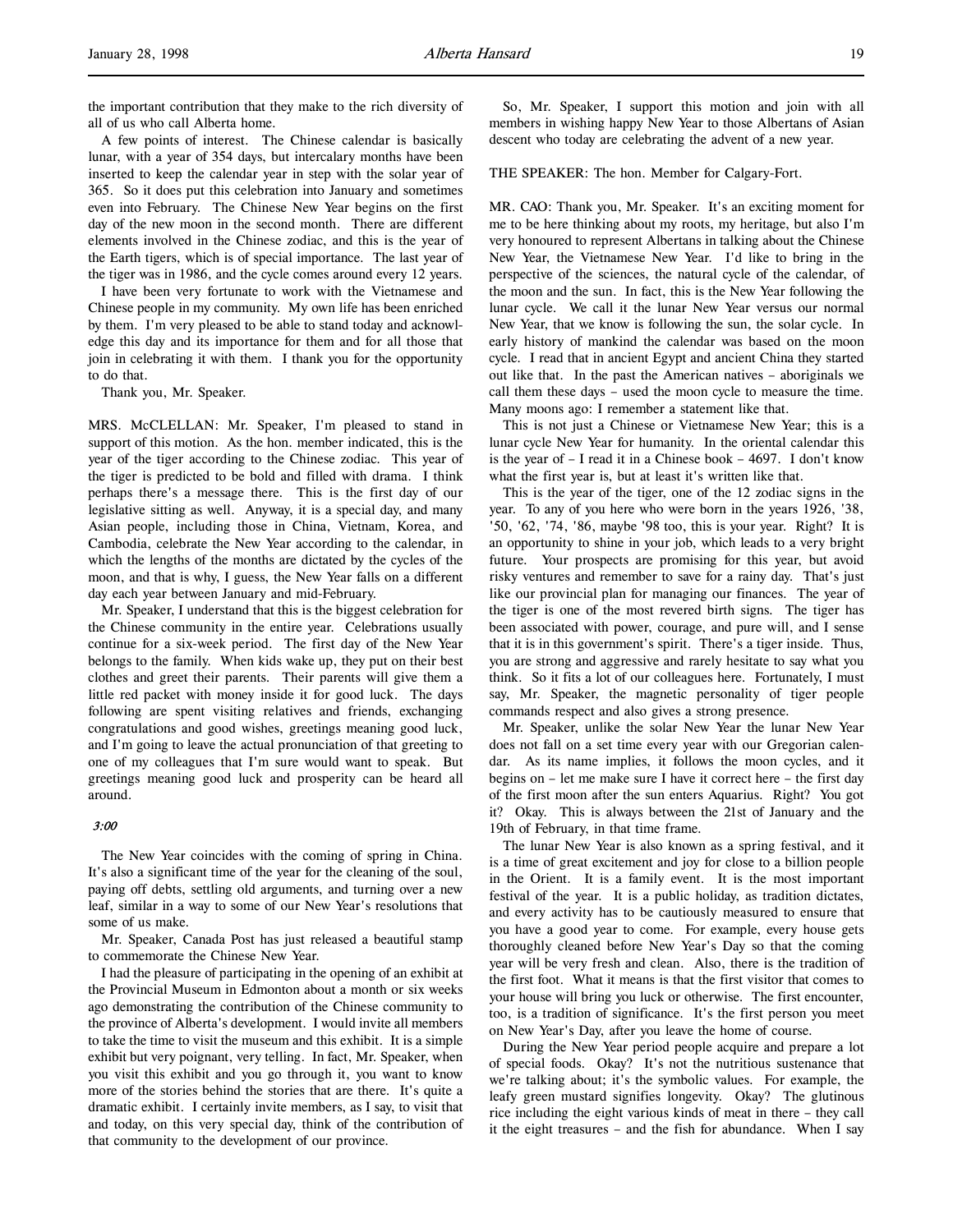the important contribution that they make to the rich diversity of all of us who call Alberta home.

A few points of interest. The Chinese calendar is basically lunar, with a year of 354 days, but intercalary months have been inserted to keep the calendar year in step with the solar year of 365. So it does put this celebration into January and sometimes even into February. The Chinese New Year begins on the first day of the new moon in the second month. There are different elements involved in the Chinese zodiac, and this is the year of the Earth tigers, which is of special importance. The last year of the tiger was in 1986, and the cycle comes around every 12 years.

I have been very fortunate to work with the Vietnamese and Chinese people in my community. My own life has been enriched by them. I'm very pleased to be able to stand today and acknowledge this day and its importance for them and for all those that join in celebrating it with them. I thank you for the opportunity to do that.

Thank you, Mr. Speaker.

MRS. McCLELLAN: Mr. Speaker, I'm pleased to stand in support of this motion. As the hon. member indicated, this is the year of the tiger according to the Chinese zodiac. This year of the tiger is predicted to be bold and filled with drama. I think perhaps there's a message there. This is the first day of our legislative sitting as well. Anyway, it is a special day, and many Asian people, including those in China, Vietnam, Korea, and Cambodia, celebrate the New Year according to the calendar, in which the lengths of the months are dictated by the cycles of the moon, and that is why, I guess, the New Year falls on a different day each year between January and mid-February.

Mr. Speaker, I understand that this is the biggest celebration for the Chinese community in the entire year. Celebrations usually continue for a six-week period. The first day of the New Year belongs to the family. When kids wake up, they put on their best clothes and greet their parents. Their parents will give them a little red packet with money inside it for good luck. The days following are spent visiting relatives and friends, exchanging congratulations and good wishes, greetings meaning good luck, and I'm going to leave the actual pronunciation of that greeting to one of my colleagues that I'm sure would want to speak. But greetings meaning good luck and prosperity can be heard all around.

*3:00*

The New Year coincides with the coming of spring in China. It's also a significant time of the year for the cleaning of the soul, paying off debts, settling old arguments, and turning over a new leaf, similar in a way to some of our New Year's resolutions that some of us make.

Mr. Speaker, Canada Post has just released a beautiful stamp to commemorate the Chinese New Year.

I had the pleasure of participating in the opening of an exhibit at the Provincial Museum in Edmonton about a month or six weeks ago demonstrating the contribution of the Chinese community to the province of Alberta's development. I would invite all members to take the time to visit the museum and this exhibit. It is a simple exhibit but very poignant, very telling. In fact, Mr. Speaker, when you visit this exhibit and you go through it, you want to know more of the stories behind the stories that are there. It's quite a dramatic exhibit. I certainly invite members, as I say, to visit that and today, on this very special day, think of the contribution of that community to the development of our province.

So, Mr. Speaker, I support this motion and join with all members in wishing happy New Year to those Albertans of Asian descent who today are celebrating the advent of a new year.

THE SPEAKER: The hon. Member for Calgary-Fort.

MR. CAO: Thank you, Mr. Speaker. It's an exciting moment for me to be here thinking about my roots, my heritage, but also I'm very honoured to represent Albertans in talking about the Chinese New Year, the Vietnamese New Year. I'd like to bring in the perspective of the sciences, the natural cycle of the calendar, of the moon and the sun. In fact, this is the New Year following the lunar cycle. We call it the lunar New Year versus our normal New Year, that we know is following the sun, the solar cycle. In early history of mankind the calendar was based on the moon cycle. I read that in ancient Egypt and ancient China they started out like that. In the past the American natives – aboriginals we call them these days – used the moon cycle to measure the time. Many moons ago: I remember a statement like that.

This is not just a Chinese or Vietnamese New Year; this is a lunar cycle New Year for humanity. In the oriental calendar this is the year of – I read it in a Chinese book – 4697. I don't know what the first year is, but at least it's written like that.

This is the year of the tiger, one of the 12 zodiac signs in the year. To any of you here who were born in the years 1926, '38, '50, '62, '74, '86, maybe '98 too, this is your year. Right? It is an opportunity to shine in your job, which leads to a very bright future. Your prospects are promising for this year, but avoid risky ventures and remember to save for a rainy day. That's just like our provincial plan for managing our finances. The year of the tiger is one of the most revered birth signs. The tiger has been associated with power, courage, and pure will, and I sense that it is in this government's spirit. There's a tiger inside. Thus, you are strong and aggressive and rarely hesitate to say what you think. So it fits a lot of our colleagues here. Fortunately, I must say, Mr. Speaker, the magnetic personality of tiger people commands respect and also gives a strong presence.

Mr. Speaker, unlike the solar New Year the lunar New Year does not fall on a set time every year with our Gregorian calendar. As its name implies, it follows the moon cycles, and it begins on – let me make sure I have it correct here – the first day of the first moon after the sun enters Aquarius. Right? You got it? Okay. This is always between the 21st of January and the 19th of February, in that time frame.

The lunar New Year is also known as a spring festival, and it is a time of great excitement and joy for close to a billion people in the Orient. It is a family event. It is the most important festival of the year. It is a public holiday, as tradition dictates, and every activity has to be cautiously measured to ensure that you have a good year to come. For example, every house gets thoroughly cleaned before New Year's Day so that the coming year will be very fresh and clean. Also, there is the tradition of the first foot. What it means is that the first visitor that comes to your house will bring you luck or otherwise. The first encounter, too, is a tradition of significance. It's the first person you meet on New Year's Day, after you leave the home of course.

During the New Year period people acquire and prepare a lot of special foods. Okay? It's not the nutritious sustenance that we're talking about; it's the symbolic values. For example, the leafy green mustard signifies longevity. Okay? The glutinous rice including the eight various kinds of meat in there – they call it the eight treasures – and the fish for abundance. When I say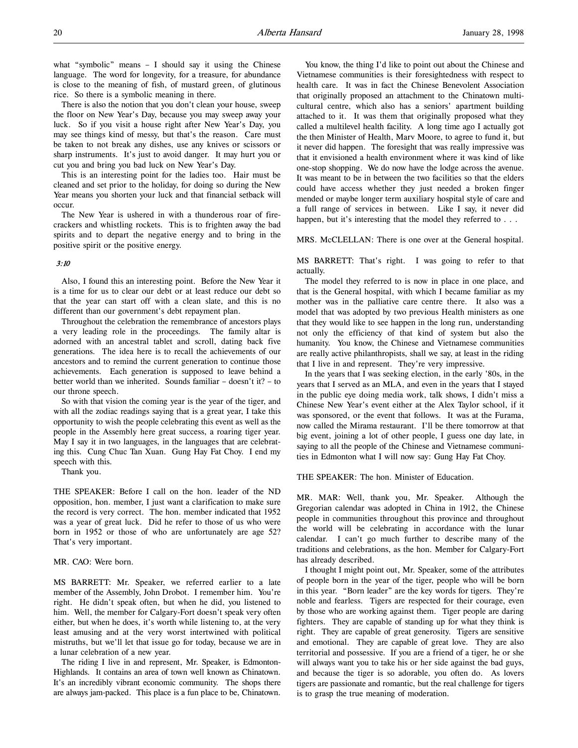what "symbolic" means – I should say it using the Chinese language. The word for longevity, for a treasure, for abundance is close to the meaning of fish, of mustard green, of glutinous rice. So there is a symbolic meaning in there.

There is also the notion that you don't clean your house, sweep the floor on New Year's Day, because you may sweep away your luck. So if you visit a house right after New Year's Day, you may see things kind of messy, but that's the reason. Care must be taken to not break any dishes, use any knives or scissors or sharp instruments. It's just to avoid danger. It may hurt you or cut you and bring you bad luck on New Year's Day.

This is an interesting point for the ladies too. Hair must be cleaned and set prior to the holiday, for doing so during the New Year means you shorten your luck and that financial setback will occur.

The New Year is ushered in with a thunderous roar of firecrackers and whistling rockets. This is to frighten away the bad spirits and to depart the negative energy and to bring in the positive spirit or the positive energy.

*3:10*

Also, I found this an interesting point. Before the New Year it is a time for us to clear our debt or at least reduce our debt so that the year can start off with a clean slate, and this is no different than our government's debt repayment plan.

Throughout the celebration the remembrance of ancestors plays a very leading role in the proceedings. The family altar is adorned with an ancestral tablet and scroll, dating back five generations. The idea here is to recall the achievements of our ancestors and to remind the current generation to continue those achievements. Each generation is supposed to leave behind a better world than we inherited. Sounds familiar – doesn't it? – to our throne speech.

So with that vision the coming year is the year of the tiger, and with all the zodiac readings saying that is a great year, I take this opportunity to wish the people celebrating this event as well as the people in the Assembly here great success, a roaring tiger year. May I say it in two languages, in the languages that are celebrating this. Cung Chuc Tan Xuan. Gung Hay Fat Choy. I end my speech with this.

Thank you.

THE SPEAKER: Before I call on the hon. leader of the ND opposition, hon. member, I just want a clarification to make sure the record is very correct. The hon. member indicated that 1952 was a year of great luck. Did he refer to those of us who were born in 1952 or those of who are unfortunately are age 52? That's very important.

MR. CAO: Were born.

MS BARRETT: Mr. Speaker, we referred earlier to a late member of the Assembly, John Drobot. I remember him. You're right. He didn't speak often, but when he did, you listened to him. Well, the member for Calgary-Fort doesn't speak very often either, but when he does, it's worth while listening to, at the very least amusing and at the very worst intertwined with political mistruths, but we'll let that issue go for today, because we are in a lunar celebration of a new year.

The riding I live in and represent, Mr. Speaker, is Edmonton-Highlands. It contains an area of town well known as Chinatown. It's an incredibly vibrant economic community. The shops there are always jam-packed. This place is a fun place to be, Chinatown.

You know, the thing I'd like to point out about the Chinese and Vietnamese communities is their foresightedness with respect to health care. It was in fact the Chinese Benevolent Association that originally proposed an attachment to the Chinatown multicultural centre, which also has a seniors' apartment building attached to it. It was them that originally proposed what they called a multilevel health facility. A long time ago I actually got the then Minister of Health, Marv Moore, to agree to fund it, but it never did happen. The foresight that was really impressive was that it envisioned a health environment where it was kind of like one-stop shopping. We do now have the lodge across the avenue. It was meant to be in between the two facilities so that the elders could have access whether they just needed a broken finger mended or maybe longer term auxiliary hospital style of care and a full range of services in between. Like I say, it never did happen, but it's interesting that the model they referred to . . .

MRS. McCLELLAN: There is one over at the General hospital.

MS BARRETT: That's right. I was going to refer to that actually.

The model they referred to is now in place in one place, and that is the General hospital, with which I became familiar as my mother was in the palliative care centre there. It also was a model that was adopted by two previous Health ministers as one that they would like to see happen in the long run, understanding not only the efficiency of that kind of system but also the humanity. You know, the Chinese and Vietnamese communities are really active philanthropists, shall we say, at least in the riding that I live in and represent. They're very impressive.

In the years that I was seeking election, in the early '80s, in the years that I served as an MLA, and even in the years that I stayed in the public eye doing media work, talk shows, I didn't miss a Chinese New Year's event either at the Alex Taylor school, if it was sponsored, or the event that follows. It was at the Furama, now called the Mirama restaurant. I'll be there tomorrow at that big event, joining a lot of other people, I guess one day late, in saying to all the people of the Chinese and Vietnamese communities in Edmonton what I will now say: Gung Hay Fat Choy.

THE SPEAKER: The hon. Minister of Education.

MR. MAR: Well, thank you, Mr. Speaker. Although the Gregorian calendar was adopted in China in 1912, the Chinese people in communities throughout this province and throughout the world will be celebrating in accordance with the lunar calendar. I can't go much further to describe many of the traditions and celebrations, as the hon. Member for Calgary-Fort has already described.

I thought I might point out, Mr. Speaker, some of the attributes of people born in the year of the tiger, people who will be born in this year. "Born leader" are the key words for tigers. They're noble and fearless. Tigers are respected for their courage, even by those who are working against them. Tiger people are daring fighters. They are capable of standing up for what they think is right. They are capable of great generosity. Tigers are sensitive and emotional. They are capable of great love. They are also territorial and possessive. If you are a friend of a tiger, he or she will always want you to take his or her side against the bad guys, and because the tiger is so adorable, you often do. As lovers tigers are passionate and romantic, but the real challenge for tigers is to grasp the true meaning of moderation.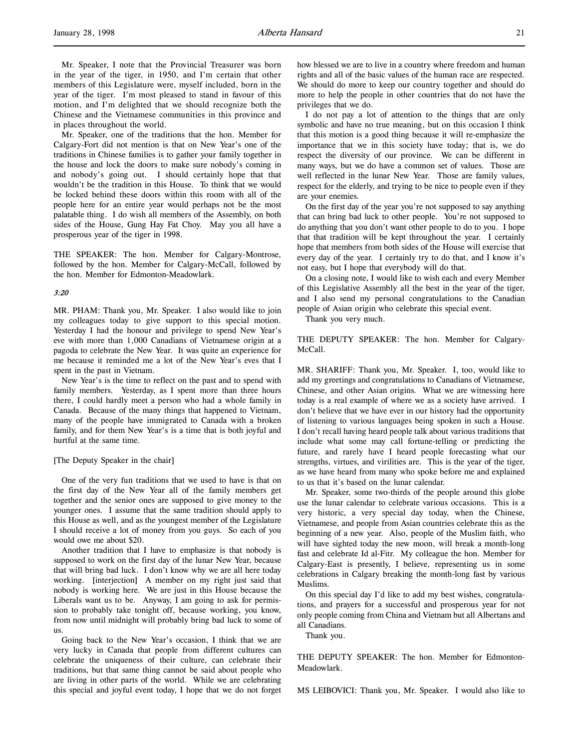Mr. Speaker, I note that the Provincial Treasurer was born in the year of the tiger, in 1950, and I'm certain that other members of this Legislature were, myself included, born in the year of the tiger. I'm most pleased to stand in favour of this motion, and I'm delighted that we should recognize both the Chinese and the Vietnamese communities in this province and in places throughout the world.

Mr. Speaker, one of the traditions that the hon. Member for Calgary-Fort did not mention is that on New Year's one of the traditions in Chinese families is to gather your family together in the house and lock the doors to make sure nobody's coming in and nobody's going out. I should certainly hope that that wouldn't be the tradition in this House. To think that we would be locked behind these doors within this room with all of the people here for an entire year would perhaps not be the most palatable thing. I do wish all members of the Assembly, on both sides of the House, Gung Hay Fat Choy. May you all have a prosperous year of the tiger in 1998.

THE SPEAKER: The hon. Member for Calgary-Montrose, followed by the hon. Member for Calgary-McCall, followed by the hon. Member for Edmonton-Meadowlark.

*3:20*

MR. PHAM: Thank you, Mr. Speaker. I also would like to join my colleagues today to give support to this special motion. Yesterday I had the honour and privilege to spend New Year's eve with more than 1,000 Canadians of Vietnamese origin at a pagoda to celebrate the New Year. It was quite an experience for me because it reminded me a lot of the New Year's eves that I spent in the past in Vietnam.

New Year's is the time to reflect on the past and to spend with family members. Yesterday, as I spent more than three hours there, I could hardly meet a person who had a whole family in Canada. Because of the many things that happened to Vietnam, many of the people have immigrated to Canada with a broken family, and for them New Year's is a time that is both joyful and hurtful at the same time.

[The Deputy Speaker in the chair]

One of the very fun traditions that we used to have is that on the first day of the New Year all of the family members get together and the senior ones are supposed to give money to the younger ones. I assume that the same tradition should apply to this House as well, and as the youngest member of the Legislature I should receive a lot of money from you guys. So each of you would owe me about $20.

Another tradition that I have to emphasize is that nobody is supposed to work on the first day of the lunar New Year, because that will bring bad luck. I don't know why we are all here today working. [interjection] A member on my right just said that nobody is working here. We are just in this House because the Liberals want us to be. Anyway, I am going to ask for permission to probably take tonight off, because working, you know, from now until midnight will probably bring bad luck to some of us.

Going back to the New Year's occasion, I think that we are very lucky in Canada that people from different cultures can celebrate the uniqueness of their culture, can celebrate their traditions, but that same thing cannot be said about people who are living in other parts of the world. While we are celebrating this special and joyful event today, I hope that we do not forget how blessed we are to live in a country where freedom and human rights and all of the basic values of the human race are respected. We should do more to keep our country together and should do more to help the people in other countries that do not have the privileges that we do.

I do not pay a lot of attention to the things that are only symbolic and have no true meaning, but on this occasion I think that this motion is a good thing because it will re-emphasize the importance that we in this society have today; that is, we do respect the diversity of our province. We can be different in many ways, but we do have a common set of values. Those are well reflected in the lunar New Year. Those are family values, respect for the elderly, and trying to be nice to people even if they are your enemies.

On the first day of the year you're not supposed to say anything that can bring bad luck to other people. You're not supposed to do anything that you don't want other people to do to you. I hope that that tradition will be kept throughout the year. I certainly hope that members from both sides of the House will exercise that every day of the year. I certainly try to do that, and I know it's not easy, but I hope that everybody will do that.

On a closing note, I would like to wish each and every Member of this Legislative Assembly all the best in the year of the tiger, and I also send my personal congratulations to the Canadian people of Asian origin who celebrate this special event.

Thank you very much.

THE DEPUTY SPEAKER: The hon. Member for Calgary-McCall.

MR. SHARIFF: Thank you, Mr. Speaker. I, too, would like to add my greetings and congratulations to Canadians of Vietnamese, Chinese, and other Asian origins. What we are witnessing here today is a real example of where we as a society have arrived. I don't believe that we have ever in our history had the opportunity of listening to various languages being spoken in such a House. I don't recall having heard people talk about various traditions that include what some may call fortune-telling or predicting the future, and rarely have I heard people forecasting what our strengths, virtues, and virilities are. This is the year of the tiger, as we have heard from many who spoke before me and explained to us that it's based on the lunar calendar.

Mr. Speaker, some two-thirds of the people around this globe use the lunar calendar to celebrate various occasions. This is a very historic, a very special day today, when the Chinese, Vietnamese, and people from Asian countries celebrate this as the beginning of a new year. Also, people of the Muslim faith, who will have sighted today the new moon, will break a month-long fast and celebrate Id al-Fitr. My colleague the hon. Member for Calgary-East is presently, I believe, representing us in some celebrations in Calgary breaking the month-long fast by various Muslims.

On this special day I'd like to add my best wishes, congratulations, and prayers for a successful and prosperous year for not only people coming from China and Vietnam but all Albertans and all Canadians.

Thank you.

THE DEPUTY SPEAKER: The hon. Member for Edmonton-Meadowlark.

MS LEIBOVICI: Thank you, Mr. Speaker. I would also like to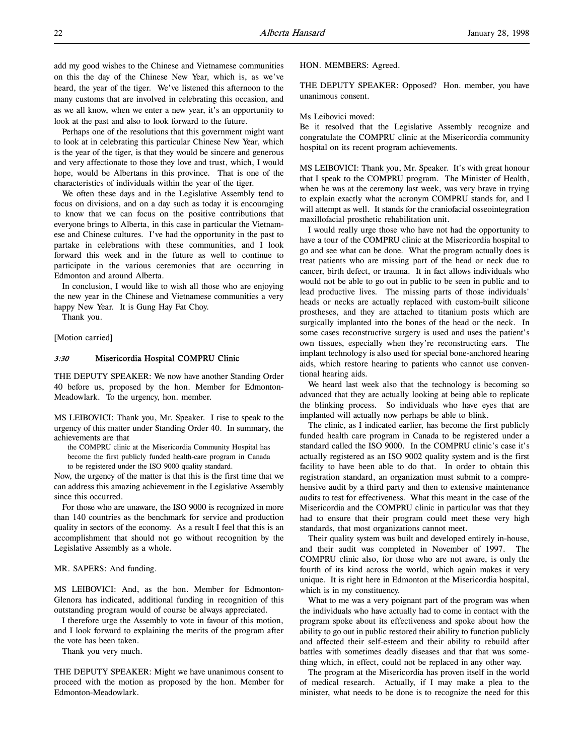add my good wishes to the Chinese and Vietnamese communities on this the day of the Chinese New Year, which is, as we've heard, the year of the tiger. We've listened this afternoon to the many customs that are involved in celebrating this occasion, and as we all know, when we enter a new year, it's an opportunity to look at the past and also to look forward to the future.

Perhaps one of the resolutions that this government might want to look at in celebrating this particular Chinese New Year, which is the year of the tiger, is that they would be sincere and generous and very affectionate to those they love and trust, which, I would hope, would be Albertans in this province. That is one of the characteristics of individuals within the year of the tiger.

We often these days and in the Legislative Assembly tend to focus on divisions, and on a day such as today it is encouraging to know that we can focus on the positive contributions that everyone brings to Alberta, in this case in particular the Vietnamese and Chinese cultures. I've had the opportunity in the past to partake in celebrations with these communities, and I look forward this week and in the future as well to continue to participate in the various ceremonies that are occurring in Edmonton and around Alberta.

In conclusion, I would like to wish all those who are enjoying the new year in the Chinese and Vietnamese communities a very happy New Year. It is Gung Hay Fat Choy.

Thank you.

[Motion carried]

### *3:30* Misericordia Hospital COMPRU Clinic

THE DEPUTY SPEAKER: We now have another Standing Order 40 before us, proposed by the hon. Member for Edmonton-Meadowlark. To the urgency, hon. member.

MS LEIBOVICI: Thank you, Mr. Speaker. I rise to speak to the urgency of this matter under Standing Order 40. In summary, the achievements are that

> the COMPRU clinic at the Misericordia Community Hospital has become the first publicly funded health-care program in Canada to be registered under the ISO 9000 quality standard.

Now, the urgency of the matter is that this is the first time that we can address this amazing achievement in the Legislative Assembly since this occurred.

For those who are unaware, the ISO 9000 is recognized in more than 140 countries as the benchmark for service and production quality in sectors of the economy. As a result I feel that this is an accomplishment that should not go without recognition by the Legislative Assembly as a whole.

MR. SAPERS: And funding.

MS LEIBOVICI: And, as the hon. Member for Edmonton-Glenora has indicated, additional funding in recognition of this outstanding program would of course be always appreciated.

I therefore urge the Assembly to vote in favour of this motion, and I look forward to explaining the merits of the program after the vote has been taken.

Thank you very much.

THE DEPUTY SPEAKER: Might we have unanimous consent to proceed with the motion as proposed by the hon. Member for Edmonton-Meadowlark.

HON. MEMBERS: Agreed.

THE DEPUTY SPEAKER: Opposed? Hon. member, you have unanimous consent.

Ms Leibovici moved:

Be it resolved that the Legislative Assembly recognize and congratulate the COMPRU clinic at the Misericordia community hospital on its recent program achievements.

MS LEIBOVICI: Thank you, Mr. Speaker. It's with great honour that I speak to the COMPRU program. The Minister of Health, when he was at the ceremony last week, was very brave in trying to explain exactly what the acronym COMPRU stands for, and I will attempt as well. It stands for the craniofacial osseointegration maxillofacial prosthetic rehabilitation unit.

I would really urge those who have not had the opportunity to have a tour of the COMPRU clinic at the Misericordia hospital to go and see what can be done. What the program actually does is treat patients who are missing part of the head or neck due to cancer, birth defect, or trauma. It in fact allows individuals who would not be able to go out in public to be seen in public and to lead productive lives. The missing parts of those individuals' heads or necks are actually replaced with custom-built silicone prostheses, and they are attached to titanium posts which are surgically implanted into the bones of the head or the neck. In some cases reconstructive surgery is used and uses the patient's own tissues, especially when they're reconstructing ears. The implant technology is also used for special bone-anchored hearing aids, which restore hearing to patients who cannot use conventional hearing aids.

We heard last week also that the technology is becoming so advanced that they are actually looking at being able to replicate the blinking process. So individuals who have eyes that are implanted will actually now perhaps be able to blink.

The clinic, as I indicated earlier, has become the first publicly funded health care program in Canada to be registered under a standard called the ISO 9000. In the COMPRU clinic's case it's actually registered as an ISO 9002 quality system and is the first facility to have been able to do that. In order to obtain this registration standard, an organization must submit to a comprehensive audit by a third party and then to extensive maintenance audits to test for effectiveness. What this meant in the case of the Misericordia and the COMPRU clinic in particular was that they had to ensure that their program could meet these very high standards, that most organizations cannot meet.

Their quality system was built and developed entirely in-house, and their audit was completed in November of 1997. The COMPRU clinic also, for those who are not aware, is only the fourth of its kind across the world, which again makes it very unique. It is right here in Edmonton at the Misericordia hospital, which is in my constituency.

What to me was a very poignant part of the program was when the individuals who have actually had to come in contact with the program spoke about its effectiveness and spoke about how the ability to go out in public restored their ability to function publicly and affected their self-esteem and their ability to rebuild after battles with sometimes deadly diseases and that that was something which, in effect, could not be replaced in any other way.

The program at the Misericordia has proven itself in the world of medical research. Actually, if I may make a plea to the minister, what needs to be done is to recognize the need for this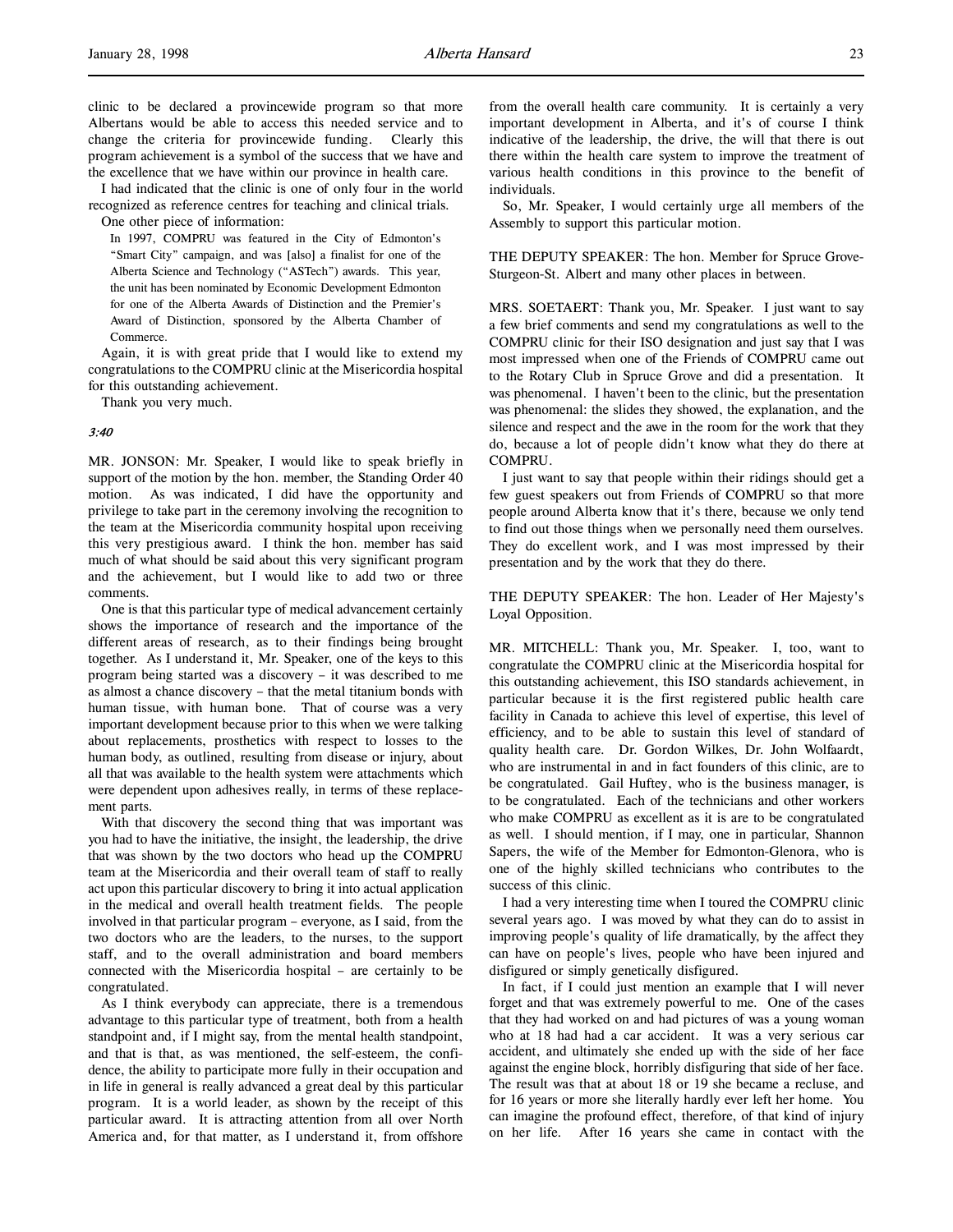clinic to be declared a provincewide program so that more Albertans would be able to access this needed service and to change the criteria for provincewide funding. Clearly this program achievement is a symbol of the success that we have and the excellence that we have within our province in health care.

I had indicated that the clinic is one of only four in the world recognized as reference centres for teaching and clinical trials.

One other piece of information:

> In 1997, COMPRU was featured in the City of Edmonton's "Smart City" campaign, and was [also] a finalist for one of the Alberta Science and Technology ("ASTech") awards. This year, the unit has been nominated by Economic Development Edmonton for one of the Alberta Awards of Distinction and the Premier's Award of Distinction, sponsored by the Alberta Chamber of Commerce.

Again, it is with great pride that I would like to extend my congratulations to the COMPRU clinic at the Misericordia hospital for this outstanding achievement.

Thank you very much.

*3:40*

MR. JONSON: Mr. Speaker, I would like to speak briefly in support of the motion by the hon. member, the Standing Order 40 motion. As was indicated, I did have the opportunity and privilege to take part in the ceremony involving the recognition to the team at the Misericordia community hospital upon receiving this very prestigious award. I think the hon. member has said much of what should be said about this very significant program and the achievement, but I would like to add two or three comments.

One is that this particular type of medical advancement certainly shows the importance of research and the importance of the different areas of research, as to their findings being brought together. As I understand it, Mr. Speaker, one of the keys to this program being started was a discovery – it was described to me as almost a chance discovery – that the metal titanium bonds with human tissue, with human bone. That of course was a very important development because prior to this when we were talking about replacements, prosthetics with respect to losses to the human body, as outlined, resulting from disease or injury, about all that was available to the health system were attachments which were dependent upon adhesives really, in terms of these replacement parts.

With that discovery the second thing that was important was you had to have the initiative, the insight, the leadership, the drive that was shown by the two doctors who head up the COMPRU team at the Misericordia and their overall team of staff to really act upon this particular discovery to bring it into actual application in the medical and overall health treatment fields. The people involved in that particular program – everyone, as I said, from the two doctors who are the leaders, to the nurses, to the support staff, and to the overall administration and board members connected with the Misericordia hospital – are certainly to be congratulated.

As I think everybody can appreciate, there is a tremendous advantage to this particular type of treatment, both from a health standpoint and, if I might say, from the mental health standpoint, and that is that, as was mentioned, the self-esteem, the confidence, the ability to participate more fully in their occupation and in life in general is really advanced a great deal by this particular program. It is a world leader, as shown by the receipt of this particular award. It is attracting attention from all over North America and, for that matter, as I understand it, from offshore from the overall health care community. It is certainly a very important development in Alberta, and it's of course I think indicative of the leadership, the drive, the will that there is out there within the health care system to improve the treatment of various health conditions in this province to the benefit of individuals.

So, Mr. Speaker, I would certainly urge all members of the Assembly to support this particular motion.

THE DEPUTY SPEAKER: The hon. Member for Spruce Grove-Sturgeon-St. Albert and many other places in between.

MRS. SOETAERT: Thank you, Mr. Speaker. I just want to say a few brief comments and send my congratulations as well to the COMPRU clinic for their ISO designation and just say that I was most impressed when one of the Friends of COMPRU came out to the Rotary Club in Spruce Grove and did a presentation. It was phenomenal. I haven't been to the clinic, but the presentation was phenomenal: the slides they showed, the explanation, and the silence and respect and the awe in the room for the work that they do, because a lot of people didn't know what they do there at COMPRU.

I just want to say that people within their ridings should get a few guest speakers out from Friends of COMPRU so that more people around Alberta know that it's there, because we only tend to find out those things when we personally need them ourselves. They do excellent work, and I was most impressed by their presentation and by the work that they do there.

THE DEPUTY SPEAKER: The hon. Leader of Her Majesty's Loyal Opposition.

MR. MITCHELL: Thank you, Mr. Speaker. I, too, want to congratulate the COMPRU clinic at the Misericordia hospital for this outstanding achievement, this ISO standards achievement, in particular because it is the first registered public health care facility in Canada to achieve this level of expertise, this level of efficiency, and to be able to sustain this level of standard of quality health care. Dr. Gordon Wilkes, Dr. John Wolfaardt, who are instrumental in and in fact founders of this clinic, are to be congratulated. Gail Huftey, who is the business manager, is to be congratulated. Each of the technicians and other workers who make COMPRU as excellent as it is are to be congratulated as well. I should mention, if I may, one in particular, Shannon Sapers, the wife of the Member for Edmonton-Glenora, who is one of the highly skilled technicians who contributes to the success of this clinic.

I had a very interesting time when I toured the COMPRU clinic several years ago. I was moved by what they can do to assist in improving people's quality of life dramatically, by the affect they can have on people's lives, people who have been injured and disfigured or simply genetically disfigured.

In fact, if I could just mention an example that I will never forget and that was extremely powerful to me. One of the cases that they had worked on and had pictures of was a young woman who at 18 had had a car accident. It was a very serious car accident, and ultimately she ended up with the side of her face against the engine block, horribly disfiguring that side of her face. The result was that at about 18 or 19 she became a recluse, and for 16 years or more she literally hardly ever left her home. You can imagine the profound effect, therefore, of that kind of injury on her life. After 16 years she came in contact with the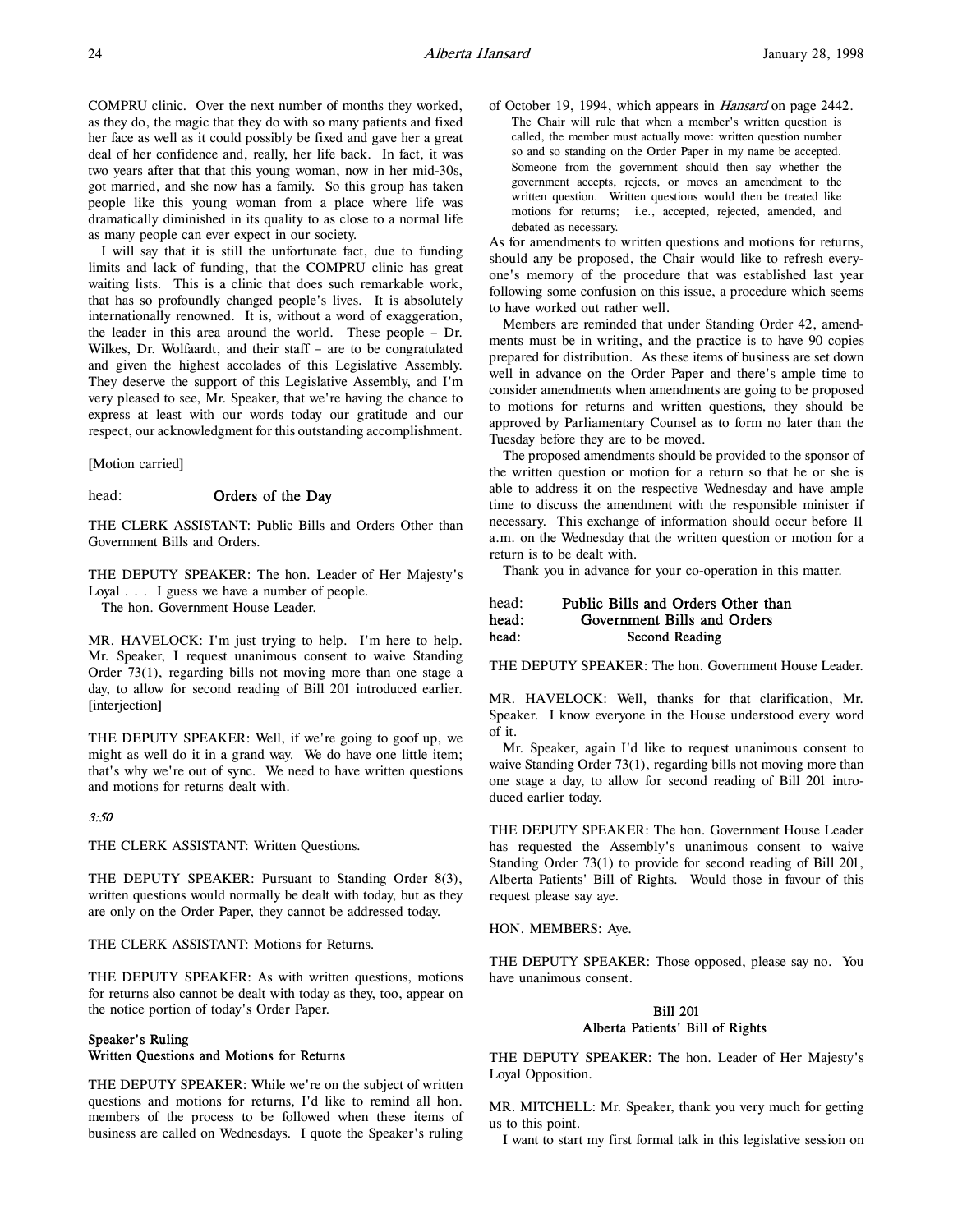COMPRU clinic. Over the next number of months they worked, as they do, the magic that they do with so many patients and fixed her face as well as it could possibly be fixed and gave her a great deal of her confidence and, really, her life back. In fact, it was two years after that that this young woman, now in her mid-30s, got married, and she now has a family. So this group has taken people like this young woman from a place where life was dramatically diminished in its quality to as close to a normal life as many people can ever expect in our society.

I will say that it is still the unfortunate fact, due to funding limits and lack of funding, that the COMPRU clinic has great waiting lists. This is a clinic that does such remarkable work, that has so profoundly changed people's lives. It is absolutely internationally renowned. It is, without a word of exaggeration, the leader in this area around the world. These people – Dr. Wilkes, Dr. Wolfaardt, and their staff – are to be congratulated and given the highest accolades of this Legislative Assembly. They deserve the support of this Legislative Assembly, and I'm very pleased to see, Mr. Speaker, that we're having the chance to express at least with our words today our gratitude and our respect, our acknowledgment for this outstanding accomplishment.

[Motion carried]

head: **Orders of the Day**

THE CLERK ASSISTANT: Public Bills and Orders Other than Government Bills and Orders.

THE DEPUTY SPEAKER: The hon. Leader of Her Majesty's Loyal . . . I guess we have a number of people.

The hon. Government House Leader.

MR. HAVELOCK: I'm just trying to help. I'm here to help. Mr. Speaker, I request unanimous consent to waive Standing Order 73(1), regarding bills not moving more than one stage a day, to allow for second reading of Bill 201 introduced earlier. [interjection]

THE DEPUTY SPEAKER: Well, if we're going to goof up, we might as well do it in a grand way. We do have one little item; that's why we're out of sync. We need to have written questions and motions for returns dealt with.

*3:50*

THE CLERK ASSISTANT: Written Questions.

THE DEPUTY SPEAKER: Pursuant to Standing Order 8(3), written questions would normally be dealt with today, but as they are only on the Order Paper, they cannot be addressed today.

THE CLERK ASSISTANT: Motions for Returns.

THE DEPUTY SPEAKER: As with written questions, motions for returns also cannot be dealt with today as they, too, appear on the notice portion of today's Order Paper.

**Speaker's Ruling**
**Written Questions and Motions for Returns**

THE DEPUTY SPEAKER: While we're on the subject of written questions and motions for returns, I'd like to remind all hon. members of the process to be followed when these items of business are called on Wednesdays. I quote the Speaker's ruling of October 19, 1994, which appears in *Hansard* on page 2442.

> The Chair will rule that when a member's written question is called, the member must actually move: written question number so and so standing on the Order Paper in my name be accepted. Someone from the government should then say whether the government accepts, rejects, or moves an amendment to the written question. Written questions would then be treated like motions for returns; i.e., accepted, rejected, amended, and debated as necessary.

As for amendments to written questions and motions for returns, should any be proposed, the Chair would like to refresh everyone's memory of the procedure that was established last year following some confusion on this issue, a procedure which seems to have worked out rather well.

Members are reminded that under Standing Order 42, amendments must be in writing, and the practice is to have 90 copies prepared for distribution. As these items of business are set down well in advance on the Order Paper and there's ample time to consider amendments when amendments are going to be proposed to motions for returns and written questions, they should be approved by Parliamentary Counsel as to form no later than the Tuesday before they are to be moved.

The proposed amendments should be provided to the sponsor of the written question or motion for a return so that he or she is able to address it on the respective Wednesday and have ample time to discuss the amendment with the responsible minister if necessary. This exchange of information should occur before 11 a.m. on the Wednesday that the written question or motion for a return is to be dealt with.

Thank you in advance for your co-operation in this matter.

head: **Public Bills and Orders Other than**
head: **Government Bills and Orders**
head: **Second Reading**

THE DEPUTY SPEAKER: The hon. Government House Leader.

MR. HAVELOCK: Well, thanks for that clarification, Mr. Speaker. I know everyone in the House understood every word of it.

Mr. Speaker, again I'd like to request unanimous consent to waive Standing Order 73(1), regarding bills not moving more than one stage a day, to allow for second reading of Bill 201 introduced earlier today.

THE DEPUTY SPEAKER: The hon. Government House Leader has requested the Assembly's unanimous consent to waive Standing Order 73(1) to provide for second reading of Bill 201, Alberta Patients' Bill of Rights. Would those in favour of this request please say aye.

HON. MEMBERS: Aye.

THE DEPUTY SPEAKER: Those opposed, please say no. You have unanimous consent.

**Bill 201**
**Alberta Patients' Bill of Rights**

THE DEPUTY SPEAKER: The hon. Leader of Her Majesty's Loyal Opposition.

MR. MITCHELL: Mr. Speaker, thank you very much for getting us to this point.

I want to start my first formal talk in this legislative session on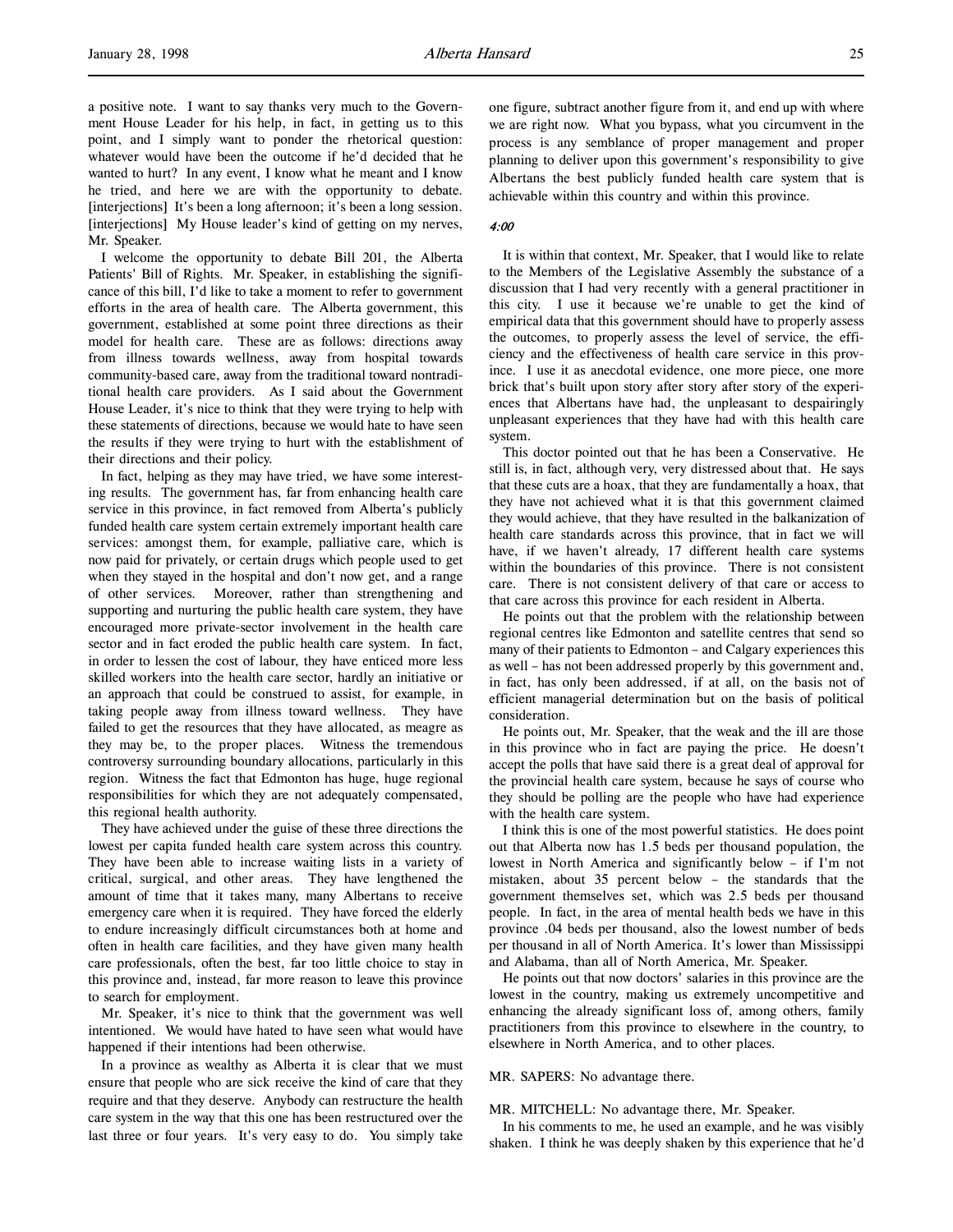a positive note. I want to say thanks very much to the Government House Leader for his help, in fact, in getting us to this point, and I simply want to ponder the rhetorical question: whatever would have been the outcome if he'd decided that he wanted to hurt? In any event, I know what he meant and I know he tried, and here we are with the opportunity to debate. [interjections] It's been a long afternoon; it's been a long session. [interjections] My House leader's kind of getting on my nerves, Mr. Speaker.

I welcome the opportunity to debate Bill 201, the Alberta Patients' Bill of Rights. Mr. Speaker, in establishing the significance of this bill, I'd like to take a moment to refer to government efforts in the area of health care. The Alberta government, this government, established at some point three directions as their model for health care. These are as follows: directions away from illness towards wellness, away from hospital towards community-based care, away from the traditional toward nontraditional health care providers. As I said about the Government House Leader, it's nice to think that they were trying to help with these statements of directions, because we would hate to have seen the results if they were trying to hurt with the establishment of their directions and their policy.

In fact, helping as they may have tried, we have some interesting results. The government has, far from enhancing health care service in this province, in fact removed from Alberta's publicly funded health care system certain extremely important health care services: amongst them, for example, palliative care, which is now paid for privately, or certain drugs which people used to get when they stayed in the hospital and don't now get, and a range of other services. Moreover, rather than strengthening and supporting and nurturing the public health care system, they have encouraged more private-sector involvement in the health care sector and in fact eroded the public health care system. In fact, in order to lessen the cost of labour, they have enticed more less skilled workers into the health care sector, hardly an initiative or an approach that could be construed to assist, for example, in taking people away from illness toward wellness. They have failed to get the resources that they have allocated, as meagre as they may be, to the proper places. Witness the tremendous controversy surrounding boundary allocations, particularly in this region. Witness the fact that Edmonton has huge, huge regional responsibilities for which they are not adequately compensated, this regional health authority.

They have achieved under the guise of these three directions the lowest per capita funded health care system across this country. They have been able to increase waiting lists in a variety of critical, surgical, and other areas. They have lengthened the amount of time that it takes many, many Albertans to receive emergency care when it is required. They have forced the elderly to endure increasingly difficult circumstances both at home and often in health care facilities, and they have given many health care professionals, often the best, far too little choice to stay in this province and, instead, far more reason to leave this province to search for employment.

Mr. Speaker, it's nice to think that the government was well intentioned. We would have hated to have seen what would have happened if their intentions had been otherwise.

In a province as wealthy as Alberta it is clear that we must ensure that people who are sick receive the kind of care that they require and that they deserve. Anybody can restructure the health care system in the way that this one has been restructured over the last three or four years. It's very easy to do. You simply take one figure, subtract another figure from it, and end up with where we are right now. What you bypass, what you circumvent in the process is any semblance of proper management and proper planning to deliver upon this government's responsibility to give Albertans the best publicly funded health care system that is achievable within this country and within this province.

*4:00*

It is within that context, Mr. Speaker, that I would like to relate to the Members of the Legislative Assembly the substance of a discussion that I had very recently with a general practitioner in this city. I use it because we're unable to get the kind of empirical data that this government should have to properly assess the outcomes, to properly assess the level of service, the efficiency and the effectiveness of health care service in this province. I use it as anecdotal evidence, one more piece, one more brick that's built upon story after story after story of the experiences that Albertans have had, the unpleasant to despairingly unpleasant experiences that they have had with this health care system.

This doctor pointed out that he has been a Conservative. He still is, in fact, although very, very distressed about that. He says that these cuts are a hoax, that they are fundamentally a hoax, that they have not achieved what it is that this government claimed they would achieve, that they have resulted in the balkanization of health care standards across this province, that in fact we will have, if we haven't already, 17 different health care systems within the boundaries of this province. There is not consistent care. There is not consistent delivery of that care or access to that care across this province for each resident in Alberta.

He points out that the problem with the relationship between regional centres like Edmonton and satellite centres that send so many of their patients to Edmonton – and Calgary experiences this as well – has not been addressed properly by this government and, in fact, has only been addressed, if at all, on the basis not of efficient managerial determination but on the basis of political consideration.

He points out, Mr. Speaker, that the weak and the ill are those in this province who in fact are paying the price. He doesn't accept the polls that have said there is a great deal of approval for the provincial health care system, because he says of course who they should be polling are the people who have had experience with the health care system.

I think this is one of the most powerful statistics. He does point out that Alberta now has 1.5 beds per thousand population, the lowest in North America and significantly below – if I'm not mistaken, about 35 percent below – the standards that the government themselves set, which was 2.5 beds per thousand people. In fact, in the area of mental health beds we have in this province .04 beds per thousand, also the lowest number of beds per thousand in all of North America. It's lower than Mississippi and Alabama, than all of North America, Mr. Speaker.

He points out that now doctors' salaries in this province are the lowest in the country, making us extremely uncompetitive and enhancing the already significant loss of, among others, family practitioners from this province to elsewhere in the country, to elsewhere in North America, and to other places.

MR. SAPERS: No advantage there.

MR. MITCHELL: No advantage there, Mr. Speaker.

In his comments to me, he used an example, and he was visibly shaken. I think he was deeply shaken by this experience that he'd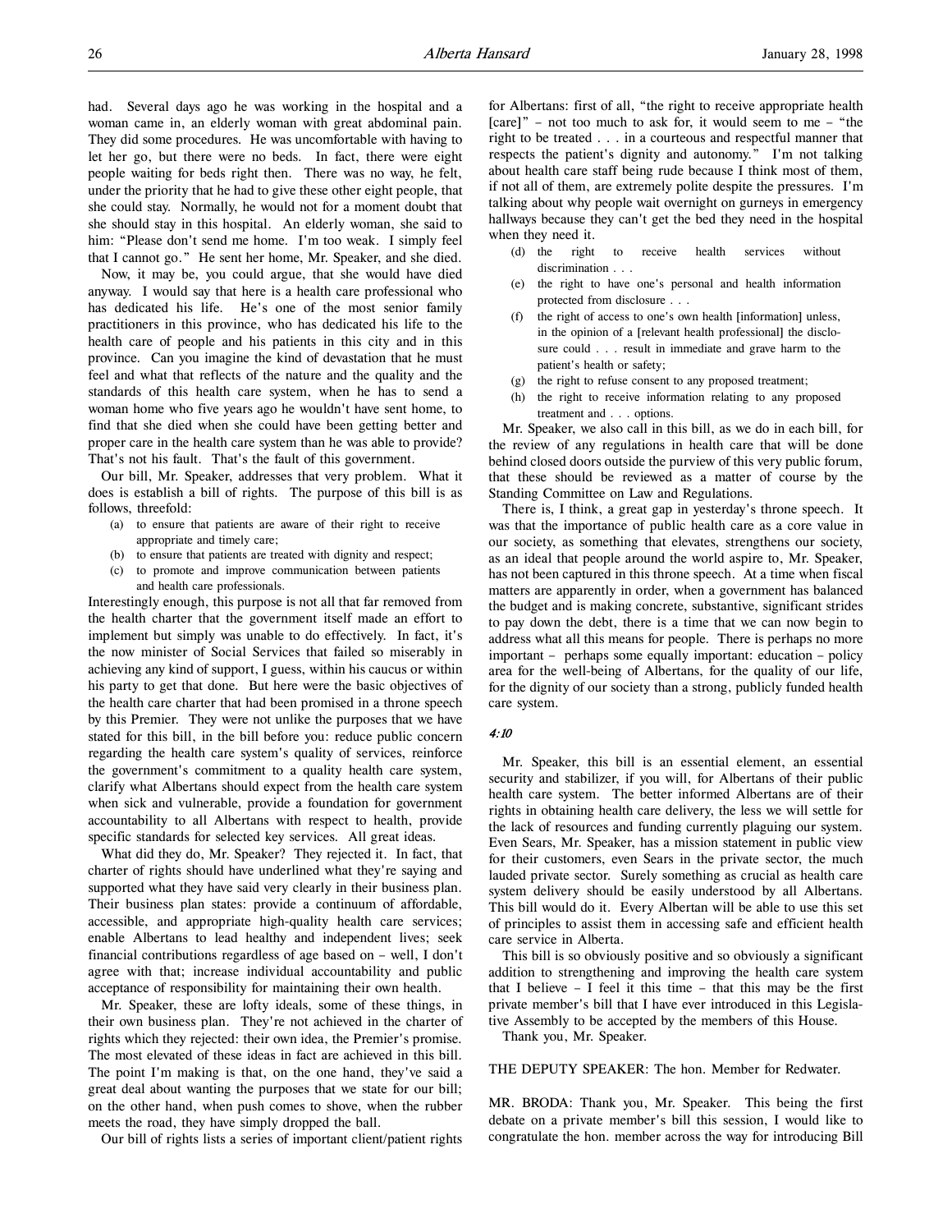had. Several days ago he was working in the hospital and a woman came in, an elderly woman with great abdominal pain. They did some procedures. He was uncomfortable with having to let her go, but there were no beds. In fact, there were eight people waiting for beds right then. There was no way, he felt, under the priority that he had to give these other eight people, that she could stay. Normally, he would not for a moment doubt that she should stay in this hospital. An elderly woman, she said to him: "Please don't send me home. I'm too weak. I simply feel that I cannot go." He sent her home, Mr. Speaker, and she died.

Now, it may be, you could argue, that she would have died anyway. I would say that here is a health care professional who has dedicated his life. He's one of the most senior family practitioners in this province, who has dedicated his life to the health care of people and his patients in this city and in this province. Can you imagine the kind of devastation that he must feel and what that reflects of the nature and the quality and the standards of this health care system, when he has to send a woman home who five years ago he wouldn't have sent home, to find that she died when she could have been getting better and proper care in the health care system than he was able to provide? That's not his fault. That's the fault of this government.

Our bill, Mr. Speaker, addresses that very problem. What it does is establish a bill of rights. The purpose of this bill is as follows, threefold:

(a) to ensure that patients are aware of their right to receive appropriate and timely care;
(b) to ensure that patients are treated with dignity and respect;
(c) to promote and improve communication between patients and health care professionals.

Interestingly enough, this purpose is not all that far removed from the health charter that the government itself made an effort to implement but simply was unable to do effectively. In fact, it's the now minister of Social Services that failed so miserably in achieving any kind of support, I guess, within his caucus or within his party to get that done. But here were the basic objectives of the health care charter that had been promised in a throne speech by this Premier. They were not unlike the purposes that we have stated for this bill, in the bill before you: reduce public concern regarding the health care system's quality of services, reinforce the government's commitment to a quality health care system, clarify what Albertans should expect from the health care system when sick and vulnerable, provide a foundation for government accountability to all Albertans with respect to health, provide specific standards for selected key services. All great ideas.

What did they do, Mr. Speaker? They rejected it. In fact, that charter of rights should have underlined what they're saying and supported what they have said very clearly in their business plan. Their business plan states: provide a continuum of affordable, accessible, and appropriate high-quality health care services; enable Albertans to lead healthy and independent lives; seek financial contributions regardless of age based on – well, I don't agree with that; increase individual accountability and public acceptance of responsibility for maintaining their own health.

Mr. Speaker, these are lofty ideals, some of these things, in their own business plan. They're not achieved in the charter of rights which they rejected: their own idea, the Premier's promise. The most elevated of these ideas in fact are achieved in this bill. The point I'm making is that, on the one hand, they've said a great deal about wanting the purposes that we state for our bill; on the other hand, when push comes to shove, when the rubber meets the road, they have simply dropped the ball.

Our bill of rights lists a series of important client/patient rights for Albertans: first of all, "the right to receive appropriate health [care]" – not too much to ask for, it would seem to me – "the right to be treated . . . in a courteous and respectful manner that respects the patient's dignity and autonomy." I'm not talking about health care staff being rude because I think most of them, if not all of them, are extremely polite despite the pressures. I'm talking about why people wait overnight on gurneys in emergency hallways because they can't get the bed they need in the hospital when they need it.

(d) the right to receive health services without discrimination . . .
(e) the right to have one's personal and health information protected from disclosure . . .
(f) the right of access to one's own health [information] unless, in the opinion of a [relevant health professional] the disclosure could . . . result in immediate and grave harm to the patient's health or safety;
(g) the right to refuse consent to any proposed treatment;
(h) the right to receive information relating to any proposed treatment and . . . options.

Mr. Speaker, we also call in this bill, as we do in each bill, for the review of any regulations in health care that will be done behind closed doors outside the purview of this very public forum, that these should be reviewed as a matter of course by the Standing Committee on Law and Regulations.

There is, I think, a great gap in yesterday's throne speech. It was that the importance of public health care as a core value in our society, as something that elevates, strengthens our society, as an ideal that people around the world aspire to, Mr. Speaker, has not been captured in this throne speech. At a time when fiscal matters are apparently in order, when a government has balanced the budget and is making concrete, substantive, significant strides to pay down the debt, there is a time that we can now begin to address what all this means for people. There is perhaps no more important – perhaps some equally important: education – policy area for the well-being of Albertans, for the quality of our life, for the dignity of our society than a strong, publicly funded health care system.

*4:10*

Mr. Speaker, this bill is an essential element, an essential security and stabilizer, if you will, for Albertans of their public health care system. The better informed Albertans are of their rights in obtaining health care delivery, the less we will settle for the lack of resources and funding currently plaguing our system. Even Sears, Mr. Speaker, has a mission statement in public view for their customers, even Sears in the private sector, the much lauded private sector. Surely something as crucial as health care system delivery should be easily understood by all Albertans. This bill would do it. Every Albertan will be able to use this set of principles to assist them in accessing safe and efficient health care service in Alberta.

This bill is so obviously positive and so obviously a significant addition to strengthening and improving the health care system that I believe – I feel it this time – that this may be the first private member's bill that I have ever introduced in this Legislative Assembly to be accepted by the members of this House.

Thank you, Mr. Speaker.

THE DEPUTY SPEAKER: The hon. Member for Redwater.

MR. BRODA: Thank you, Mr. Speaker. This being the first debate on a private member's bill this session, I would like to congratulate the hon. member across the way for introducing Bill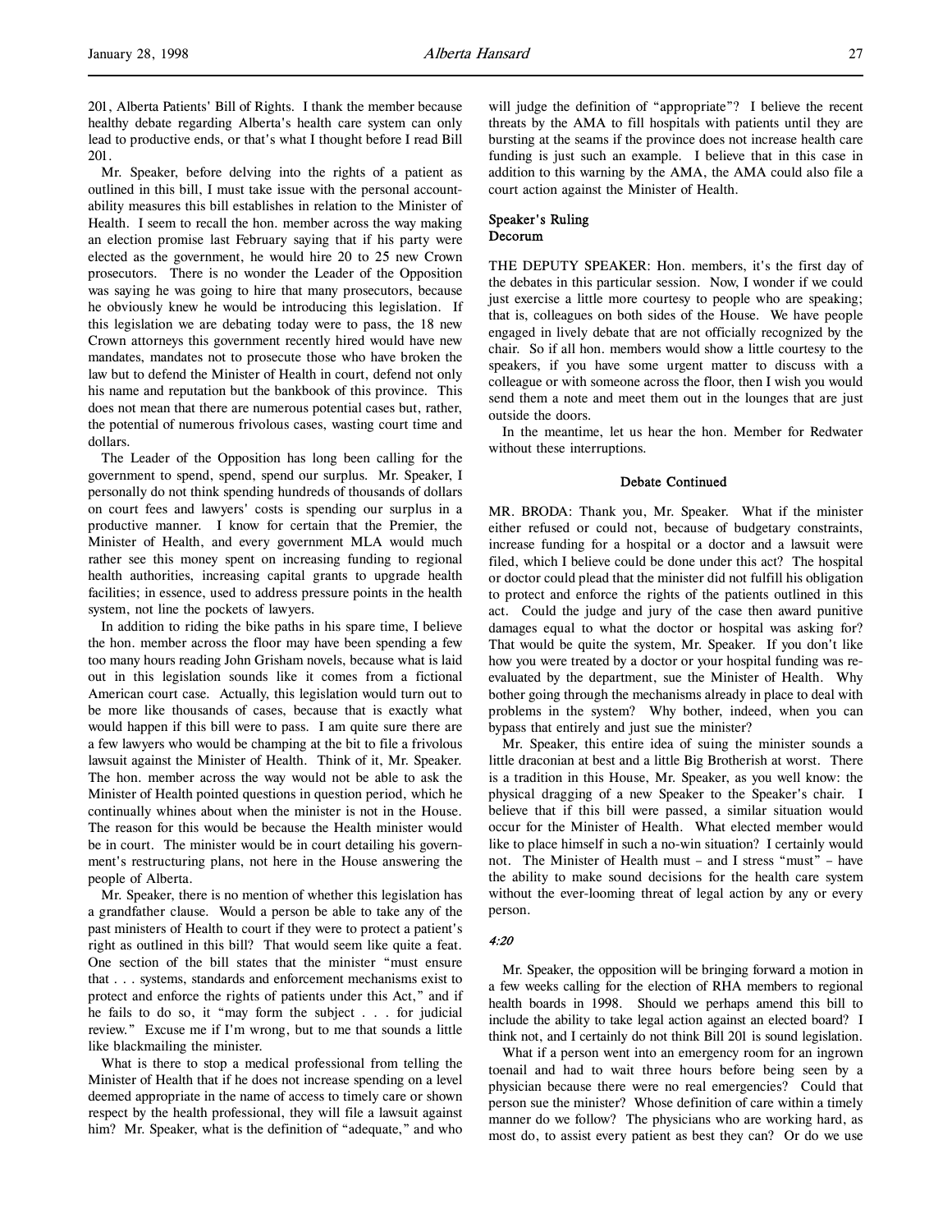201, Alberta Patients' Bill of Rights. I thank the member because healthy debate regarding Alberta's health care system can only lead to productive ends, or that's what I thought before I read Bill 201.

Mr. Speaker, before delving into the rights of a patient as outlined in this bill, I must take issue with the personal accountability measures this bill establishes in relation to the Minister of Health. I seem to recall the hon. member across the way making an election promise last February saying that if his party were elected as the government, he would hire 20 to 25 new Crown prosecutors. There is no wonder the Leader of the Opposition was saying he was going to hire that many prosecutors, because he obviously knew he would be introducing this legislation. If this legislation we are debating today were to pass, the 18 new Crown attorneys this government recently hired would have new mandates, mandates not to prosecute those who have broken the law but to defend the Minister of Health in court, defend not only his name and reputation but the bankbook of this province. This does not mean that there are numerous potential cases but, rather, the potential of numerous frivolous cases, wasting court time and dollars.

The Leader of the Opposition has long been calling for the government to spend, spend, spend our surplus. Mr. Speaker, I personally do not think spending hundreds of thousands of dollars on court fees and lawyers' costs is spending our surplus in a productive manner. I know for certain that the Premier, the Minister of Health, and every government MLA would much rather see this money spent on increasing funding to regional health authorities, increasing capital grants to upgrade health facilities; in essence, used to address pressure points in the health system, not line the pockets of lawyers.

In addition to riding the bike paths in his spare time, I believe the hon. member across the floor may have been spending a few too many hours reading John Grisham novels, because what is laid out in this legislation sounds like it comes from a fictional American court case. Actually, this legislation would turn out to be more like thousands of cases, because that is exactly what would happen if this bill were to pass. I am quite sure there are a few lawyers who would be champing at the bit to file a frivolous lawsuit against the Minister of Health. Think of it, Mr. Speaker. The hon. member across the way would not be able to ask the Minister of Health pointed questions in question period, which he continually whines about when the minister is not in the House. The reason for this would be because the Health minister would be in court. The minister would be in court detailing his government's restructuring plans, not here in the House answering the people of Alberta.

Mr. Speaker, there is no mention of whether this legislation has a grandfather clause. Would a person be able to take any of the past ministers of Health to court if they were to protect a patient's right as outlined in this bill? That would seem like quite a feat. One section of the bill states that the minister "must ensure that . . . systems, standards and enforcement mechanisms exist to protect and enforce the rights of patients under this Act," and if he fails to do so, it "may form the subject . . . for judicial review." Excuse me if I'm wrong, but to me that sounds a little like blackmailing the minister.

What is there to stop a medical professional from telling the Minister of Health that if he does not increase spending on a level deemed appropriate in the name of access to timely care or shown respect by the health professional, they will file a lawsuit against him? Mr. Speaker, what is the definition of "adequate," and who will judge the definition of "appropriate"? I believe the recent threats by the AMA to fill hospitals with patients until they are bursting at the seams if the province does not increase health care funding is just such an example. I believe that in this case in addition to this warning by the AMA, the AMA could also file a court action against the Minister of Health.

**Speaker's Ruling**
**Decorum**

THE DEPUTY SPEAKER: Hon. members, it's the first day of the debates in this particular session. Now, I wonder if we could just exercise a little more courtesy to people who are speaking; that is, colleagues on both sides of the House. We have people engaged in lively debate that are not officially recognized by the chair. So if all hon. members would show a little courtesy to the speakers, if you have some urgent matter to discuss with a colleague or with someone across the floor, then I wish you would send them a note and meet them out in the lounges that are just outside the doors.

In the meantime, let us hear the hon. Member for Redwater without these interruptions.

**Debate Continued**

MR. BRODA: Thank you, Mr. Speaker. What if the minister either refused or could not, because of budgetary constraints, increase funding for a hospital or a doctor and a lawsuit were filed, which I believe could be done under this act? The hospital or doctor could plead that the minister did not fulfill his obligation to protect and enforce the rights of the patients outlined in this act. Could the judge and jury of the case then award punitive damages equal to what the doctor or hospital was asking for? That would be quite the system, Mr. Speaker. If you don't like how you were treated by a doctor or your hospital funding was re-evaluated by the department, sue the Minister of Health. Why bother going through the mechanisms already in place to deal with problems in the system? Why bother, indeed, when you can bypass that entirely and just sue the minister?

Mr. Speaker, this entire idea of suing the minister sounds a little draconian at best and a little Big Brotherish at worst. There is a tradition in this House, Mr. Speaker, as you well know: the physical dragging of a new Speaker to the Speaker's chair. I believe that if this bill were passed, a similar situation would occur for the Minister of Health. What elected member would like to place himself in such a no-win situation? I certainly would not. The Minister of Health must – and I stress "must" – have the ability to make sound decisions for the health care system without the ever-looming threat of legal action by any or every person.

*4:20*

Mr. Speaker, the opposition will be bringing forward a motion in a few weeks calling for the election of RHA members to regional health boards in 1998. Should we perhaps amend this bill to include the ability to take legal action against an elected board? I think not, and I certainly do not think Bill 201 is sound legislation.

What if a person went into an emergency room for an ingrown toenail and had to wait three hours before being seen by a physician because there were no real emergencies? Could that person sue the minister? Whose definition of care within a timely manner do we follow? The physicians who are working hard, as most do, to assist every patient as best they can? Or do we use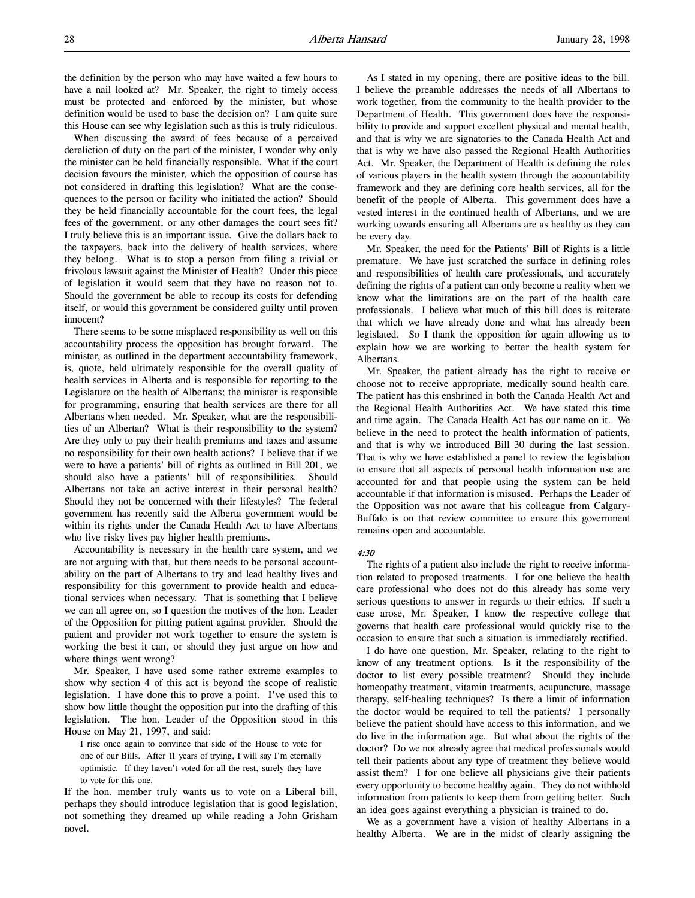the definition by the person who may have waited a few hours to have a nail looked at? Mr. Speaker, the right to timely access must be protected and enforced by the minister, but whose definition would be used to base the decision on? I am quite sure this House can see why legislation such as this is truly ridiculous.

When discussing the award of fees because of a perceived dereliction of duty on the part of the minister, I wonder why only the minister can be held financially responsible. What if the court decision favours the minister, which the opposition of course has not considered in drafting this legislation? What are the consequences to the person or facility who initiated the action? Should they be held financially accountable for the court fees, the legal fees of the government, or any other damages the court sees fit? I truly believe this is an important issue. Give the dollars back to the taxpayers, back into the delivery of health services, where they belong. What is to stop a person from filing a trivial or frivolous lawsuit against the Minister of Health? Under this piece of legislation it would seem that they have no reason not to. Should the government be able to recoup its costs for defending itself, or would this government be considered guilty until proven innocent?

There seems to be some misplaced responsibility as well on this accountability process the opposition has brought forward. The minister, as outlined in the department accountability framework, is, quote, held ultimately responsible for the overall quality of health services in Alberta and is responsible for reporting to the Legislature on the health of Albertans; the minister is responsible for programming, ensuring that health services are there for all Albertans when needed. Mr. Speaker, what are the responsibilities of an Albertan? What is their responsibility to the system? Are they only to pay their health premiums and taxes and assume no responsibility for their own health actions? I believe that if we were to have a patients' bill of rights as outlined in Bill 201, we should also have a patients' bill of responsibilities. Should Albertans not take an active interest in their personal health? Should they not be concerned with their lifestyles? The federal government has recently said the Alberta government would be within its rights under the Canada Health Act to have Albertans who live risky lives pay higher health premiums.

Accountability is necessary in the health care system, and we are not arguing with that, but there needs to be personal accountability on the part of Albertans to try and lead healthy lives and responsibility for this government to provide health and educational services when necessary. That is something that I believe we can all agree on, so I question the motives of the hon. Leader of the Opposition for pitting patient against provider. Should the patient and provider not work together to ensure the system is working the best it can, or should they just argue on how and where things went wrong?

Mr. Speaker, I have used some rather extreme examples to show why section 4 of this act is beyond the scope of realistic legislation. I have done this to prove a point. I've used this to show how little thought the opposition put into the drafting of this legislation. The hon. Leader of the Opposition stood in this House on May 21, 1997, and said:

> I rise once again to convince that side of the House to vote for one of our Bills. After 11 years of trying, I will say I'm eternally optimistic. If they haven't voted for all the rest, surely they have to vote for this one.

If the hon. member truly wants us to vote on a Liberal bill, perhaps they should introduce legislation that is good legislation, not something they dreamed up while reading a John Grisham novel.

As I stated in my opening, there are positive ideas to the bill. I believe the preamble addresses the needs of all Albertans to work together, from the community to the health provider to the Department of Health. This government does have the responsibility to provide and support excellent physical and mental health, and that is why we are signatories to the Canada Health Act and that is why we have also passed the Regional Health Authorities Act. Mr. Speaker, the Department of Health is defining the roles of various players in the health system through the accountability framework and they are defining core health services, all for the benefit of the people of Alberta. This government does have a vested interest in the continued health of Albertans, and we are working towards ensuring all Albertans are as healthy as they can be every day.

Mr. Speaker, the need for the Patients' Bill of Rights is a little premature. We have just scratched the surface in defining roles and responsibilities of health care professionals, and accurately defining the rights of a patient can only become a reality when we know what the limitations are on the part of the health care professionals. I believe what much of this bill does is reiterate that which we have already done and what has already been legislated. So I thank the opposition for again allowing us to explain how we are working to better the health system for Albertans.

Mr. Speaker, the patient already has the right to receive or choose not to receive appropriate, medically sound health care. The patient has this enshrined in both the Canada Health Act and the Regional Health Authorities Act. We have stated this time and time again. The Canada Health Act has our name on it. We believe in the need to protect the health information of patients, and that is why we introduced Bill 30 during the last session. That is why we have established a panel to review the legislation to ensure that all aspects of personal health information use are accounted for and that people using the system can be held accountable if that information is misused. Perhaps the Leader of the Opposition was not aware that his colleague from Calgary-Buffalo is on that review committee to ensure this government remains open and accountable.

*4:30*

The rights of a patient also include the right to receive information related to proposed treatments. I for one believe the health care professional who does not do this already has some very serious questions to answer in regards to their ethics. If such a case arose, Mr. Speaker, I know the respective college that governs that health care professional would quickly rise to the occasion to ensure that such a situation is immediately rectified.

I do have one question, Mr. Speaker, relating to the right to know of any treatment options. Is it the responsibility of the doctor to list every possible treatment? Should they include homeopathy treatment, vitamin treatments, acupuncture, massage therapy, self-healing techniques? Is there a limit of information the doctor would be required to tell the patients? I personally believe the patient should have access to this information, and we do live in the information age. But what about the rights of the doctor? Do we not already agree that medical professionals would tell their patients about any type of treatment they believe would assist them? I for one believe all physicians give their patients every opportunity to become healthy again. They do not withhold information from patients to keep them from getting better. Such an idea goes against everything a physician is trained to do.

We as a government have a vision of healthy Albertans in a healthy Alberta. We are in the midst of clearly assigning the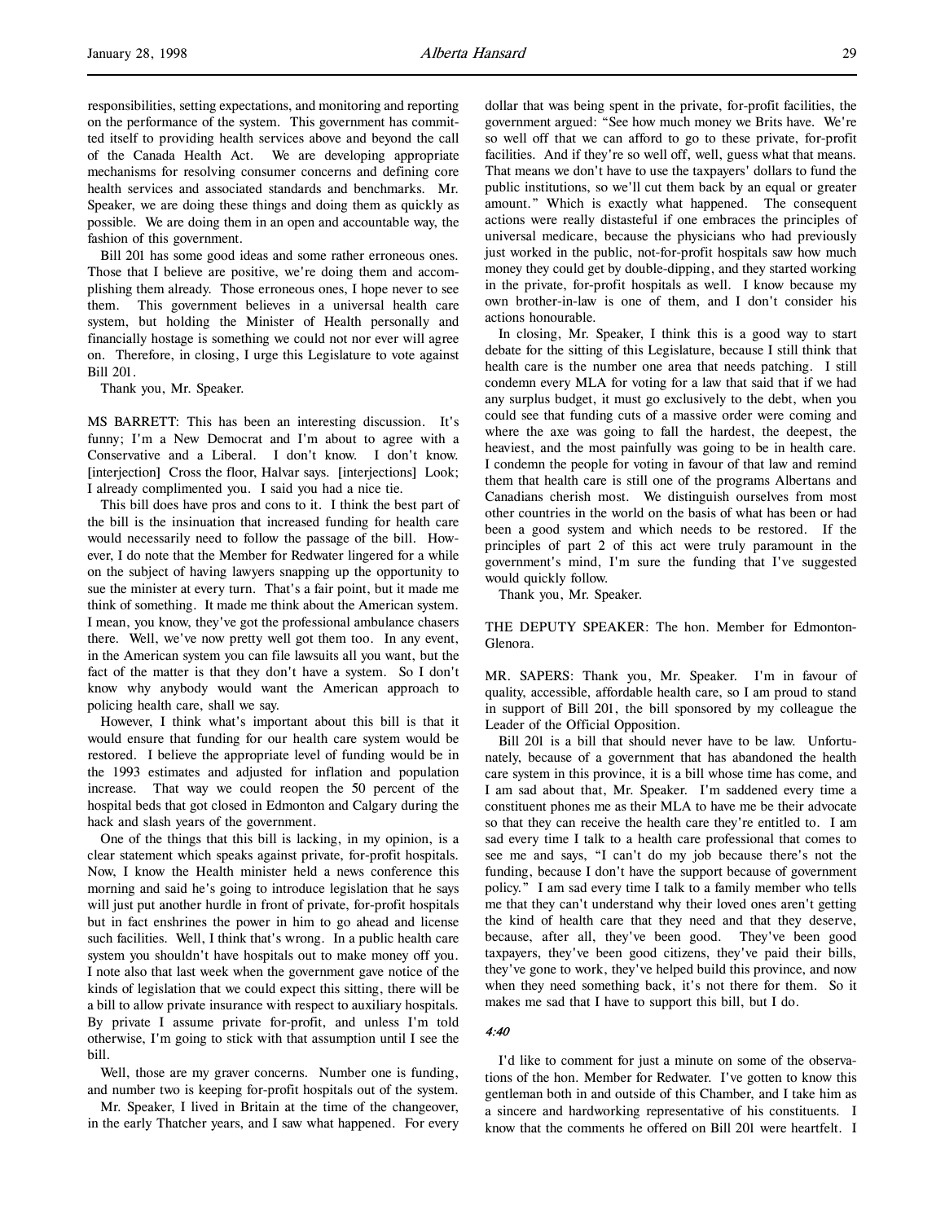responsibilities, setting expectations, and monitoring and reporting on the performance of the system. This government has committed itself to providing health services above and beyond the call of the Canada Health Act. We are developing appropriate mechanisms for resolving consumer concerns and defining core health services and associated standards and benchmarks. Mr. Speaker, we are doing these things and doing them as quickly as possible. We are doing them in an open and accountable way, the fashion of this government.

Bill 201 has some good ideas and some rather erroneous ones. Those that I believe are positive, we're doing them and accomplishing them already. Those erroneous ones, I hope never to see them. This government believes in a universal health care system, but holding the Minister of Health personally and financially hostage is something we could not nor ever will agree on. Therefore, in closing, I urge this Legislature to vote against Bill 201.

Thank you, Mr. Speaker.

MS BARRETT: This has been an interesting discussion. It's funny; I'm a New Democrat and I'm about to agree with a Conservative and a Liberal. I don't know. I don't know. [interjection] Cross the floor, Halvar says. [interjections] Look; I already complimented you. I said you had a nice tie.

This bill does have pros and cons to it. I think the best part of the bill is the insinuation that increased funding for health care would necessarily need to follow the passage of the bill. However, I do note that the Member for Redwater lingered for a while on the subject of having lawyers snapping up the opportunity to sue the minister at every turn. That's a fair point, but it made me think of something. It made me think about the American system. I mean, you know, they've got the professional ambulance chasers there. Well, we've now pretty well got them too. In any event, in the American system you can file lawsuits all you want, but the fact of the matter is that they don't have a system. So I don't know why anybody would want the American approach to policing health care, shall we say.

However, I think what's important about this bill is that it would ensure that funding for our health care system would be restored. I believe the appropriate level of funding would be in the 1993 estimates and adjusted for inflation and population increase. That way we could reopen the 50 percent of the hospital beds that got closed in Edmonton and Calgary during the hack and slash years of the government.

One of the things that this bill is lacking, in my opinion, is a clear statement which speaks against private, for-profit hospitals. Now, I know the Health minister held a news conference this morning and said he's going to introduce legislation that he says will just put another hurdle in front of private, for-profit hospitals but in fact enshrines the power in him to go ahead and license such facilities. Well, I think that's wrong. In a public health care system you shouldn't have hospitals out to make money off you. I note also that last week when the government gave notice of the kinds of legislation that we could expect this sitting, there will be a bill to allow private insurance with respect to auxiliary hospitals. By private I assume private for-profit, and unless I'm told otherwise, I'm going to stick with that assumption until I see the bill.

Well, those are my graver concerns. Number one is funding, and number two is keeping for-profit hospitals out of the system.

Mr. Speaker, I lived in Britain at the time of the changeover, in the early Thatcher years, and I saw what happened. For every dollar that was being spent in the private, for-profit facilities, the government argued: "See how much money we Brits have. We're so well off that we can afford to go to these private, for-profit facilities. And if they're so well off, well, guess what that means. That means we don't have to use the taxpayers' dollars to fund the public institutions, so we'll cut them back by an equal or greater amount." Which is exactly what happened. The consequent actions were really distasteful if one embraces the principles of universal medicare, because the physicians who had previously just worked in the public, not-for-profit hospitals saw how much money they could get by double-dipping, and they started working in the private, for-profit hospitals as well. I know because my own brother-in-law is one of them, and I don't consider his actions honourable.

In closing, Mr. Speaker, I think this is a good way to start debate for the sitting of this Legislature, because I still think that health care is the number one area that needs patching. I still condemn every MLA for voting for a law that said that if we had any surplus budget, it must go exclusively to the debt, when you could see that funding cuts of a massive order were coming and where the axe was going to fall the hardest, the deepest, the heaviest, and the most painfully was going to be in health care. I condemn the people for voting in favour of that law and remind them that health care is still one of the programs Albertans and Canadians cherish most. We distinguish ourselves from most other countries in the world on the basis of what has been or had been a good system and which needs to be restored. If the principles of part 2 of this act were truly paramount in the government's mind, I'm sure the funding that I've suggested would quickly follow.

Thank you, Mr. Speaker.

THE DEPUTY SPEAKER: The hon. Member for Edmonton-Glenora.

MR. SAPERS: Thank you, Mr. Speaker. I'm in favour of quality, accessible, affordable health care, so I am proud to stand in support of Bill 201, the bill sponsored by my colleague the Leader of the Official Opposition.

Bill 201 is a bill that should never have to be law. Unfortunately, because of a government that has abandoned the health care system in this province, it is a bill whose time has come, and I am sad about that, Mr. Speaker. I'm saddened every time a constituent phones me as their MLA to have me be their advocate so that they can receive the health care they're entitled to. I am sad every time I talk to a health care professional that comes to see me and says, "I can't do my job because there's not the funding, because I don't have the support because of government policy." I am sad every time I talk to a family member who tells me that they can't understand why their loved ones aren't getting the kind of health care that they need and that they deserve, because, after all, they've been good. They've been good taxpayers, they've been good citizens, they've paid their bills, they've gone to work, they've helped build this province, and now when they need something back, it's not there for them. So it makes me sad that I have to support this bill, but I do.

*4:40*

I'd like to comment for just a minute on some of the observations of the hon. Member for Redwater. I've gotten to know this gentleman both in and outside of this Chamber, and I take him as a sincere and hardworking representative of his constituents. I know that the comments he offered on Bill 201 were heartfelt. I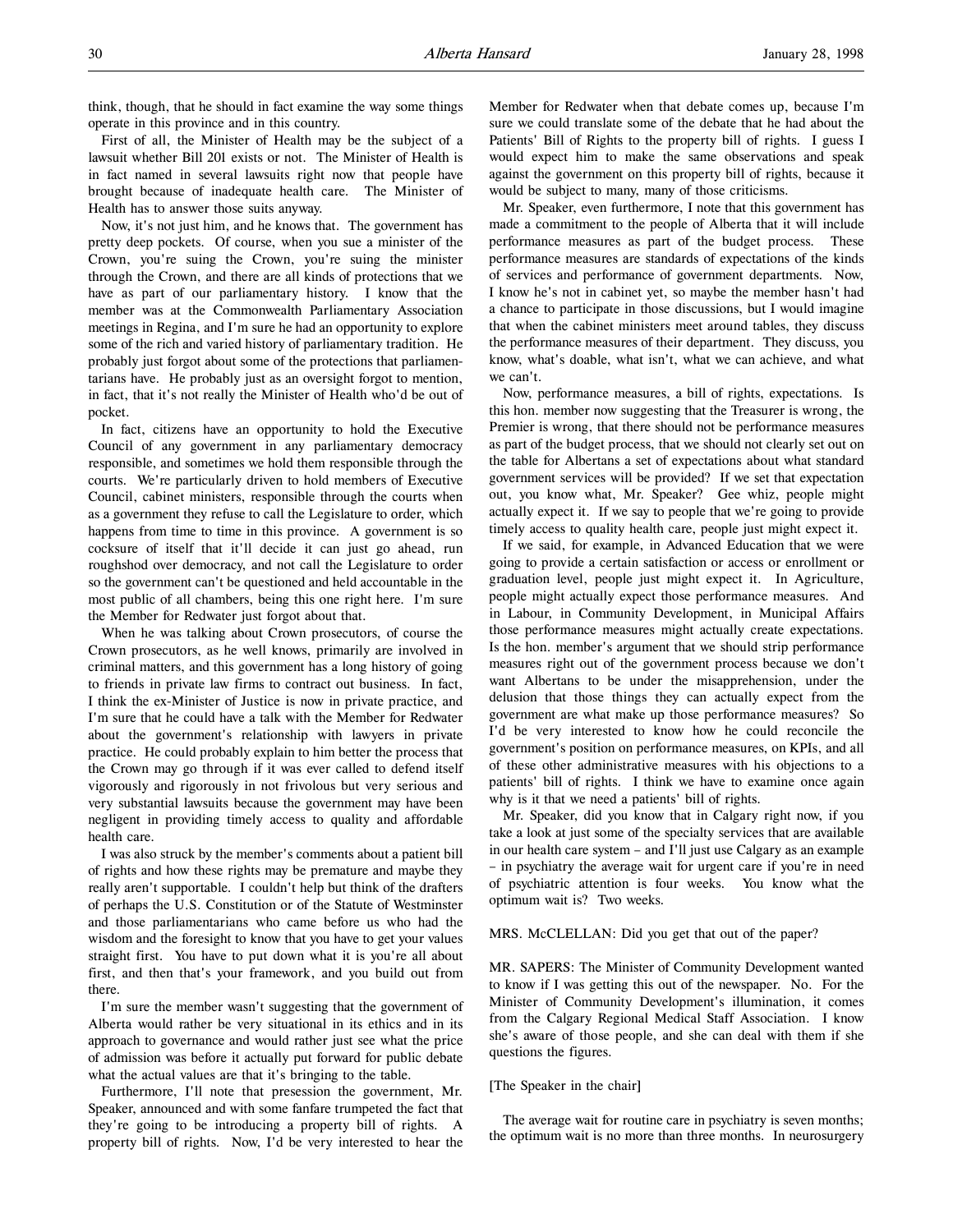think, though, that he should in fact examine the way some things operate in this province and in this country.

First of all, the Minister of Health may be the subject of a lawsuit whether Bill 201 exists or not. The Minister of Health is in fact named in several lawsuits right now that people have brought because of inadequate health care. The Minister of Health has to answer those suits anyway.

Now, it's not just him, and he knows that. The government has pretty deep pockets. Of course, when you sue a minister of the Crown, you're suing the Crown, you're suing the minister through the Crown, and there are all kinds of protections that we have as part of our parliamentary history. I know that the member was at the Commonwealth Parliamentary Association meetings in Regina, and I'm sure he had an opportunity to explore some of the rich and varied history of parliamentary tradition. He probably just forgot about some of the protections that parliamentarians have. He probably just as an oversight forgot to mention, in fact, that it's not really the Minister of Health who'd be out of pocket.

In fact, citizens have an opportunity to hold the Executive Council of any government in any parliamentary democracy responsible, and sometimes we hold them responsible through the courts. We're particularly driven to hold members of Executive Council, cabinet ministers, responsible through the courts when as a government they refuse to call the Legislature to order, which happens from time to time in this province. A government is so cocksure of itself that it'll decide it can just go ahead, run roughshod over democracy, and not call the Legislature to order so the government can't be questioned and held accountable in the most public of all chambers, being this one right here. I'm sure the Member for Redwater just forgot about that.

When he was talking about Crown prosecutors, of course the Crown prosecutors, as he well knows, primarily are involved in criminal matters, and this government has a long history of going to friends in private law firms to contract out business. In fact, I think the ex-Minister of Justice is now in private practice, and I'm sure that he could have a talk with the Member for Redwater about the government's relationship with lawyers in private practice. He could probably explain to him better the process that the Crown may go through if it was ever called to defend itself vigorously and rigorously in not frivolous but very serious and very substantial lawsuits because the government may have been negligent in providing timely access to quality and affordable health care.

I was also struck by the member's comments about a patient bill of rights and how these rights may be premature and maybe they really aren't supportable. I couldn't help but think of the drafters of perhaps the U.S. Constitution or of the Statute of Westminster and those parliamentarians who came before us who had the wisdom and the foresight to know that you have to get your values straight first. You have to put down what it is you're all about first, and then that's your framework, and you build out from there.

I'm sure the member wasn't suggesting that the government of Alberta would rather be very situational in its ethics and in its approach to governance and would rather just see what the price of admission was before it actually put forward for public debate what the actual values are that it's bringing to the table.

Furthermore, I'll note that presession the government, Mr. Speaker, announced and with some fanfare trumpeted the fact that they're going to be introducing a property bill of rights. A property bill of rights. Now, I'd be very interested to hear the Member for Redwater when that debate comes up, because I'm sure we could translate some of the debate that he had about the Patients' Bill of Rights to the property bill of rights. I guess I would expect him to make the same observations and speak against the government on this property bill of rights, because it would be subject to many, many of those criticisms.

Mr. Speaker, even furthermore, I note that this government has made a commitment to the people of Alberta that it will include performance measures as part of the budget process. These performance measures are standards of expectations of the kinds of services and performance of government departments. Now, I know he's not in cabinet yet, so maybe the member hasn't had a chance to participate in those discussions, but I would imagine that when the cabinet ministers meet around tables, they discuss the performance measures of their department. They discuss, you know, what's doable, what isn't, what we can achieve, and what we can't.

Now, performance measures, a bill of rights, expectations. Is this hon. member now suggesting that the Treasurer is wrong, the Premier is wrong, that there should not be performance measures as part of the budget process, that we should not clearly set out on the table for Albertans a set of expectations about what standard government services will be provided? If we set that expectation out, you know what, Mr. Speaker? Gee whiz, people might actually expect it. If we say to people that we're going to provide timely access to quality health care, people just might expect it.

If we said, for example, in Advanced Education that we were going to provide a certain satisfaction or access or enrollment or graduation level, people just might expect it. In Agriculture, people might actually expect those performance measures. And in Labour, in Community Development, in Municipal Affairs those performance measures might actually create expectations. Is the hon. member's argument that we should strip performance measures right out of the government process because we don't want Albertans to be under the misapprehension, under the delusion that those things they can actually expect from the government are what make up those performance measures? So I'd be very interested to know how he could reconcile the government's position on performance measures, on KPIs, and all of these other administrative measures with his objections to a patients' bill of rights. I think we have to examine once again why is it that we need a patients' bill of rights.

Mr. Speaker, did you know that in Calgary right now, if you take a look at just some of the specialty services that are available in our health care system – and I'll just use Calgary as an example – in psychiatry the average wait for urgent care if you're in need of psychiatric attention is four weeks. You know what the optimum wait is? Two weeks.

MRS. McCLELLAN: Did you get that out of the paper?

MR. SAPERS: The Minister of Community Development wanted to know if I was getting this out of the newspaper. No. For the Minister of Community Development's illumination, it comes from the Calgary Regional Medical Staff Association. I know she's aware of those people, and she can deal with them if she questions the figures.

[The Speaker in the chair]

The average wait for routine care in psychiatry is seven months; the optimum wait is no more than three months. In neurosurgery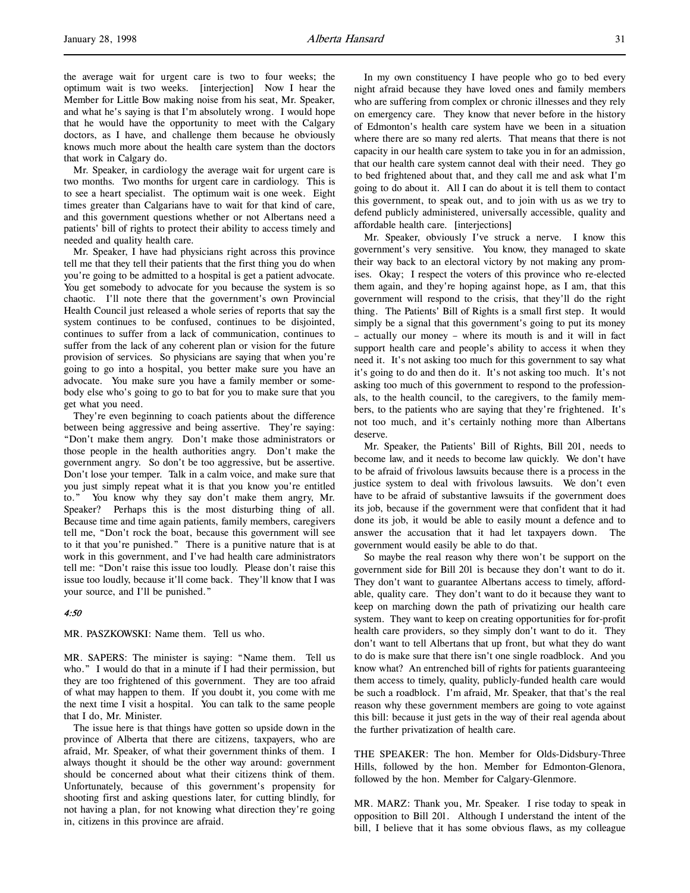the average wait for urgent care is two to four weeks; the optimum wait is two weeks. [interjection] Now I hear the Member for Little Bow making noise from his seat, Mr. Speaker, and what he's saying is that I'm absolutely wrong. I would hope that he would have the opportunity to meet with the Calgary doctors, as I have, and challenge them because he obviously knows much more about the health care system than the doctors that work in Calgary do.

Mr. Speaker, in cardiology the average wait for urgent care is two months. Two months for urgent care in cardiology. This is to see a heart specialist. The optimum wait is one week. Eight times greater than Calgarians have to wait for that kind of care, and this government questions whether or not Albertans need a patients' bill of rights to protect their ability to access timely and needed and quality health care.

Mr. Speaker, I have had physicians right across this province tell me that they tell their patients that the first thing you do when you're going to be admitted to a hospital is get a patient advocate. You get somebody to advocate for you because the system is so chaotic. I'll note there that the government's own Provincial Health Council just released a whole series of reports that say the system continues to be confused, continues to be disjointed, continues to suffer from a lack of communication, continues to suffer from the lack of any coherent plan or vision for the future provision of services. So physicians are saying that when you're going to go into a hospital, you better make sure you have an advocate. You make sure you have a family member or somebody else who's going to go to bat for you to make sure that you get what you need.

They're even beginning to coach patients about the difference between being aggressive and being assertive. They're saying: "Don't make them angry. Don't make those administrators or those people in the health authorities angry. Don't make the government angry. So don't be too aggressive, but be assertive. Don't lose your temper. Talk in a calm voice, and make sure that you just simply repeat what it is that you know you're entitled to." You know why they say don't make them angry, Mr. Speaker? Perhaps this is the most disturbing thing of all. Because time and time again patients, family members, caregivers tell me, "Don't rock the boat, because this government will see to it that you're punished." There is a punitive nature that is at work in this government, and I've had health care administrators tell me: "Don't raise this issue too loudly. Please don't raise this issue too loudly, because it'll come back. They'll know that I was your source, and I'll be punished."

*4:50*

MR. PASZKOWSKI: Name them. Tell us who.

MR. SAPERS: The minister is saying: "Name them. Tell us who." I would do that in a minute if I had their permission, but they are too frightened of this government. They are too afraid of what may happen to them. If you doubt it, you come with me the next time I visit a hospital. You can talk to the same people that I do, Mr. Minister.

The issue here is that things have gotten so upside down in the province of Alberta that there are citizens, taxpayers, who are afraid, Mr. Speaker, of what their government thinks of them. I always thought it should be the other way around: government should be concerned about what their citizens think of them. Unfortunately, because of this government's propensity for shooting first and asking questions later, for cutting blindly, for not having a plan, for not knowing what direction they're going in, citizens in this province are afraid.

In my own constituency I have people who go to bed every night afraid because they have loved ones and family members who are suffering from complex or chronic illnesses and they rely on emergency care. They know that never before in the history of Edmonton's health care system have we been in a situation where there are so many red alerts. That means that there is not capacity in our health care system to take you in for an admission, that our health care system cannot deal with their need. They go to bed frightened about that, and they call me and ask what I'm going to do about it. All I can do about it is tell them to contact this government, to speak out, and to join with us as we try to defend publicly administered, universally accessible, quality and affordable health care. [interjections]

Mr. Speaker, obviously I've struck a nerve. I know this government's very sensitive. You know, they managed to skate their way back to an electoral victory by not making any promises. Okay; I respect the voters of this province who re-elected them again, and they're hoping against hope, as I am, that this government will respond to the crisis, that they'll do the right thing. The Patients' Bill of Rights is a small first step. It would simply be a signal that this government's going to put its money – actually our money – where its mouth is and it will in fact support health care and people's ability to access it when they need it. It's not asking too much for this government to say what it's going to do and then do it. It's not asking too much. It's not asking too much of this government to respond to the professionals, to the health council, to the caregivers, to the family members, to the patients who are saying that they're frightened. It's not too much, and it's certainly nothing more than Albertans deserve.

Mr. Speaker, the Patients' Bill of Rights, Bill 201, needs to become law, and it needs to become law quickly. We don't have to be afraid of frivolous lawsuits because there is a process in the justice system to deal with frivolous lawsuits. We don't even have to be afraid of substantive lawsuits if the government does its job, because if the government were that confident that it had done its job, it would be able to easily mount a defence and to answer the accusation that it had let taxpayers down. The government would easily be able to do that.

So maybe the real reason why there won't be support on the government side for Bill 201 is because they don't want to do it. They don't want to guarantee Albertans access to timely, affordable, quality care. They don't want to do it because they want to keep on marching down the path of privatizing our health care system. They want to keep on creating opportunities for for-profit health care providers, so they simply don't want to do it. They don't want to tell Albertans that up front, but what they do want to do is make sure that there isn't one single roadblock. And you know what? An entrenched bill of rights for patients guaranteeing them access to timely, quality, publicly-funded health care would be such a roadblock. I'm afraid, Mr. Speaker, that that's the real reason why these government members are going to vote against this bill: because it just gets in the way of their real agenda about the further privatization of health care.

THE SPEAKER: The hon. Member for Olds-Didsbury-Three Hills, followed by the hon. Member for Edmonton-Glenora, followed by the hon. Member for Calgary-Glenmore.

MR. MARZ: Thank you, Mr. Speaker. I rise today to speak in opposition to Bill 201. Although I understand the intent of the bill, I believe that it has some obvious flaws, as my colleague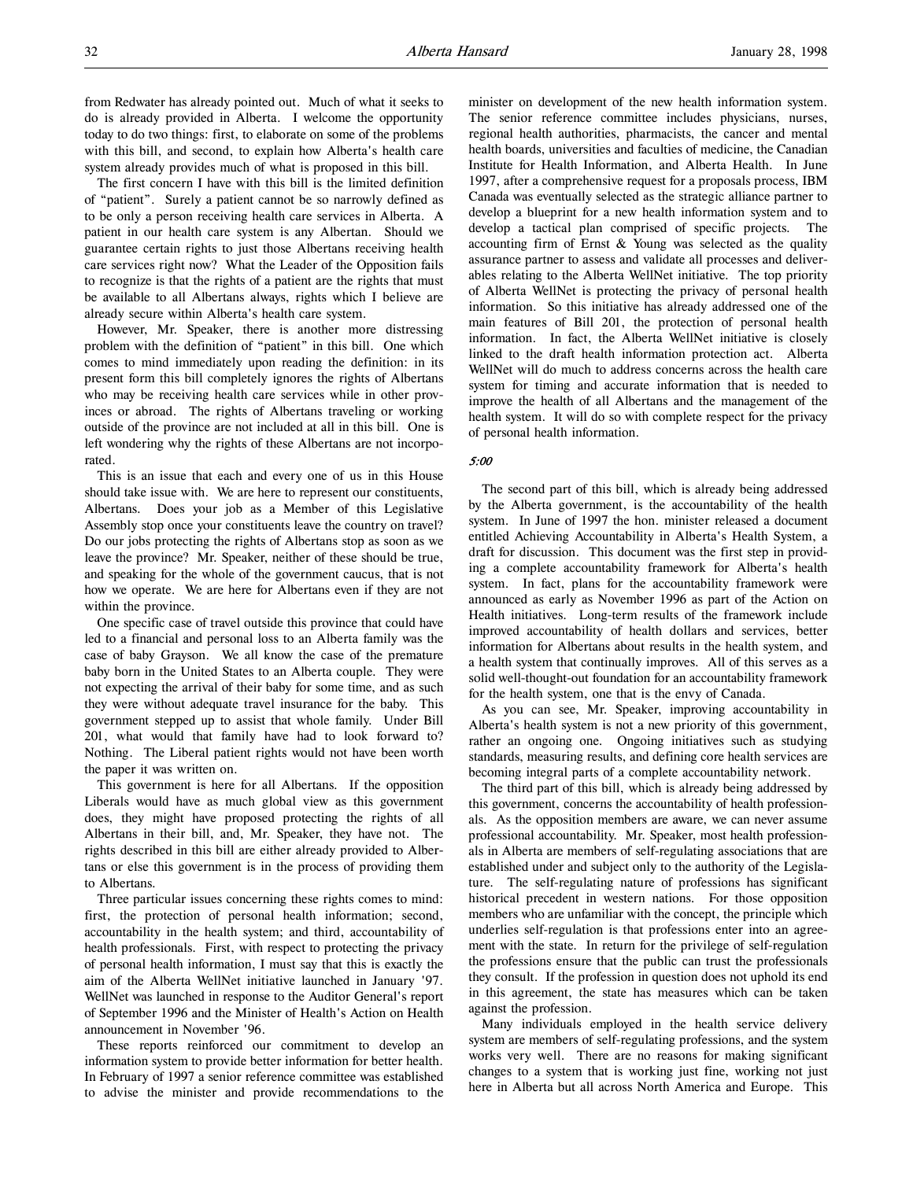from Redwater has already pointed out. Much of what it seeks to do is already provided in Alberta. I welcome the opportunity today to do two things: first, to elaborate on some of the problems with this bill, and second, to explain how Alberta's health care system already provides much of what is proposed in this bill.

The first concern I have with this bill is the limited definition of "patient". Surely a patient cannot be so narrowly defined as to be only a person receiving health care services in Alberta. A patient in our health care system is any Albertan. Should we guarantee certain rights to just those Albertans receiving health care services right now? What the Leader of the Opposition fails to recognize is that the rights of a patient are the rights that must be available to all Albertans always, rights which I believe are already secure within Alberta's health care system.

However, Mr. Speaker, there is another more distressing problem with the definition of "patient" in this bill. One which comes to mind immediately upon reading the definition: in its present form this bill completely ignores the rights of Albertans who may be receiving health care services while in other provinces or abroad. The rights of Albertans traveling or working outside of the province are not included at all in this bill. One is left wondering why the rights of these Albertans are not incorporated.

This is an issue that each and every one of us in this House should take issue with. We are here to represent our constituents, Albertans. Does your job as a Member of this Legislative Assembly stop once your constituents leave the country on travel? Do our jobs protecting the rights of Albertans stop as soon as we leave the province? Mr. Speaker, neither of these should be true, and speaking for the whole of the government caucus, that is not how we operate. We are here for Albertans even if they are not within the province.

One specific case of travel outside this province that could have led to a financial and personal loss to an Alberta family was the case of baby Grayson. We all know the case of the premature baby born in the United States to an Alberta couple. They were not expecting the arrival of their baby for some time, and as such they were without adequate travel insurance for the baby. This government stepped up to assist that whole family. Under Bill 201, what would that family have had to look forward to? Nothing. The Liberal patient rights would not have been worth the paper it was written on.

This government is here for all Albertans. If the opposition Liberals would have as much global view as this government does, they might have proposed protecting the rights of all Albertans in their bill, and, Mr. Speaker, they have not. The rights described in this bill are either already provided to Albertans or else this government is in the process of providing them to Albertans.

Three particular issues concerning these rights comes to mind: first, the protection of personal health information; second, accountability in the health system; and third, accountability of health professionals. First, with respect to protecting the privacy of personal health information, I must say that this is exactly the aim of the Alberta WellNet initiative launched in January '97. WellNet was launched in response to the Auditor General's report of September 1996 and the Minister of Health's Action on Health announcement in November '96.

These reports reinforced our commitment to develop an information system to provide better information for better health. In February of 1997 a senior reference committee was established to advise the minister and provide recommendations to the minister on development of the new health information system. The senior reference committee includes physicians, nurses, regional health authorities, pharmacists, the cancer and mental health boards, universities and faculties of medicine, the Canadian Institute for Health Information, and Alberta Health. In June 1997, after a comprehensive request for a proposals process, IBM Canada was eventually selected as the strategic alliance partner to develop a blueprint for a new health information system and to develop a tactical plan comprised of specific projects. The accounting firm of Ernst & Young was selected as the quality assurance partner to assess and validate all processes and deliverables relating to the Alberta WellNet initiative. The top priority of Alberta WellNet is protecting the privacy of personal health information. So this initiative has already addressed one of the main features of Bill 201, the protection of personal health information. In fact, the Alberta WellNet initiative is closely linked to the draft health information protection act. Alberta WellNet will do much to address concerns across the health care system for timing and accurate information that is needed to improve the health of all Albertans and the management of the health system. It will do so with complete respect for the privacy of personal health information.

*5:00*

The second part of this bill, which is already being addressed by the Alberta government, is the accountability of the health system. In June of 1997 the hon. minister released a document entitled Achieving Accountability in Alberta's Health System, a draft for discussion. This document was the first step in providing a complete accountability framework for Alberta's health system. In fact, plans for the accountability framework were announced as early as November 1996 as part of the Action on Health initiatives. Long-term results of the framework include improved accountability of health dollars and services, better information for Albertans about results in the health system, and a health system that continually improves. All of this serves as a solid well-thought-out foundation for an accountability framework for the health system, one that is the envy of Canada.

As you can see, Mr. Speaker, improving accountability in Alberta's health system is not a new priority of this government, rather an ongoing one. Ongoing initiatives such as studying standards, measuring results, and defining core health services are becoming integral parts of a complete accountability network.

The third part of this bill, which is already being addressed by this government, concerns the accountability of health professionals. As the opposition members are aware, we can never assume professional accountability. Mr. Speaker, most health professionals in Alberta are members of self-regulating associations that are established under and subject only to the authority of the Legislature. The self-regulating nature of professions has significant historical precedent in western nations. For those opposition members who are unfamiliar with the concept, the principle which underlies self-regulation is that professions enter into an agreement with the state. In return for the privilege of self-regulation the professions ensure that the public can trust the professionals they consult. If the profession in question does not uphold its end in this agreement, the state has measures which can be taken against the profession.

Many individuals employed in the health service delivery system are members of self-regulating professions, and the system works very well. There are no reasons for making significant changes to a system that is working just fine, working not just here in Alberta but all across North America and Europe. This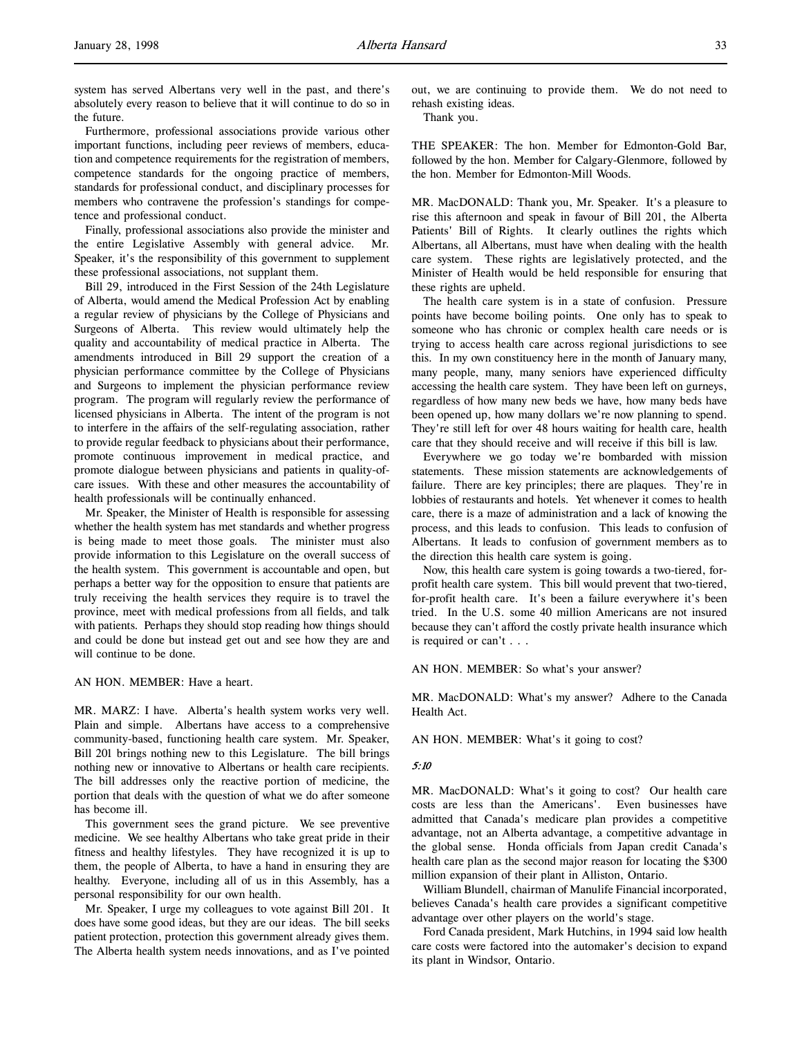system has served Albertans very well in the past, and there's absolutely every reason to believe that it will continue to do so in the future.

Furthermore, professional associations provide various other important functions, including peer reviews of members, education and competence requirements for the registration of members, competence standards for the ongoing practice of members, standards for professional conduct, and disciplinary processes for members who contravene the profession's standings for competence and professional conduct.

Finally, professional associations also provide the minister and the entire Legislative Assembly with general advice. Mr. Speaker, it's the responsibility of this government to supplement these professional associations, not supplant them.

Bill 29, introduced in the First Session of the 24th Legislature of Alberta, would amend the Medical Profession Act by enabling a regular review of physicians by the College of Physicians and Surgeons of Alberta. This review would ultimately help the quality and accountability of medical practice in Alberta. The amendments introduced in Bill 29 support the creation of a physician performance committee by the College of Physicians and Surgeons to implement the physician performance review program. The program will regularly review the performance of licensed physicians in Alberta. The intent of the program is not to interfere in the affairs of the self-regulating association, rather to provide regular feedback to physicians about their performance, promote continuous improvement in medical practice, and promote dialogue between physicians and patients in quality-of-care issues. With these and other measures the accountability of health professionals will be continually enhanced.

Mr. Speaker, the Minister of Health is responsible for assessing whether the health system has met standards and whether progress is being made to meet those goals. The minister must also provide information to this Legislature on the overall success of the health system. This government is accountable and open, but perhaps a better way for the opposition to ensure that patients are truly receiving the health services they require is to travel the province, meet with medical professions from all fields, and talk with patients. Perhaps they should stop reading how things should and could be done but instead get out and see how they are and will continue to be done.

AN HON. MEMBER: Have a heart.

MR. MARZ: I have. Alberta's health system works very well. Plain and simple. Albertans have access to a comprehensive community-based, functioning health care system. Mr. Speaker, Bill 201 brings nothing new to this Legislature. The bill brings nothing new or innovative to Albertans or health care recipients. The bill addresses only the reactive portion of medicine, the portion that deals with the question of what we do after someone has become ill.

This government sees the grand picture. We see preventive medicine. We see healthy Albertans who take great pride in their fitness and healthy lifestyles. They have recognized it is up to them, the people of Alberta, to have a hand in ensuring they are healthy. Everyone, including all of us in this Assembly, has a personal responsibility for our own health.

Mr. Speaker, I urge my colleagues to vote against Bill 201. It does have some good ideas, but they are our ideas. The bill seeks patient protection, protection this government already gives them. The Alberta health system needs innovations, and as I've pointed out, we are continuing to provide them. We do not need to rehash existing ideas.

Thank you.

THE SPEAKER: The hon. Member for Edmonton-Gold Bar, followed by the hon. Member for Calgary-Glenmore, followed by the hon. Member for Edmonton-Mill Woods.

MR. MacDONALD: Thank you, Mr. Speaker. It's a pleasure to rise this afternoon and speak in favour of Bill 201, the Alberta Patients' Bill of Rights. It clearly outlines the rights which Albertans, all Albertans, must have when dealing with the health care system. These rights are legislatively protected, and the Minister of Health would be held responsible for ensuring that these rights are upheld.

The health care system is in a state of confusion. Pressure points have become boiling points. One only has to speak to someone who has chronic or complex health care needs or is trying to access health care across regional jurisdictions to see this. In my own constituency here in the month of January many, many people, many, many seniors have experienced difficulty accessing the health care system. They have been left on gurneys, regardless of how many new beds we have, how many beds have been opened up, how many dollars we're now planning to spend. They're still left for over 48 hours waiting for health care, health care that they should receive and will receive if this bill is law.

Everywhere we go today we're bombarded with mission statements. These mission statements are acknowledgements of failure. There are key principles; there are plaques. They're in lobbies of restaurants and hotels. Yet whenever it comes to health care, there is a maze of administration and a lack of knowing the process, and this leads to confusion. This leads to confusion of Albertans. It leads to confusion of government members as to the direction this health care system is going.

Now, this health care system is going towards a two-tiered, for-profit health care system. This bill would prevent that two-tiered, for-profit health care. It's been a failure everywhere it's been tried. In the U.S. some 40 million Americans are not insured because they can't afford the costly private health insurance which is required or can't . . .

AN HON. MEMBER: So what's your answer?

MR. MacDONALD: What's my answer? Adhere to the Canada Health Act.

AN HON. MEMBER: What's it going to cost?

*5:10*

MR. MacDONALD: What's it going to cost? Our health care costs are less than the Americans'. Even businesses have admitted that Canada's medicare plan provides a competitive advantage, not an Alberta advantage, a competitive advantage in the global sense. Honda officials from Japan credit Canada's health care plan as the second major reason for locating the $300 million expansion of their plant in Alliston, Ontario.

William Blundell, chairman of Manulife Financial incorporated, believes Canada's health care provides a significant competitive advantage over other players on the world's stage.

Ford Canada president, Mark Hutchins, in 1994 said low health care costs were factored into the automaker's decision to expand its plant in Windsor, Ontario.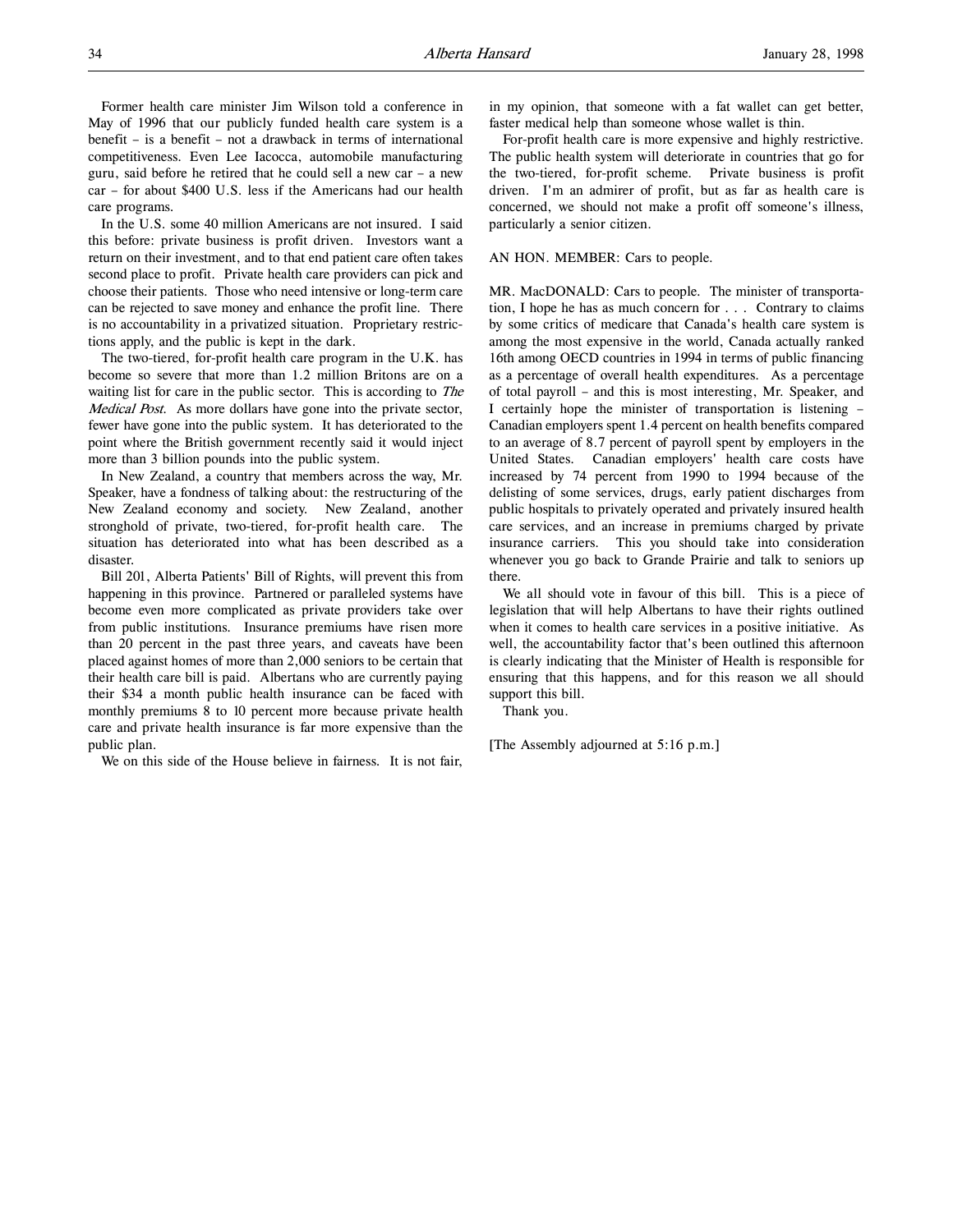Former health care minister Jim Wilson told a conference in May of 1996 that our publicly funded health care system is a benefit – is a benefit – not a drawback in terms of international competitiveness. Even Lee Iacocca, automobile manufacturing guru, said before he retired that he could sell a new car – a new car – for about $400 U.S. less if the Americans had our health care programs.

In the U.S. some 40 million Americans are not insured. I said this before: private business is profit driven. Investors want a return on their investment, and to that end patient care often takes second place to profit. Private health care providers can pick and choose their patients. Those who need intensive or long-term care can be rejected to save money and enhance the profit line. There is no accountability in a privatized situation. Proprietary restrictions apply, and the public is kept in the dark.

The two-tiered, for-profit health care program in the U.K. has become so severe that more than 1.2 million Britons are on a waiting list for care in the public sector. This is according to *The Medical Post*. As more dollars have gone into the private sector, fewer have gone into the public system. It has deteriorated to the point where the British government recently said it would inject more than 3 billion pounds into the public system.

In New Zealand, a country that members across the way, Mr. Speaker, have a fondness of talking about: the restructuring of the New Zealand economy and society. New Zealand, another stronghold of private, two-tiered, for-profit health care. The situation has deteriorated into what has been described as a disaster.

Bill 201, Alberta Patients' Bill of Rights, will prevent this from happening in this province. Partnered or paralleled systems have become even more complicated as private providers take over from public institutions. Insurance premiums have risen more than 20 percent in the past three years, and caveats have been placed against homes of more than 2,000 seniors to be certain that their health care bill is paid. Albertans who are currently paying their $34 a month public health insurance can be faced with monthly premiums 8 to 10 percent more because private health care and private health insurance is far more expensive than the public plan.

We on this side of the House believe in fairness. It is not fair, in my opinion, that someone with a fat wallet can get better, faster medical help than someone whose wallet is thin.

For-profit health care is more expensive and highly restrictive. The public health system will deteriorate in countries that go for the two-tiered, for-profit scheme. Private business is profit driven. I'm an admirer of profit, but as far as health care is concerned, we should not make a profit off someone's illness, particularly a senior citizen.

AN HON. MEMBER: Cars to people.

MR. MacDONALD: Cars to people. The minister of transportation, I hope he has as much concern for . . . Contrary to claims by some critics of medicare that Canada's health care system is among the most expensive in the world, Canada actually ranked 16th among OECD countries in 1994 in terms of public financing as a percentage of overall health expenditures. As a percentage of total payroll – and this is most interesting, Mr. Speaker, and I certainly hope the minister of transportation is listening – Canadian employers spent 1.4 percent on health benefits compared to an average of 8.7 percent of payroll spent by employers in the United States. Canadian employers' health care costs have increased by 74 percent from 1990 to 1994 because of the delisting of some services, drugs, early patient discharges from public hospitals to privately operated and privately insured health care services, and an increase in premiums charged by private insurance carriers. This you should take into consideration whenever you go back to Grande Prairie and talk to seniors up there.

We all should vote in favour of this bill. This is a piece of legislation that will help Albertans to have their rights outlined when it comes to health care services in a positive initiative. As well, the accountability factor that's been outlined this afternoon is clearly indicating that the Minister of Health is responsible for ensuring that this happens, and for this reason we all should support this bill.

Thank you.

[The Assembly adjourned at 5:16 p.m.]